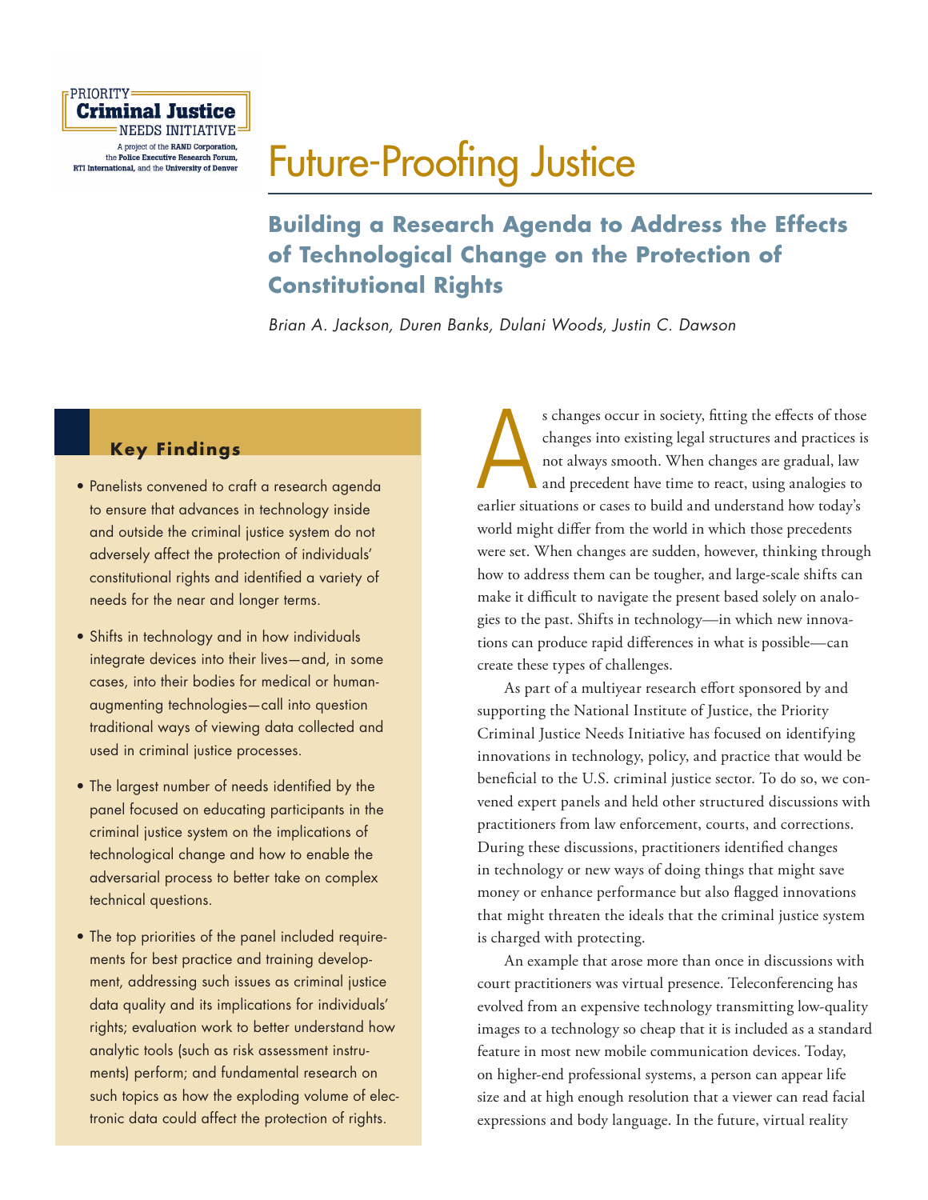PRIORITY **Criminal Justice** NEEDS INITIATIVE

A project of the **RAND Corporation**, the **Police Executive Research Forum**, **RTI International**, and the **University of Denver**

# Future-Proofing Justice

## Building a Research Agenda to Address the Effects of Technological Change on the Protection of Constitutional Rights

*Brian A. Jackson, Duren Banks, Dulani Woods, Justin C. Dawson*

### Key Findings

- Panelists convened to craft a research agenda to ensure that advances in technology inside and outside the criminal justice system do not adversely affect the protection of individuals' constitutional rights and identified a variety of needs for the near and longer terms.
- Shifts in technology and in how individuals integrate devices into their lives—and, in some cases, into their bodies for medical or human-augmenting technologies—call into question traditional ways of viewing data collected and used in criminal justice processes.
- The largest number of needs identified by the panel focused on educating participants in the criminal justice system on the implications of technological change and how to enable the adversarial process to better take on complex technical questions.
- The top priorities of the panel included requirements for best practice and training development, addressing such issues as criminal justice data quality and its implications for individuals' rights; evaluation work to better understand how analytic tools (such as risk assessment instruments) perform; and fundamental research on such topics as how the exploding volume of electronic data could affect the protection of rights.

As changes occur in society, fitting the effects of those changes into existing legal structures and practices is not always smooth. When changes are gradual, law and precedent have time to react, using analogies to earlier situations or cases to build and understand how today's world might differ from the world in which those precedents were set. When changes are sudden, however, thinking through how to address them can be tougher, and large-scale shifts can make it difficult to navigate the present based solely on analogies to the past. Shifts in technology—in which new innovations can produce rapid differences in what is possible—can create these types of challenges.

As part of a multiyear research effort sponsored by and supporting the National Institute of Justice, the Priority Criminal Justice Needs Initiative has focused on identifying innovations in technology, policy, and practice that would be beneficial to the U.S. criminal justice sector. To do so, we convened expert panels and held other structured discussions with practitioners from law enforcement, courts, and corrections. During these discussions, practitioners identified changes in technology or new ways of doing things that might save money or enhance performance but also flagged innovations that might threaten the ideals that the criminal justice system is charged with protecting.

An example that arose more than once in discussions with court practitioners was virtual presence. Teleconferencing has evolved from an expensive technology transmitting low-quality images to a technology so cheap that it is included as a standard feature in most new mobile communication devices. Today, on higher-end professional systems, a person can appear life size and at high enough resolution that a viewer can read facial expressions and body language. In the future, virtual reality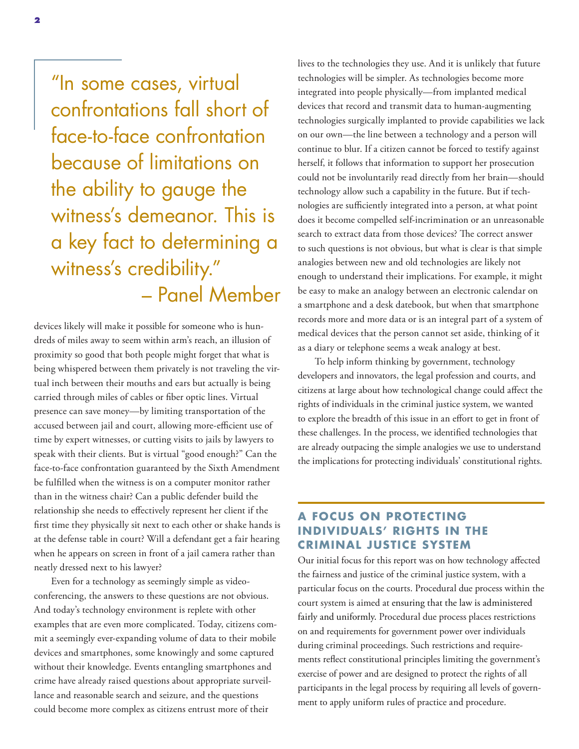> "In some cases, virtual confrontations fall short of face-to-face confrontation because of limitations on the ability to gauge the witness's demeanor. This is a key fact to determining a witness's credibility."
> – Panel Member

devices likely will make it possible for someone who is hundreds of miles away to seem within arm's reach, an illusion of proximity so good that both people might forget that what is being whispered between them privately is not traveling the virtual inch between their mouths and ears but actually is being carried through miles of cables or fiber optic lines. Virtual presence can save money—by limiting transportation of the accused between jail and court, allowing more-efficient use of time by expert witnesses, or cutting visits to jails by lawyers to speak with their clients. But is virtual "good enough?" Can the face-to-face confrontation guaranteed by the Sixth Amendment be fulfilled when the witness is on a computer monitor rather than in the witness chair? Can a public defender build the relationship she needs to effectively represent her client if the first time they physically sit next to each other or shake hands is at the defense table in court? Will a defendant get a fair hearing when he appears on screen in front of a jail camera rather than neatly dressed next to his lawyer?

Even for a technology as seemingly simple as videoconferencing, the answers to these questions are not obvious. And today's technology environment is replete with other examples that are even more complicated. Today, citizens commit a seemingly ever-expanding volume of data to their mobile devices and smartphones, some knowingly and some captured without their knowledge. Events entangling smartphones and crime have already raised questions about appropriate surveillance and reasonable search and seizure, and the questions could become more complex as citizens entrust more of their lives to the technologies they use. And it is unlikely that future technologies will be simpler. As technologies become more integrated into people physically—from implanted medical devices that record and transmit data to human-augmenting technologies surgically implanted to provide capabilities we lack on our own—the line between a technology and a person will continue to blur. If a citizen cannot be forced to testify against herself, it follows that information to support her prosecution could not be involuntarily read directly from her brain—should technology allow such a capability in the future. But if technologies are sufficiently integrated into a person, at what point does it become compelled self-incrimination or an unreasonable search to extract data from those devices? The correct answer to such questions is not obvious, but what is clear is that simple analogies between new and old technologies are likely not enough to understand their implications. For example, it might be easy to make an analogy between an electronic calendar on a smartphone and a desk datebook, but when that smartphone records more and more data or is an integral part of a system of medical devices that the person cannot set aside, thinking of it as a diary or telephone seems a weak analogy at best.

To help inform thinking by government, technology developers and innovators, the legal profession and courts, and citizens at large about how technological change could affect the rights of individuals in the criminal justice system, we wanted to explore the breadth of this issue in an effort to get in front of these challenges. In the process, we identified technologies that are already outpacing the simple analogies we use to understand the implications for protecting individuals' constitutional rights.

## A FOCUS ON PROTECTING INDIVIDUALS' RIGHTS IN THE CRIMINAL JUSTICE SYSTEM

Our initial focus for this report was on how technology affected the fairness and justice of the criminal justice system, with a particular focus on the courts. Procedural due process within the court system is aimed at ensuring that the law is administered fairly and uniformly. Procedural due process places restrictions on and requirements for government power over individuals during criminal proceedings. Such restrictions and requirements reflect constitutional principles limiting the government's exercise of power and are designed to protect the rights of all participants in the legal process by requiring all levels of government to apply uniform rules of practice and procedure.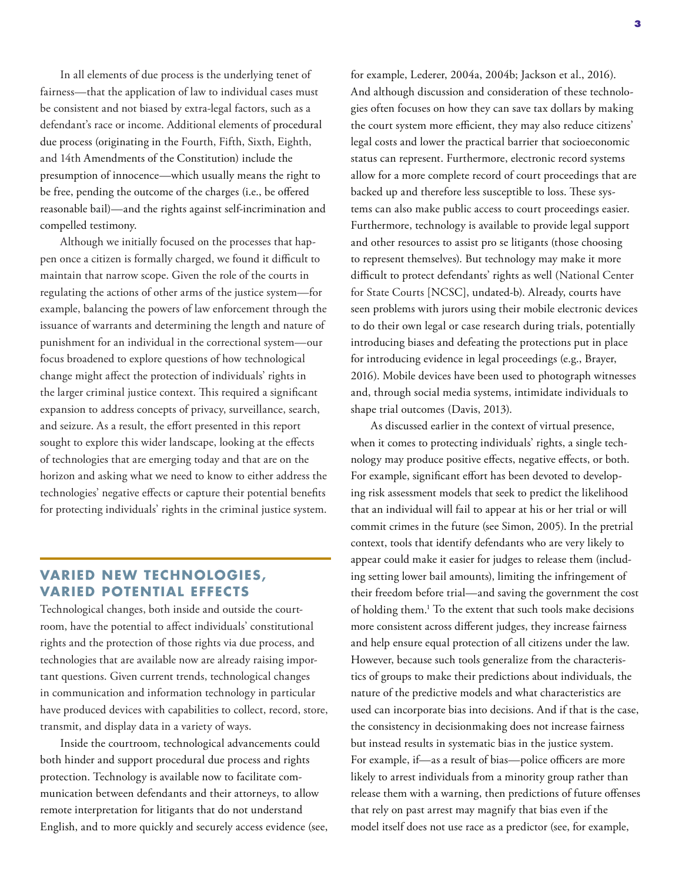In all elements of due process is the underlying tenet of fairness—that the application of law to individual cases must be consistent and not biased by extra-legal factors, such as a defendant's race or income. Additional elements of procedural due process (originating in the Fourth, Fifth, Sixth, Eighth, and 14th Amendments of the Constitution) include the presumption of innocence—which usually means the right to be free, pending the outcome of the charges (i.e., be offered reasonable bail)—and the rights against self-incrimination and compelled testimony.

Although we initially focused on the processes that happen once a citizen is formally charged, we found it difficult to maintain that narrow scope. Given the role of the courts in regulating the actions of other arms of the justice system—for example, balancing the powers of law enforcement through the issuance of warrants and determining the length and nature of punishment for an individual in the correctional system—our focus broadened to explore questions of how technological change might affect the protection of individuals' rights in the larger criminal justice context. This required a significant expansion to address concepts of privacy, surveillance, search, and seizure. As a result, the effort presented in this report sought to explore this wider landscape, looking at the effects of technologies that are emerging today and that are on the horizon and asking what we need to know to either address the technologies' negative effects or capture their potential benefits for protecting individuals' rights in the criminal justice system.

## VARIED NEW TECHNOLOGIES, VARIED POTENTIAL EFFECTS

Technological changes, both inside and outside the courtroom, have the potential to affect individuals' constitutional rights and the protection of those rights via due process, and technologies that are available now are already raising important questions. Given current trends, technological changes in communication and information technology in particular have produced devices with capabilities to collect, record, store, transmit, and display data in a variety of ways.

Inside the courtroom, technological advancements could both hinder and support procedural due process and rights protection. Technology is available now to facilitate communication between defendants and their attorneys, to allow remote interpretation for litigants that do not understand English, and to more quickly and securely access evidence (see, for example, Lederer, 2004a, 2004b; Jackson et al., 2016). And although discussion and consideration of these technologies often focuses on how they can save tax dollars by making the court system more efficient, they may also reduce citizens' legal costs and lower the practical barrier that socioeconomic status can represent. Furthermore, electronic record systems allow for a more complete record of court proceedings that are backed up and therefore less susceptible to loss. These systems can also make public access to court proceedings easier. Furthermore, technology is available to provide legal support and other resources to assist pro se litigants (those choosing to represent themselves). But technology may make it more difficult to protect defendants' rights as well (National Center for State Courts [NCSC], undated-b). Already, courts have seen problems with jurors using their mobile electronic devices to do their own legal or case research during trials, potentially introducing biases and defeating the protections put in place for introducing evidence in legal proceedings (e.g., Brayer, 2016). Mobile devices have been used to photograph witnesses and, through social media systems, intimidate individuals to shape trial outcomes (Davis, 2013).

As discussed earlier in the context of virtual presence, when it comes to protecting individuals' rights, a single technology may produce positive effects, negative effects, or both. For example, significant effort has been devoted to developing risk assessment models that seek to predict the likelihood that an individual will fail to appear at his or her trial or will commit crimes in the future (see Simon, 2005). In the pretrial context, tools that identify defendants who are very likely to appear could make it easier for judges to release them (including setting lower bail amounts), limiting the infringement of their freedom before trial—and saving the government the cost of holding them.[1] To the extent that such tools make decisions more consistent across different judges, they increase fairness and help ensure equal protection of all citizens under the law. However, because such tools generalize from the characteristics of groups to make their predictions about individuals, the nature of the predictive models and what characteristics are used can incorporate bias into decisions. And if that is the case, the consistency in decisionmaking does not increase fairness but instead results in systematic bias in the justice system. For example, if—as a result of bias—police officers are more likely to arrest individuals from a minority group rather than release them with a warning, then predictions of future offenses that rely on past arrest may magnify that bias even if the model itself does not use race as a predictor (see, for example,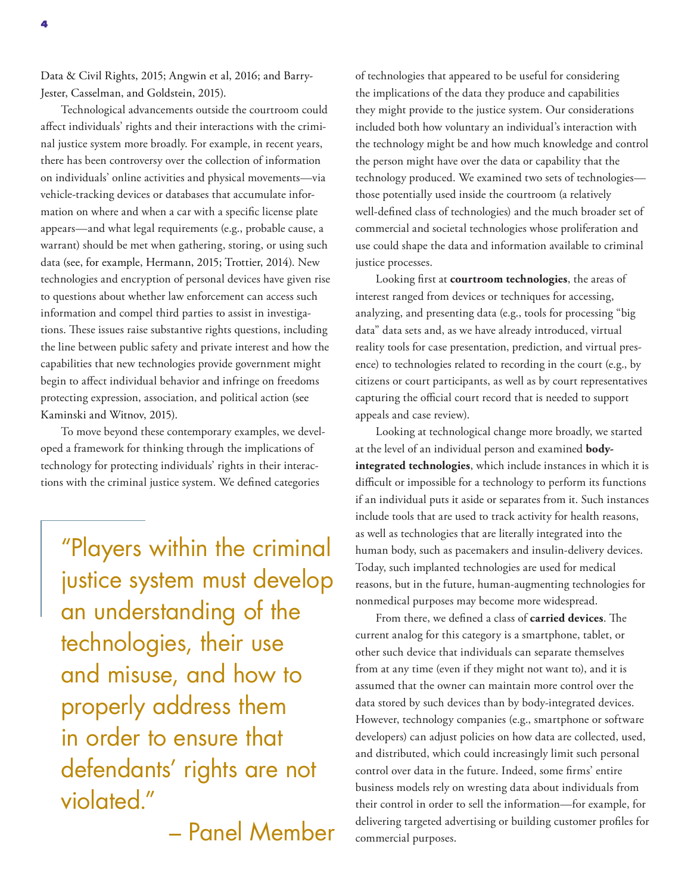Data & Civil Rights, 2015; Angwin et al, 2016; and Barry-Jester, Casselman, and Goldstein, 2015).

Technological advancements outside the courtroom could affect individuals' rights and their interactions with the criminal justice system more broadly. For example, in recent years, there has been controversy over the collection of information on individuals' online activities and physical movements—via vehicle-tracking devices or databases that accumulate information on where and when a car with a specific license plate appears—and what legal requirements (e.g., probable cause, a warrant) should be met when gathering, storing, or using such data (see, for example, Hermann, 2015; Trottier, 2014). New technologies and encryption of personal devices have given rise to questions about whether law enforcement can access such information and compel third parties to assist in investigations. These issues raise substantive rights questions, including the line between public safety and private interest and how the capabilities that new technologies provide government might begin to affect individual behavior and infringe on freedoms protecting expression, association, and political action (see Kaminski and Witnov, 2015).

To move beyond these contemporary examples, we developed a framework for thinking through the implications of technology for protecting individuals' rights in their interactions with the criminal justice system. We defined categories of technologies that appeared to be useful for considering the implications of the data they produce and capabilities they might provide to the justice system. Our considerations included both how voluntary an individual's interaction with the technology might be and how much knowledge and control the person might have over the data or capability that the technology produced. We examined two sets of technologies—those potentially used inside the courtroom (a relatively well-defined class of technologies) and the much broader set of commercial and societal technologies whose proliferation and use could shape the data and information available to criminal justice processes.

> "Players within the criminal justice system must develop an understanding of the technologies, their use and misuse, and how to properly address them in order to ensure that defendants' rights are not violated."
>
> – Panel Member

Looking first at **courtroom technologies**, the areas of interest ranged from devices or techniques for accessing, analyzing, and presenting data (e.g., tools for processing "big data" data sets and, as we have already introduced, virtual reality tools for case presentation, prediction, and virtual presence) to technologies related to recording in the court (e.g., by citizens or court participants, as well as by court representatives capturing the official court record that is needed to support appeals and case review).

Looking at technological change more broadly, we started at the level of an individual person and examined **body-integrated technologies**, which include instances in which it is difficult or impossible for a technology to perform its functions if an individual puts it aside or separates from it. Such instances include tools that are used to track activity for health reasons, as well as technologies that are literally integrated into the human body, such as pacemakers and insulin-delivery devices. Today, such implanted technologies are used for medical reasons, but in the future, human-augmenting technologies for nonmedical purposes may become more widespread.

From there, we defined a class of **carried devices**. The current analog for this category is a smartphone, tablet, or other such device that individuals can separate themselves from at any time (even if they might not want to), and it is assumed that the owner can maintain more control over the data stored by such devices than by body-integrated devices. However, technology companies (e.g., smartphone or software developers) can adjust policies on how data are collected, used, and distributed, which could increasingly limit such personal control over data in the future. Indeed, some firms' entire business models rely on wresting data about individuals from their control in order to sell the information—for example, for delivering targeted advertising or building customer profiles for commercial purposes.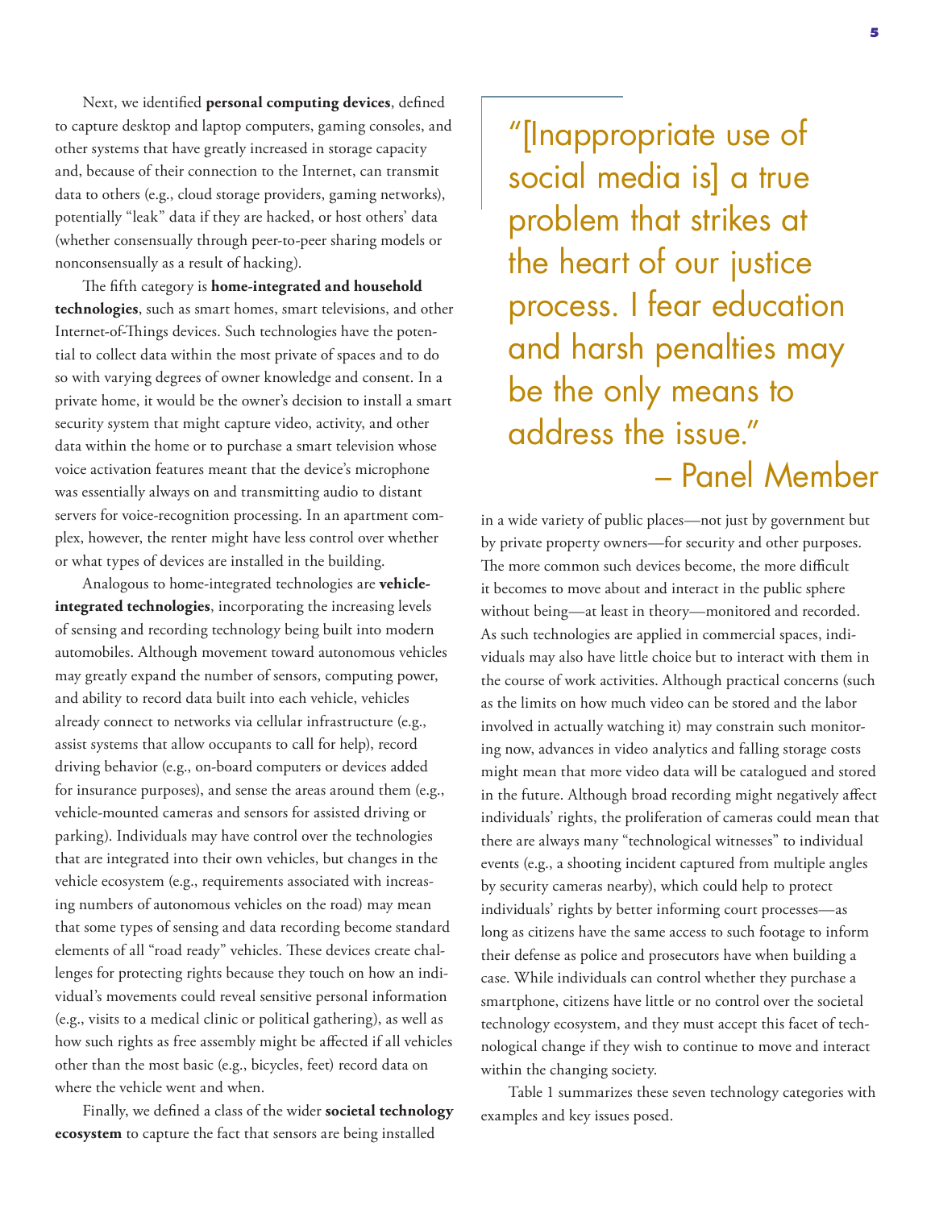Next, we identified **personal computing devices**, defined to capture desktop and laptop computers, gaming consoles, and other systems that have greatly increased in storage capacity and, because of their connection to the Internet, can transmit data to others (e.g., cloud storage providers, gaming networks), potentially "leak" data if they are hacked, or host others' data (whether consensually through peer-to-peer sharing models or nonconsensually as a result of hacking).

The fifth category is **home-integrated and household technologies**, such as smart homes, smart televisions, and other Internet-of-Things devices. Such technologies have the potential to collect data within the most private of spaces and to do so with varying degrees of owner knowledge and consent. In a private home, it would be the owner's decision to install a smart security system that might capture video, activity, and other data within the home or to purchase a smart television whose voice activation features meant that the device's microphone was essentially always on and transmitting audio to distant servers for voice-recognition processing. In an apartment complex, however, the renter might have less control over whether or what types of devices are installed in the building.

Analogous to home-integrated technologies are **vehicle-integrated technologies**, incorporating the increasing levels of sensing and recording technology being built into modern automobiles. Although movement toward autonomous vehicles may greatly expand the number of sensors, computing power, and ability to record data built into each vehicle, vehicles already connect to networks via cellular infrastructure (e.g., assist systems that allow occupants to call for help), record driving behavior (e.g., on-board computers or devices added for insurance purposes), and sense the areas around them (e.g., vehicle-mounted cameras and sensors for assisted driving or parking). Individuals may have control over the technologies that are integrated into their own vehicles, but changes in the vehicle ecosystem (e.g., requirements associated with increasing numbers of autonomous vehicles on the road) may mean that some types of sensing and data recording become standard elements of all "road ready" vehicles. These devices create challenges for protecting rights because they touch on how an individual's movements could reveal sensitive personal information (e.g., visits to a medical clinic or political gathering), as well as how such rights as free assembly might be affected if all vehicles other than the most basic (e.g., bicycles, feet) record data on where the vehicle went and when.

Finally, we defined a class of the wider **societal technology ecosystem** to capture the fact that sensors are being installed in a wide variety of public places—not just by government but by private property owners—for security and other purposes. The more common such devices become, the more difficult it becomes to move about and interact in the public sphere without being—at least in theory—monitored and recorded. As such technologies are applied in commercial spaces, individuals may also have little choice but to interact with them in the course of work activities. Although practical concerns (such as the limits on how much video can be stored and the labor involved in actually watching it) may constrain such monitoring now, advances in video analytics and falling storage costs might mean that more video data will be catalogued and stored in the future. Although broad recording might negatively affect individuals' rights, the proliferation of cameras could mean that there are always many "technological witnesses" to individual events (e.g., a shooting incident captured from multiple angles by security cameras nearby), which could help to protect individuals' rights by better informing court processes—as long as citizens have the same access to such footage to inform their defense as police and prosecutors have when building a case. While individuals can control whether they purchase a smartphone, citizens have little or no control over the societal technology ecosystem, and they must accept this facet of technological change if they wish to continue to move and interact within the changing society.

> "[Inappropriate use of social media is] a true problem that strikes at the heart of our justice process. I fear education and harsh penalties may be the only means to address the issue."
> – Panel Member

Table 1 summarizes these seven technology categories with examples and key issues posed.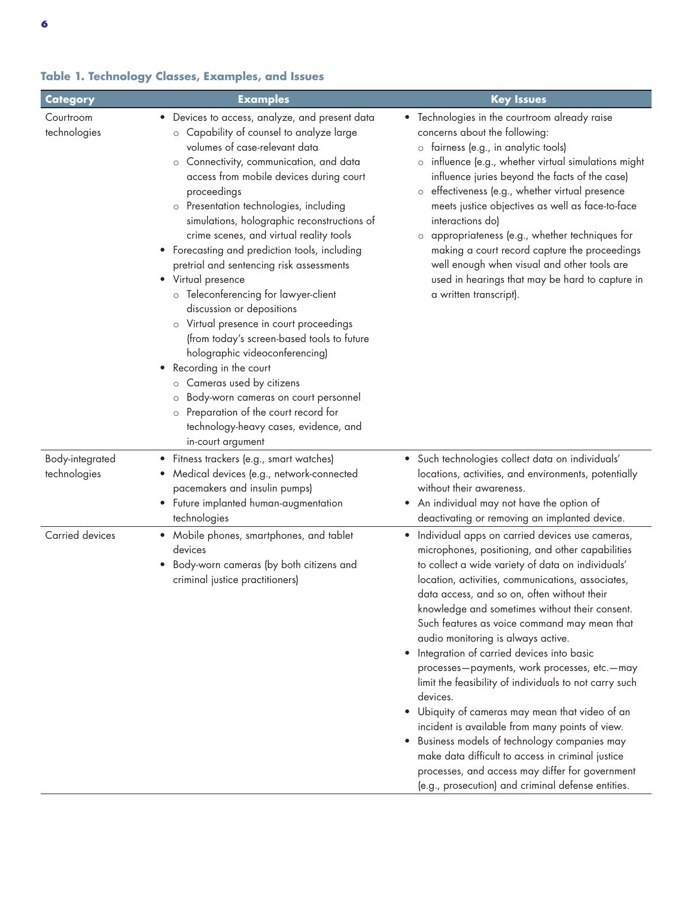**Table 1. Technology Classes, Examples, and Issues**

| Category | Examples | Key Issues |
|---|---|---|
| Courtroom technologies | • Devices to access, analyze, and present data<br>○ Capability of counsel to analyze large volumes of case-relevant data<br>○ Connectivity, communication, and data access from mobile devices during court proceedings<br>○ Presentation technologies, including simulations, holographic reconstructions of crime scenes, and virtual reality tools<br>• Forecasting and prediction tools, including pretrial and sentencing risk assessments<br>• Virtual presence<br>○ Teleconferencing for lawyer-client discussion or depositions<br>○ Virtual presence in court proceedings (from today's screen-based tools to future holographic videoconferencing)<br>• Recording in the court<br>○ Cameras used by citizens<br>○ Body-worn cameras on court personnel<br>○ Preparation of the court record for technology-heavy cases, evidence, and in-court argument | • Technologies in the courtroom already raise concerns about the following:<br>○ fairness (e.g., in analytic tools)<br>○ influence (e.g., whether virtual simulations might influence juries beyond the facts of the case)<br>○ effectiveness (e.g., whether virtual presence meets justice objectives as well as face-to-face interactions do)<br>○ appropriateness (e.g., whether techniques for making a court record capture the proceedings well enough when visual and other tools are used in hearings that may be hard to capture in a written transcript). |
| Body-integrated technologies | • Fitness trackers (e.g., smart watches)<br>• Medical devices (e.g., network-connected pacemakers and insulin pumps)<br>• Future implanted human-augmentation technologies | • Such technologies collect data on individuals' locations, activities, and environments, potentially without their awareness.<br>• An individual may not have the option of deactivating or removing an implanted device. |
| Carried devices | • Mobile phones, smartphones, and tablet devices<br>• Body-worn cameras (by both citizens and criminal justice practitioners) | • Individual apps on carried devices use cameras, microphones, positioning, and other capabilities to collect a wide variety of data on individuals' location, activities, communications, associates, data access, and so on, often without their knowledge and sometimes without their consent. Such features as voice command may mean that audio monitoring is always active.<br>• Integration of carried devices into basic processes—payments, work processes, etc.—may limit the feasibility of individuals to not carry such devices.<br>• Ubiquity of cameras may mean that video of an incident is available from many points of view.<br>• Business models of technology companies may make data difficult to access in criminal justice processes, and access may differ for government (e.g., prosecution) and criminal defense entities. |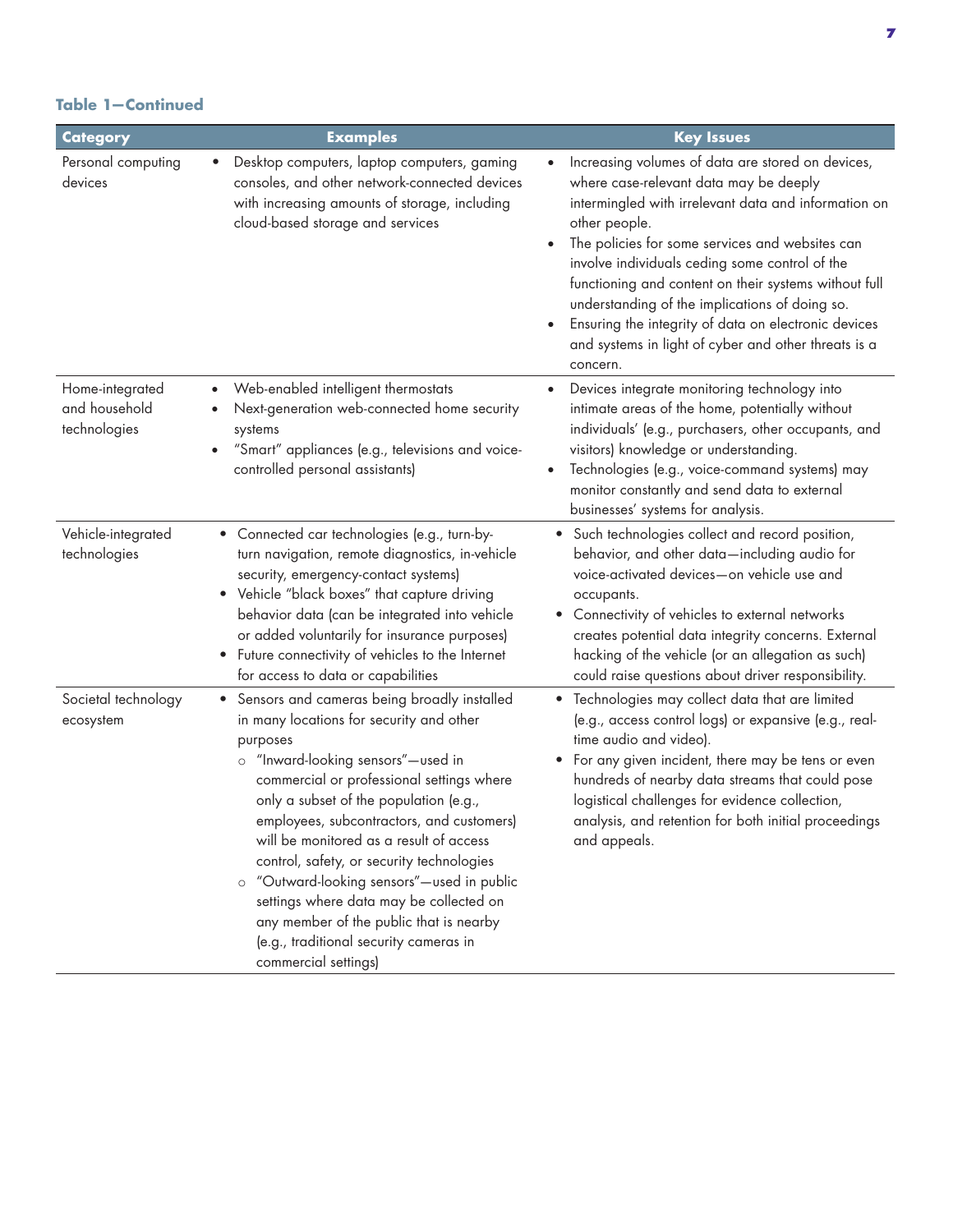**Table 1—Continued**

| Category | Examples | Key Issues |
|---|---|---|
| Personal computing devices | • Desktop computers, laptop computers, gaming consoles, and other network-connected devices with increasing amounts of storage, including cloud-based storage and services | • Increasing volumes of data are stored on devices, where case-relevant data may be deeply intermingled with irrelevant data and information on other people.<br>• The policies for some services and websites can involve individuals ceding some control of the functioning and content on their systems without full understanding of the implications of doing so.<br>• Ensuring the integrity of data on electronic devices and systems in light of cyber and other threats is a concern. |
| Home-integrated and household technologies | • Web-enabled intelligent thermostats<br>• Next-generation web-connected home security systems<br>• "Smart" appliances (e.g., televisions and voice-controlled personal assistants) | • Devices integrate monitoring technology into intimate areas of the home, potentially without individuals' (e.g., purchasers, other occupants, and visitors) knowledge or understanding.<br>• Technologies (e.g., voice-command systems) may monitor constantly and send data to external businesses' systems for analysis. |
| Vehicle-integrated technologies | • Connected car technologies (e.g., turn-by-turn navigation, remote diagnostics, in-vehicle security, emergency-contact systems)<br>• Vehicle "black boxes" that capture driving behavior data (can be integrated into vehicle or added voluntarily for insurance purposes)<br>• Future connectivity of vehicles to the Internet for access to data or capabilities | • Such technologies collect and record position, behavior, and other data—including audio for voice-activated devices—on vehicle use and occupants.<br>• Connectivity of vehicles to external networks creates potential data integrity concerns. External hacking of the vehicle (or an allegation as such) could raise questions about driver responsibility. |
| Societal technology ecosystem | • Sensors and cameras being broadly installed in many locations for security and other purposes<br>  ○ "Inward-looking sensors"—used in commercial or professional settings where only a subset of the population (e.g., employees, subcontractors, and customers) will be monitored as a result of access control, safety, or security technologies<br>  ○ "Outward-looking sensors"—used in public settings where data may be collected on any member of the public that is nearby (e.g., traditional security cameras in commercial settings) | • Technologies may collect data that are limited (e.g., access control logs) or expansive (e.g., real-time audio and video).<br>• For any given incident, there may be tens or even hundreds of nearby data streams that could pose logistical challenges for evidence collection, analysis, and retention for both initial proceedings and appeals. |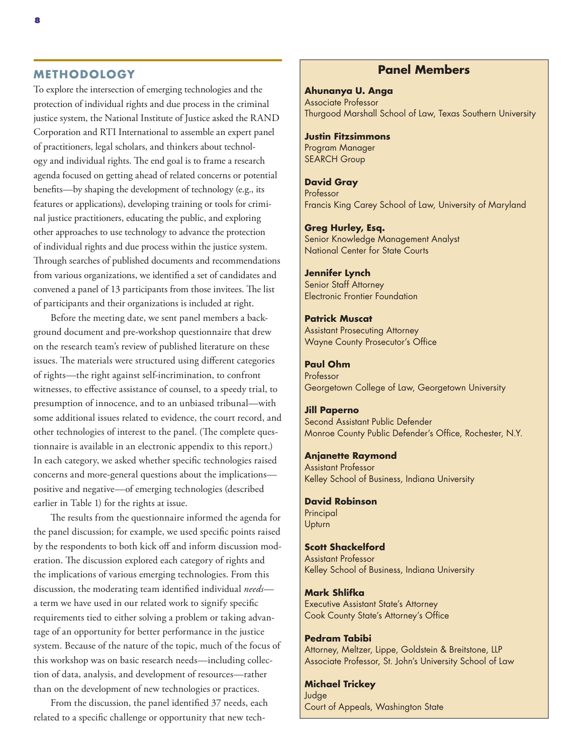## METHODOLOGY

To explore the intersection of emerging technologies and the protection of individual rights and due process in the criminal justice system, the National Institute of Justice asked the RAND Corporation and RTI International to assemble an expert panel of practitioners, legal scholars, and thinkers about technology and individual rights. The end goal is to frame a research agenda focused on getting ahead of related concerns or potential benefits—by shaping the development of technology (e.g., its features or applications), developing training or tools for criminal justice practitioners, educating the public, and exploring other approaches to use technology to advance the protection of individual rights and due process within the justice system. Through searches of published documents and recommendations from various organizations, we identified a set of candidates and convened a panel of 13 participants from those invitees. The list of participants and their organizations is included at right.

Before the meeting date, we sent panel members a background document and pre-workshop questionnaire that drew on the research team's review of published literature on these issues. The materials were structured using different categories of rights—the right against self-incrimination, to confront witnesses, to effective assistance of counsel, to a speedy trial, to presumption of innocence, and to an unbiased tribunal—with some additional issues related to evidence, the court record, and other technologies of interest to the panel. (The complete questionnaire is available in an electronic appendix to this report.) In each category, we asked whether specific technologies raised concerns and more-general questions about the implications—positive and negative—of emerging technologies (described earlier in Table 1) for the rights at issue.

The results from the questionnaire informed the agenda for the panel discussion; for example, we used specific points raised by the respondents to both kick off and inform discussion moderation. The discussion explored each category of rights and the implications of various emerging technologies. From this discussion, the moderating team identified individual *needs*—a term we have used in our related work to signify specific requirements tied to either solving a problem or taking advantage of an opportunity for better performance in the justice system. Because of the nature of the topic, much of the focus of this workshop was on basic research needs—including collection of data, analysis, and development of resources—rather than on the development of new technologies or practices.

From the discussion, the panel identified 37 needs, each related to a specific challenge or opportunity that new tech-

### Panel Members

**Ahunanya U. Anga**
Associate Professor
Thurgood Marshall School of Law, Texas Southern University

**Justin Fitzsimmons**
Program Manager
SEARCH Group

**David Gray**
Professor
Francis King Carey School of Law, University of Maryland

**Greg Hurley, Esq.**
Senior Knowledge Management Analyst
National Center for State Courts

**Jennifer Lynch**
Senior Staff Attorney
Electronic Frontier Foundation

**Patrick Muscat**
Assistant Prosecuting Attorney
Wayne County Prosecutor's Office

**Paul Ohm**
Professor
Georgetown College of Law, Georgetown University

**Jill Paperno**
Second Assistant Public Defender
Monroe County Public Defender's Office, Rochester, N.Y.

**Anjanette Raymond**
Assistant Professor
Kelley School of Business, Indiana University

**David Robinson**
Principal
Upturn

**Scott Shackelford**
Assistant Professor
Kelley School of Business, Indiana University

**Mark Shlifka**
Executive Assistant State's Attorney
Cook County State's Attorney's Office

**Pedram Tabibi**
Attorney, Meltzer, Lippe, Goldstein & Breitstone, LLP
Associate Professor, St. John's University School of Law

**Michael Trickey**
Judge
Court of Appeals, Washington State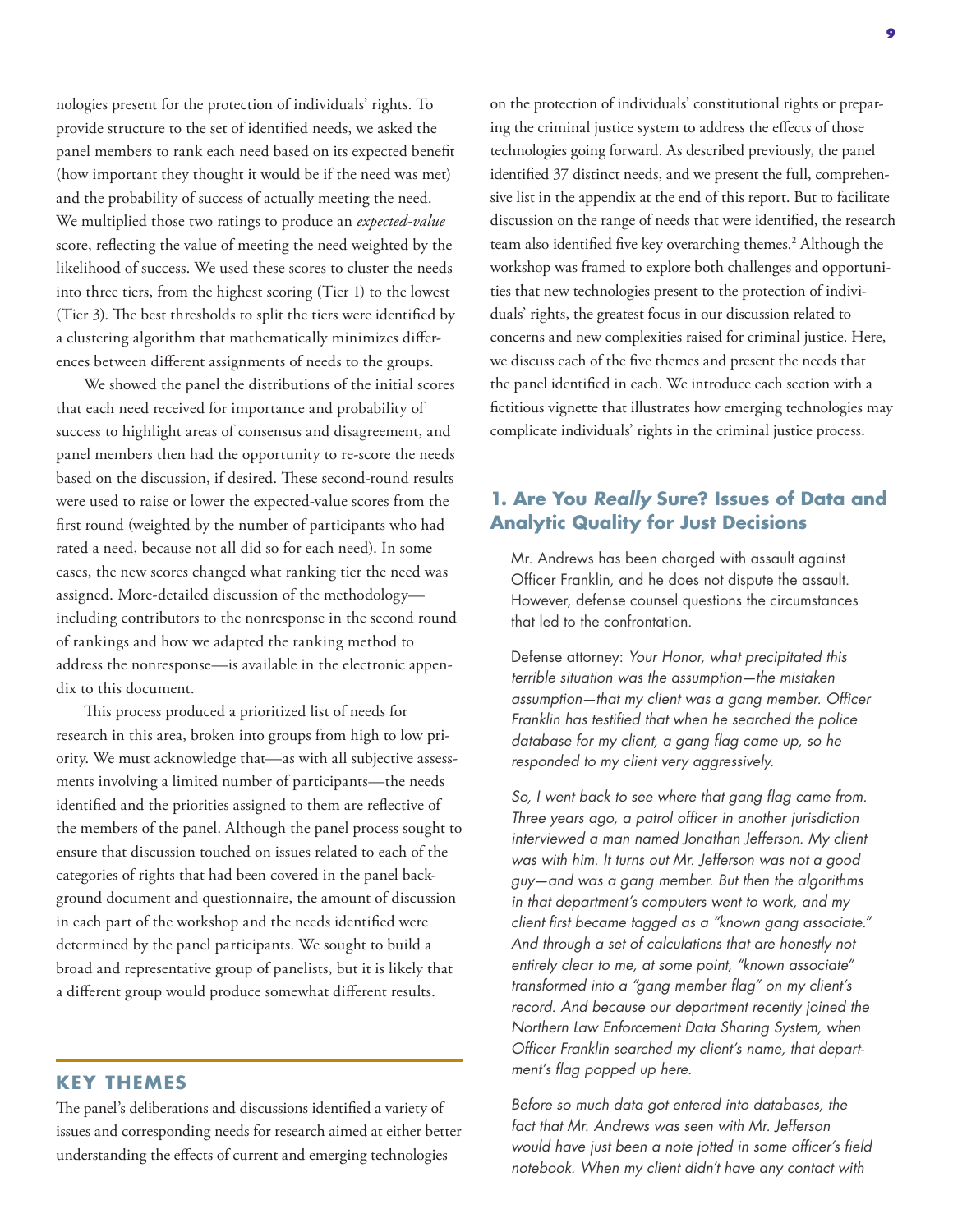nologies present for the protection of individuals' rights. To provide structure to the set of identified needs, we asked the panel members to rank each need based on its expected benefit (how important they thought it would be if the need was met) and the probability of success of actually meeting the need. We multiplied those two ratings to produce an *expected-value* score, reflecting the value of meeting the need weighted by the likelihood of success. We used these scores to cluster the needs into three tiers, from the highest scoring (Tier 1) to the lowest (Tier 3). The best thresholds to split the tiers were identified by a clustering algorithm that mathematically minimizes differences between different assignments of needs to the groups.

We showed the panel the distributions of the initial scores that each need received for importance and probability of success to highlight areas of consensus and disagreement, and panel members then had the opportunity to re-score the needs based on the discussion, if desired. These second-round results were used to raise or lower the expected-value scores from the first round (weighted by the number of participants who had rated a need, because not all did so for each need). In some cases, the new scores changed what ranking tier the need was assigned. More-detailed discussion of the methodology—including contributors to the nonresponse in the second round of rankings and how we adapted the ranking method to address the nonresponse—is available in the electronic appendix to this document.

This process produced a prioritized list of needs for research in this area, broken into groups from high to low priority. We must acknowledge that—as with all subjective assessments involving a limited number of participants—the needs identified and the priorities assigned to them are reflective of the members of the panel. Although the panel process sought to ensure that discussion touched on issues related to each of the categories of rights that had been covered in the panel background document and questionnaire, the amount of discussion in each part of the workshop and the needs identified were determined by the panel participants. We sought to build a broad and representative group of panelists, but it is likely that a different group would produce somewhat different results.

## KEY THEMES

The panel's deliberations and discussions identified a variety of issues and corresponding needs for research aimed at either better understanding the effects of current and emerging technologies on the protection of individuals' constitutional rights or preparing the criminal justice system to address the effects of those technologies going forward. As described previously, the panel identified 37 distinct needs, and we present the full, comprehensive list in the appendix at the end of this report. But to facilitate discussion on the range of needs that were identified, the research team also identified five key overarching themes.[2] Although the workshop was framed to explore both challenges and opportunities that new technologies present to the protection of individuals' rights, the greatest focus in our discussion related to concerns and new complexities raised for criminal justice. Here, we discuss each of the five themes and present the needs that the panel identified in each. We introduce each section with a fictitious vignette that illustrates how emerging technologies may complicate individuals' rights in the criminal justice process.

### 1. Are You *Really* Sure? Issues of Data and Analytic Quality for Just Decisions

Mr. Andrews has been charged with assault against Officer Franklin, and he does not dispute the assault. However, defense counsel questions the circumstances that led to the confrontation.

Defense attorney: *Your Honor, what precipitated this terrible situation was the assumption—the mistaken assumption—that my client was a gang member. Officer Franklin has testified that when he searched the police database for my client, a gang flag came up, so he responded to my client very aggressively.*

*So, I went back to see where that gang flag came from. Three years ago, a patrol officer in another jurisdiction interviewed a man named Jonathan Jefferson. My client was with him. It turns out Mr. Jefferson was not a good guy—and was a gang member. But then the algorithms in that department's computers went to work, and my client first became tagged as a "known gang associate." And through a set of calculations that are honestly not entirely clear to me, at some point, "known associate" transformed into a "gang member flag" on my client's record. And because our department recently joined the Northern Law Enforcement Data Sharing System, when Officer Franklin searched my client's name, that department's flag popped up here.*

*Before so much data got entered into databases, the fact that Mr. Andrews was seen with Mr. Jefferson would have just been a note jotted in some officer's field notebook. When my client didn't have any contact with*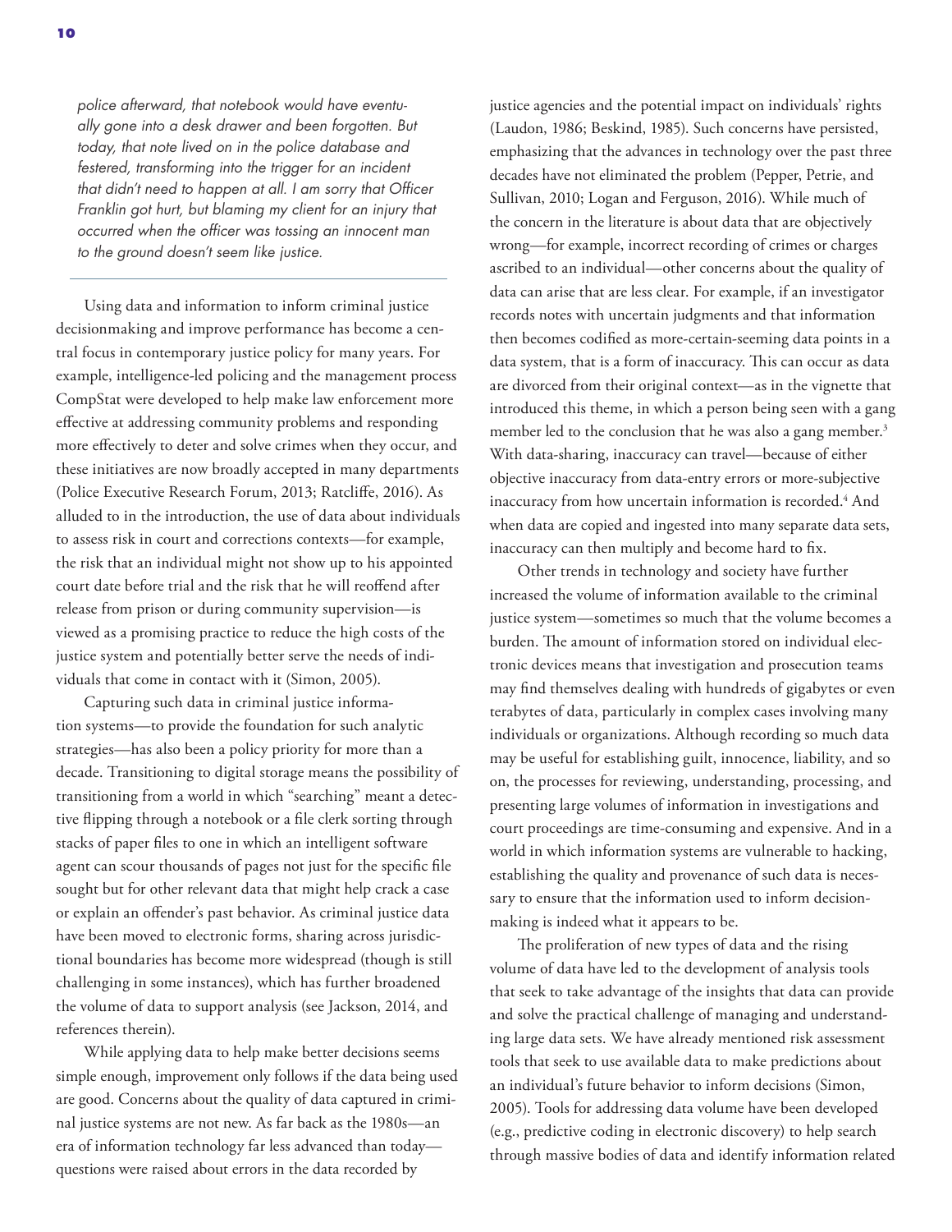*police afterward, that notebook would have eventually gone into a desk drawer and been forgotten. But today, that note lived on in the police database and festered, transforming into the trigger for an incident that didn't need to happen at all. I am sorry that Officer Franklin got hurt, but blaming my client for an injury that occurred when the officer was tossing an innocent man to the ground doesn't seem like justice.*

---

Using data and information to inform criminal justice decisionmaking and improve performance has become a central focus in contemporary justice policy for many years. For example, intelligence-led policing and the management process CompStat were developed to help make law enforcement more effective at addressing community problems and responding more effectively to deter and solve crimes when they occur, and these initiatives are now broadly accepted in many departments (Police Executive Research Forum, 2013; Ratcliffe, 2016). As alluded to in the introduction, the use of data about individuals to assess risk in court and corrections contexts—for example, the risk that an individual might not show up to his appointed court date before trial and the risk that he will reoffend after release from prison or during community supervision—is viewed as a promising practice to reduce the high costs of the justice system and potentially better serve the needs of individuals that come in contact with it (Simon, 2005).

Capturing such data in criminal justice information systems—to provide the foundation for such analytic strategies—has also been a policy priority for more than a decade. Transitioning to digital storage means the possibility of transitioning from a world in which "searching" meant a detective flipping through a notebook or a file clerk sorting through stacks of paper files to one in which an intelligent software agent can scour thousands of pages not just for the specific file sought but for other relevant data that might help crack a case or explain an offender's past behavior. As criminal justice data have been moved to electronic forms, sharing across jurisdictional boundaries has become more widespread (though is still challenging in some instances), which has further broadened the volume of data to support analysis (see Jackson, 2014, and references therein).

While applying data to help make better decisions seems simple enough, improvement only follows if the data being used are good. Concerns about the quality of data captured in criminal justice systems are not new. As far back as the 1980s—an era of information technology far less advanced than today—questions were raised about errors in the data recorded by justice agencies and the potential impact on individuals' rights (Laudon, 1986; Beskind, 1985). Such concerns have persisted, emphasizing that the advances in technology over the past three decades have not eliminated the problem (Pepper, Petrie, and Sullivan, 2010; Logan and Ferguson, 2016). While much of the concern in the literature is about data that are objectively wrong—for example, incorrect recording of crimes or charges ascribed to an individual—other concerns about the quality of data can arise that are less clear. For example, if an investigator records notes with uncertain judgments and that information then becomes codified as more-certain-seeming data points in a data system, that is a form of inaccuracy. This can occur as data are divorced from their original context—as in the vignette that introduced this theme, in which a person being seen with a gang member led to the conclusion that he was also a gang member.[3] With data-sharing, inaccuracy can travel—because of either objective inaccuracy from data-entry errors or more-subjective inaccuracy from how uncertain information is recorded.[4] And when data are copied and ingested into many separate data sets, inaccuracy can then multiply and become hard to fix.

Other trends in technology and society have further increased the volume of information available to the criminal justice system—sometimes so much that the volume becomes a burden. The amount of information stored on individual electronic devices means that investigation and prosecution teams may find themselves dealing with hundreds of gigabytes or even terabytes of data, particularly in complex cases involving many individuals or organizations. Although recording so much data may be useful for establishing guilt, innocence, liability, and so on, the processes for reviewing, understanding, processing, and presenting large volumes of information in investigations and court proceedings are time-consuming and expensive. And in a world in which information systems are vulnerable to hacking, establishing the quality and provenance of such data is necessary to ensure that the information used to inform decisionmaking is indeed what it appears to be.

The proliferation of new types of data and the rising volume of data have led to the development of analysis tools that seek to take advantage of the insights that data can provide and solve the practical challenge of managing and understanding large data sets. We have already mentioned risk assessment tools that seek to use available data to make predictions about an individual's future behavior to inform decisions (Simon, 2005). Tools for addressing data volume have been developed (e.g., predictive coding in electronic discovery) to help search through massive bodies of data and identify information related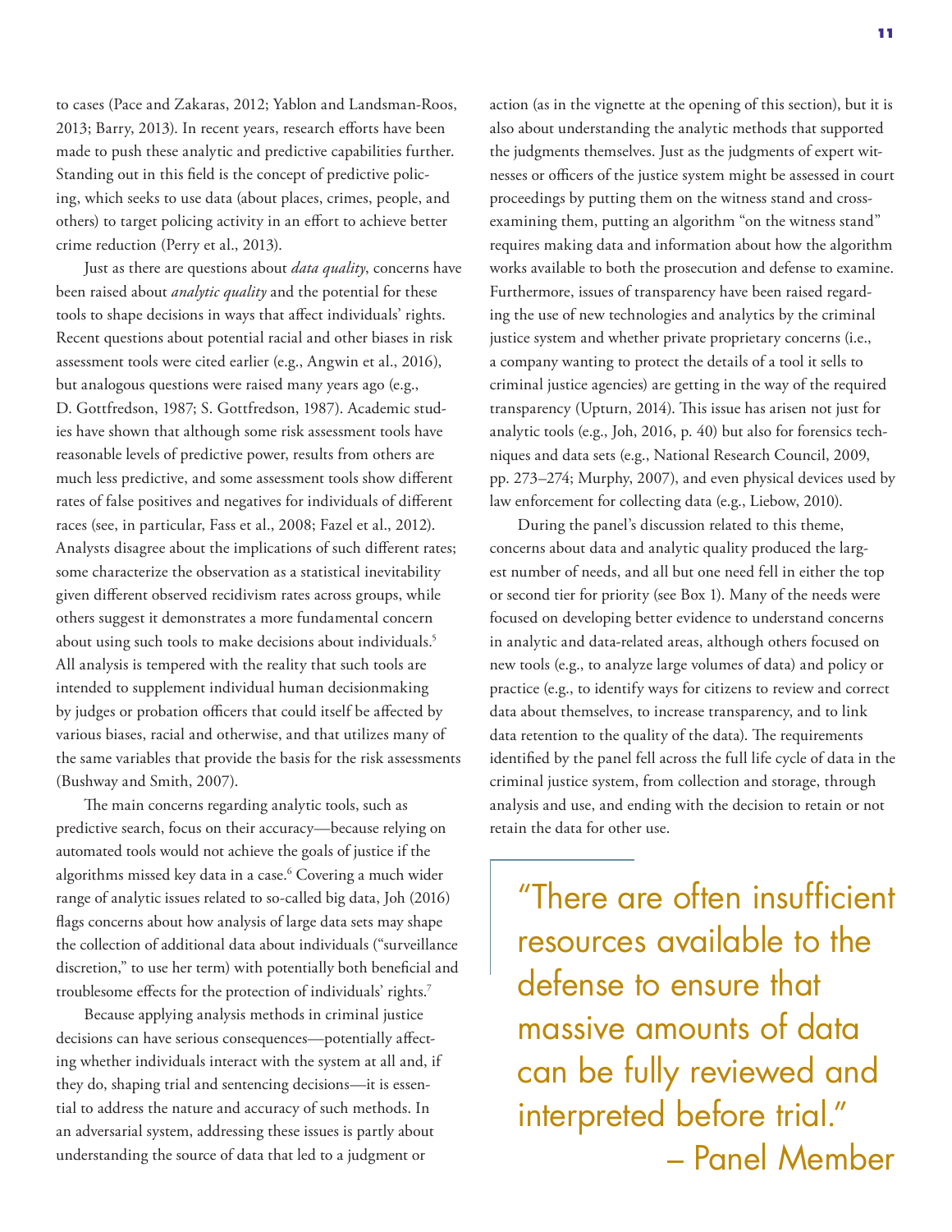to cases (Pace and Zakaras, 2012; Yablon and Landsman-Roos, 2013; Barry, 2013). In recent years, research efforts have been made to push these analytic and predictive capabilities further. Standing out in this field is the concept of predictive policing, which seeks to use data (about places, crimes, people, and others) to target policing activity in an effort to achieve better crime reduction (Perry et al., 2013).

Just as there are questions about *data quality*, concerns have been raised about *analytic quality* and the potential for these tools to shape decisions in ways that affect individuals' rights. Recent questions about potential racial and other biases in risk assessment tools were cited earlier (e.g., Angwin et al., 2016), but analogous questions were raised many years ago (e.g., D. Gottfredson, 1987; S. Gottfredson, 1987). Academic studies have shown that although some risk assessment tools have reasonable levels of predictive power, results from others are much less predictive, and some assessment tools show different rates of false positives and negatives for individuals of different races (see, in particular, Fass et al., 2008; Fazel et al., 2012). Analysts disagree about the implications of such different rates; some characterize the observation as a statistical inevitability given different observed recidivism rates across groups, while others suggest it demonstrates a more fundamental concern about using such tools to make decisions about individuals.[5] All analysis is tempered with the reality that such tools are intended to supplement individual human decisionmaking by judges or probation officers that could itself be affected by various biases, racial and otherwise, and that utilizes many of the same variables that provide the basis for the risk assessments (Bushway and Smith, 2007).

The main concerns regarding analytic tools, such as predictive search, focus on their accuracy—because relying on automated tools would not achieve the goals of justice if the algorithms missed key data in a case.[6] Covering a much wider range of analytic issues related to so-called big data, Joh (2016) flags concerns about how analysis of large data sets may shape the collection of additional data about individuals ("surveillance discretion," to use her term) with potentially both beneficial and troublesome effects for the protection of individuals' rights.[7]

Because applying analysis methods in criminal justice decisions can have serious consequences—potentially affecting whether individuals interact with the system at all and, if they do, shaping trial and sentencing decisions—it is essential to address the nature and accuracy of such methods. In an adversarial system, addressing these issues is partly about understanding the source of data that led to a judgment or action (as in the vignette at the opening of this section), but it is also about understanding the analytic methods that supported the judgments themselves. Just as the judgments of expert witnesses or officers of the justice system might be assessed in court proceedings by putting them on the witness stand and cross-examining them, putting an algorithm "on the witness stand" requires making data and information about how the algorithm works available to both the prosecution and defense to examine. Furthermore, issues of transparency have been raised regarding the use of new technologies and analytics by the criminal justice system and whether private proprietary concerns (i.e., a company wanting to protect the details of a tool it sells to criminal justice agencies) are getting in the way of the required transparency (Upturn, 2014). This issue has arisen not just for analytic tools (e.g., Joh, 2016, p. 40) but also for forensics techniques and data sets (e.g., National Research Council, 2009, pp. 273–274; Murphy, 2007), and even physical devices used by law enforcement for collecting data (e.g., Liebow, 2010).

During the panel's discussion related to this theme, concerns about data and analytic quality produced the largest number of needs, and all but one need fell in either the top or second tier for priority (see Box 1). Many of the needs were focused on developing better evidence to understand concerns in analytic and data-related areas, although others focused on new tools (e.g., to analyze large volumes of data) and policy or practice (e.g., to identify ways for citizens to review and correct data about themselves, to increase transparency, and to link data retention to the quality of the data). The requirements identified by the panel fell across the full life cycle of data in the criminal justice system, from collection and storage, through analysis and use, and ending with the decision to retain or not retain the data for other use.

> "There are often insufficient resources available to the defense to ensure that massive amounts of data can be fully reviewed and interpreted before trial."
> – Panel Member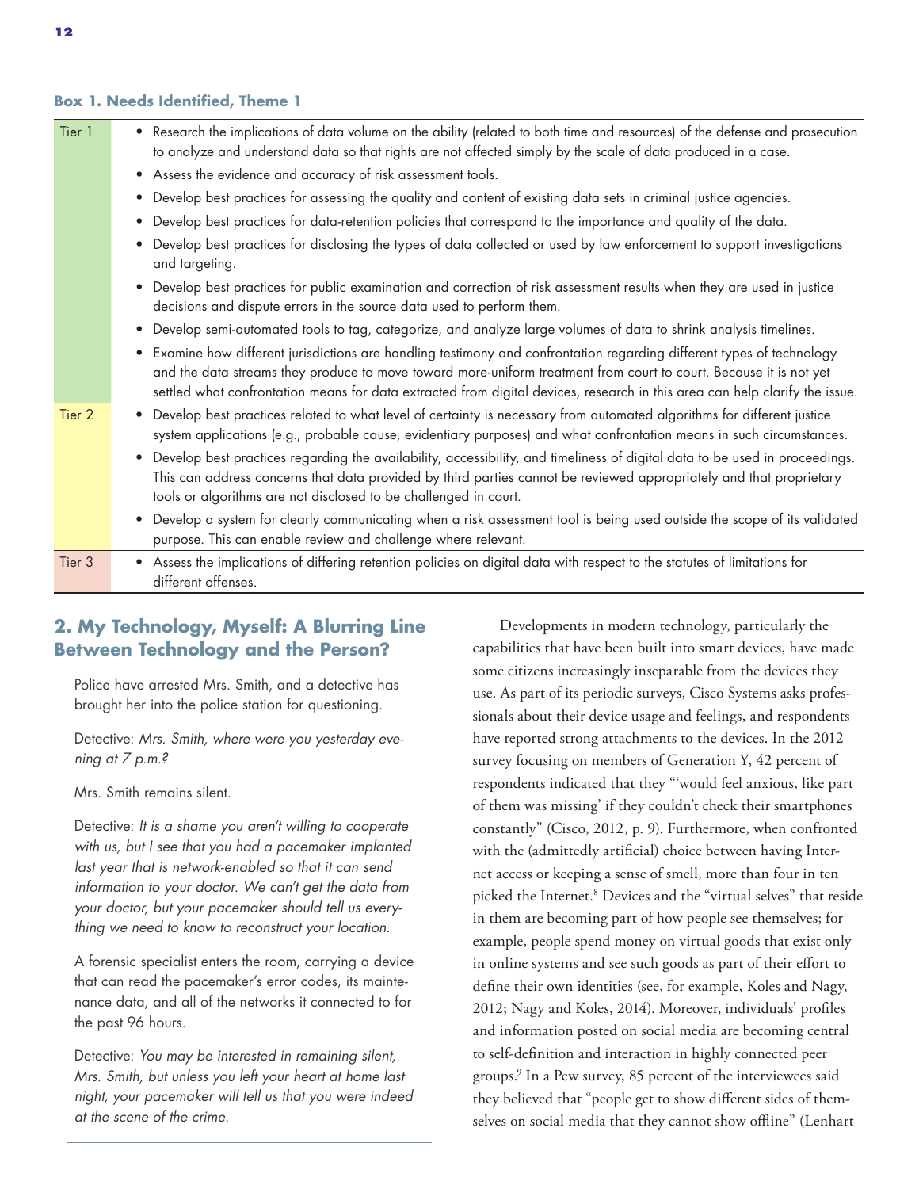**Box 1. Needs Identified, Theme 1**

| Tier | Needs |
| --- | --- |
| Tier 1 | • Research the implications of data volume on the ability (related to both time and resources) of the defense and prosecution to analyze and understand data so that rights are not affected simply by the scale of data produced in a case.<br>• Assess the evidence and accuracy of risk assessment tools.<br>• Develop best practices for assessing the quality and content of existing data sets in criminal justice agencies.<br>• Develop best practices for data-retention policies that correspond to the importance and quality of the data.<br>• Develop best practices for disclosing the types of data collected or used by law enforcement to support investigations and targeting.<br>• Develop best practices for public examination and correction of risk assessment results when they are used in justice decisions and dispute errors in the source data used to perform them.<br>• Develop semi-automated tools to tag, categorize, and analyze large volumes of data to shrink analysis timelines.<br>• Examine how different jurisdictions are handling testimony and confrontation regarding different types of technology and the data streams they produce to move toward more-uniform treatment from court to court. Because it is not yet settled what confrontation means for data extracted from digital devices, research in this area can help clarify the issue. |
| Tier 2 | • Develop best practices related to what level of certainty is necessary from automated algorithms for different justice system applications (e.g., probable cause, evidentiary purposes) and what confrontation means in such circumstances.<br>• Develop best practices regarding the availability, accessibility, and timeliness of digital data to be used in proceedings. This can address concerns that data provided by third parties cannot be reviewed appropriately and that proprietary tools or algorithms are not disclosed to be challenged in court.<br>• Develop a system for clearly communicating when a risk assessment tool is being used outside the scope of its validated purpose. This can enable review and challenge where relevant. |
| Tier 3 | • Assess the implications of differing retention policies on digital data with respect to the statutes of limitations for different offenses. |

## 2. My Technology, Myself: A Blurring Line Between Technology and the Person?

> Police have arrested Mrs. Smith, and a detective has brought her into the police station for questioning.
>
> Detective: *Mrs. Smith, where were you yesterday evening at 7 p.m.?*
>
> Mrs. Smith remains silent.
>
> Detective: *It is a shame you aren't willing to cooperate with us, but I see that you had a pacemaker implanted last year that is network-enabled so that it can send information to your doctor. We can't get the data from your doctor, but your pacemaker should tell us everything we need to know to reconstruct your location.*
>
> A forensic specialist enters the room, carrying a device that can read the pacemaker's error codes, its maintenance data, and all of the networks it connected to for the past 96 hours.
>
> Detective: *You may be interested in remaining silent, Mrs. Smith, but unless you left your heart at home last night, your pacemaker will tell us that you were indeed at the scene of the crime.*

Developments in modern technology, particularly the capabilities that have been built into smart devices, have made some citizens increasingly inseparable from the devices they use. As part of its periodic surveys, Cisco Systems asks professionals about their device usage and feelings, and respondents have reported strong attachments to the devices. In the 2012 survey focusing on members of Generation Y, 42 percent of respondents indicated that they "'would feel anxious, like part of them was missing' if they couldn't check their smartphones constantly" (Cisco, 2012, p. 9). Furthermore, when confronted with the (admittedly artificial) choice between having Internet access or keeping a sense of smell, more than four in ten picked the Internet.[8] Devices and the "virtual selves" that reside in them are becoming part of how people see themselves; for example, people spend money on virtual goods that exist only in online systems and see such goods as part of their effort to define their own identities (see, for example, Koles and Nagy, 2012; Nagy and Koles, 2014). Moreover, individuals' profiles and information posted on social media are becoming central to self-definition and interaction in highly connected peer groups.[9] In a Pew survey, 85 percent of the interviewees said they believed that "people get to show different sides of themselves on social media that they cannot show offline" (Lenhart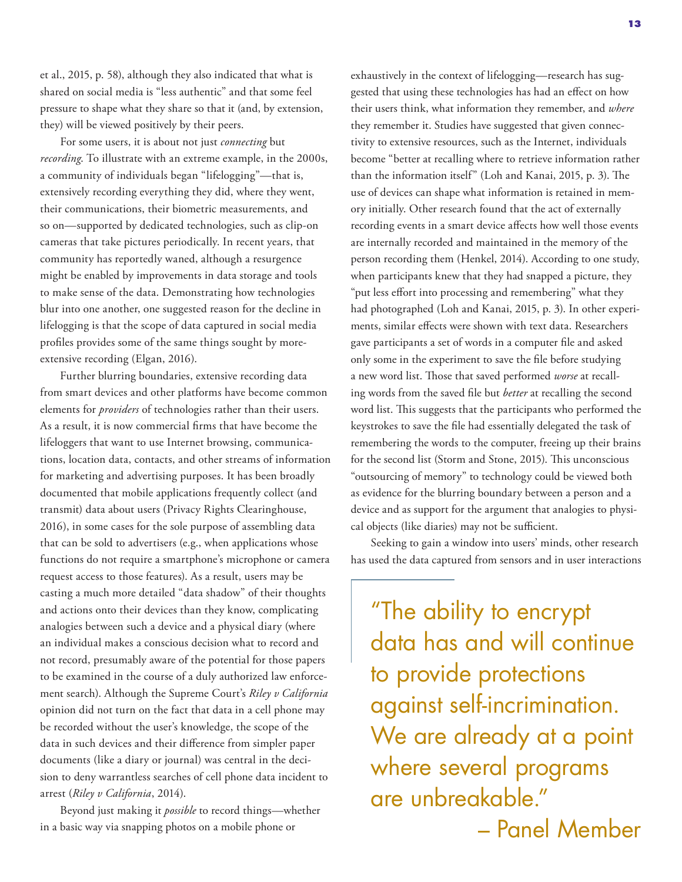et al., 2015, p. 58), although they also indicated that what is shared on social media is "less authentic" and that some feel pressure to shape what they share so that it (and, by extension, they) will be viewed positively by their peers.

For some users, it is about not just *connecting* but *recording*. To illustrate with an extreme example, in the 2000s, a community of individuals began "lifelogging"—that is, extensively recording everything they did, where they went, their communications, their biometric measurements, and so on—supported by dedicated technologies, such as clip-on cameras that take pictures periodically. In recent years, that community has reportedly waned, although a resurgence might be enabled by improvements in data storage and tools to make sense of the data. Demonstrating how technologies blur into one another, one suggested reason for the decline in lifelogging is that the scope of data captured in social media profiles provides some of the same things sought by more-extensive recording (Elgan, 2016).

Further blurring boundaries, extensive recording data from smart devices and other platforms have become common elements for *providers* of technologies rather than their users. As a result, it is now commercial firms that have become the lifeloggers that want to use Internet browsing, communications, location data, contacts, and other streams of information for marketing and advertising purposes. It has been broadly documented that mobile applications frequently collect (and transmit) data about users (Privacy Rights Clearinghouse, 2016), in some cases for the sole purpose of assembling data that can be sold to advertisers (e.g., when applications whose functions do not require a smartphone's microphone or camera request access to those features). As a result, users may be casting a much more detailed "data shadow" of their thoughts and actions onto their devices than they know, complicating analogies between such a device and a physical diary (where an individual makes a conscious decision what to record and not record, presumably aware of the potential for those papers to be examined in the course of a duly authorized law enforcement search). Although the Supreme Court's *Riley v California* opinion did not turn on the fact that data in a cell phone may be recorded without the user's knowledge, the scope of the data in such devices and their difference from simpler paper documents (like a diary or journal) was central in the decision to deny warrantless searches of cell phone data incident to arrest (*Riley v California*, 2014).

Beyond just making it *possible* to record things—whether in a basic way via snapping photos on a mobile phone or exhaustively in the context of lifelogging—research has suggested that using these technologies has had an effect on how their users think, what information they remember, and *where* they remember it. Studies have suggested that given connectivity to extensive resources, such as the Internet, individuals become "better at recalling where to retrieve information rather than the information itself" (Loh and Kanai, 2015, p. 3). The use of devices can shape what information is retained in memory initially. Other research found that the act of externally recording events in a smart device affects how well those events are internally recorded and maintained in the memory of the person recording them (Henkel, 2014). According to one study, when participants knew that they had snapped a picture, they "put less effort into processing and remembering" what they had photographed (Loh and Kanai, 2015, p. 3). In other experiments, similar effects were shown with text data. Researchers gave participants a set of words in a computer file and asked only some in the experiment to save the file before studying a new word list. Those that saved performed *worse* at recalling words from the saved file but *better* at recalling the second word list. This suggests that the participants who performed the keystrokes to save the file had essentially delegated the task of remembering the words to the computer, freeing up their brains for the second list (Storm and Stone, 2015). This unconscious "outsourcing of memory" to technology could be viewed both as evidence for the blurring boundary between a person and a device and as support for the argument that analogies to physical objects (like diaries) may not be sufficient.

Seeking to gain a window into users' minds, other research has used the data captured from sensors and in user interactions

> "The ability to encrypt data has and will continue to provide protections against self-incrimination. We are already at a point where several programs are unbreakable."
> – Panel Member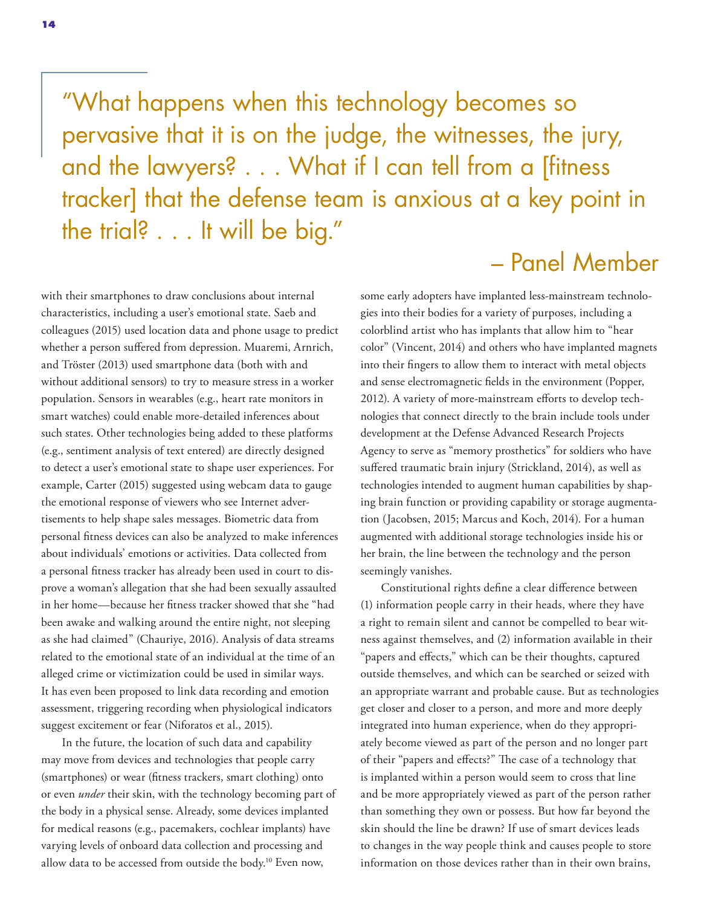> "What happens when this technology becomes so pervasive that it is on the judge, the witnesses, the jury, and the lawyers? . . . What if I can tell from a [fitness tracker] that the defense team is anxious at a key point in the trial? . . . It will be big."
>
> – Panel Member

with their smartphones to draw conclusions about internal characteristics, including a user's emotional state. Saeb and colleagues (2015) used location data and phone usage to predict whether a person suffered from depression. Muaremi, Arnrich, and Tröster (2013) used smartphone data (both with and without additional sensors) to try to measure stress in a worker population. Sensors in wearables (e.g., heart rate monitors in smart watches) could enable more-detailed inferences about such states. Other technologies being added to these platforms (e.g., sentiment analysis of text entered) are directly designed to detect a user's emotional state to shape user experiences. For example, Carter (2015) suggested using webcam data to gauge the emotional response of viewers who see Internet advertisements to help shape sales messages. Biometric data from personal fitness devices can also be analyzed to make inferences about individuals' emotions or activities. Data collected from a personal fitness tracker has already been used in court to disprove a woman's allegation that she had been sexually assaulted in her home—because her fitness tracker showed that she "had been awake and walking around the entire night, not sleeping as she had claimed" (Chauriye, 2016). Analysis of data streams related to the emotional state of an individual at the time of an alleged crime or victimization could be used in similar ways. It has even been proposed to link data recording and emotion assessment, triggering recording when physiological indicators suggest excitement or fear (Niforatos et al., 2015).

In the future, the location of such data and capability may move from devices and technologies that people carry (smartphones) or wear (fitness trackers, smart clothing) onto or even *under* their skin, with the technology becoming part of the body in a physical sense. Already, some devices implanted for medical reasons (e.g., pacemakers, cochlear implants) have varying levels of onboard data collection and processing and allow data to be accessed from outside the body.[10] Even now, some early adopters have implanted less-mainstream technologies into their bodies for a variety of purposes, including a colorblind artist who has implants that allow him to "hear color" (Vincent, 2014) and others who have implanted magnets into their fingers to allow them to interact with metal objects and sense electromagnetic fields in the environment (Popper, 2012). A variety of more-mainstream efforts to develop technologies that connect directly to the brain include tools under development at the Defense Advanced Research Projects Agency to serve as "memory prosthetics" for soldiers who have suffered traumatic brain injury (Strickland, 2014), as well as technologies intended to augment human capabilities by shaping brain function or providing capability or storage augmentation (Jacobsen, 2015; Marcus and Koch, 2014). For a human augmented with additional storage technologies inside his or her brain, the line between the technology and the person seemingly vanishes.

Constitutional rights define a clear difference between (1) information people carry in their heads, where they have a right to remain silent and cannot be compelled to bear witness against themselves, and (2) information available in their "papers and effects," which can be their thoughts, captured outside themselves, and which can be searched or seized with an appropriate warrant and probable cause. But as technologies get closer and closer to a person, and more and more deeply integrated into human experience, when do they appropriately become viewed as part of the person and no longer part of their "papers and effects?" The case of a technology that is implanted within a person would seem to cross that line and be more appropriately viewed as part of the person rather than something they own or possess. But how far beyond the skin should the line be drawn? If use of smart devices leads to changes in the way people think and causes people to store information on those devices rather than in their own brains,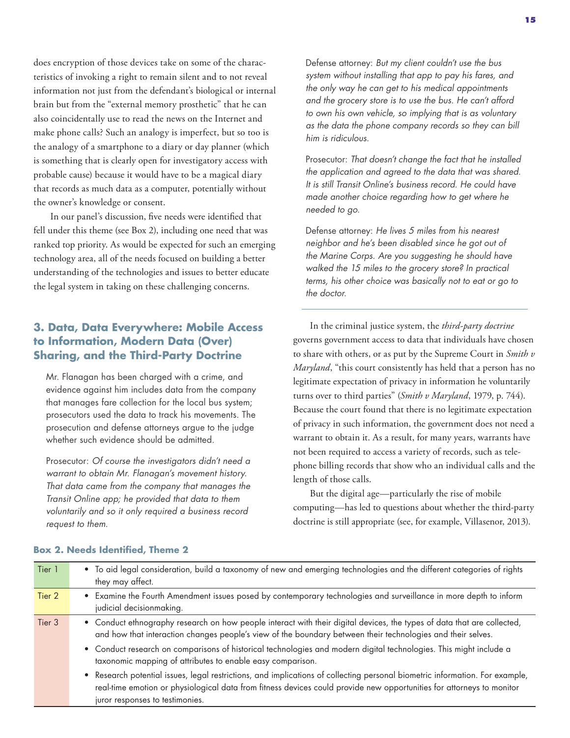does encryption of those devices take on some of the characteristics of invoking a right to remain silent and to not reveal information not just from the defendant's biological or internal brain but from the "external memory prosthetic" that he can also coincidentally use to read the news on the Internet and make phone calls? Such an analogy is imperfect, but so too is the analogy of a smartphone to a diary or day planner (which is something that is clearly open for investigatory access with probable cause) because it would have to be a magical diary that records as much data as a computer, potentially without the owner's knowledge or consent.

In our panel's discussion, five needs were identified that fell under this theme (see Box 2), including one need that was ranked top priority. As would be expected for such an emerging technology area, all of the needs focused on building a better understanding of the technologies and issues to better educate the legal system in taking on these challenging concerns.

## 3. Data, Data Everywhere: Mobile Access to Information, Modern Data (Over) Sharing, and the Third-Party Doctrine

Mr. Flanagan has been charged with a crime, and evidence against him includes data from the company that manages fare collection for the local bus system; prosecutors used the data to track his movements. The prosecution and defense attorneys argue to the judge whether such evidence should be admitted.

Prosecutor: *Of course the investigators didn't need a warrant to obtain Mr. Flanagan's movement history. That data came from the company that manages the Transit Online app; he provided that data to them voluntarily and so it only required a business record request to them.*

Defense attorney: *But my client couldn't use the bus system without installing that app to pay his fares, and the only way he can get to his medical appointments and the grocery store is to use the bus. He can't afford to own his own vehicle, so implying that is as voluntary as the data the phone company records so they can bill him is ridiculous.*

Prosecutor: *That doesn't change the fact that he installed the application and agreed to the data that was shared. It is still Transit Online's business record. He could have made another choice regarding how to get where he needed to go.*

Defense attorney: *He lives 5 miles from his nearest neighbor and he's been disabled since he got out of the Marine Corps. Are you suggesting he should have walked the 15 miles to the grocery store? In practical terms, his other choice was basically not to eat or go to the doctor.*

In the criminal justice system, the *third-party doctrine* governs government access to data that individuals have chosen to share with others, or as put by the Supreme Court in *Smith v Maryland*, "this court consistently has held that a person has no legitimate expectation of privacy in information he voluntarily turns over to third parties" (*Smith v Maryland*, 1979, p. 744). Because the court found that there is no legitimate expectation of privacy in such information, the government does not need a warrant to obtain it. As a result, for many years, warrants have not been required to access a variety of records, such as telephone billing records that show who an individual calls and the length of those calls.

But the digital age—particularly the rise of mobile computing—has led to questions about whether the third-party doctrine is still appropriate (see, for example, Villasenor, 2013).

**Box 2. Needs Identified, Theme 2**

| | |
|---|---|
| Tier 1 | • To aid legal consideration, build a taxonomy of new and emerging technologies and the different categories of rights they may affect. |
| Tier 2 | • Examine the Fourth Amendment issues posed by contemporary technologies and surveillance in more depth to inform judicial decisionmaking. |
| Tier 3 | • Conduct ethnography research on how people interact with their digital devices, the types of data that are collected, and how that interaction changes people's view of the boundary between their technologies and their selves.<br>• Conduct research on comparisons of historical technologies and modern digital technologies. This might include a taxonomic mapping of attributes to enable easy comparison.<br>• Research potential issues, legal restrictions, and implications of collecting personal biometric information. For example, real-time emotion or physiological data from fitness devices could provide new opportunities for attorneys to monitor juror responses to testimonies. |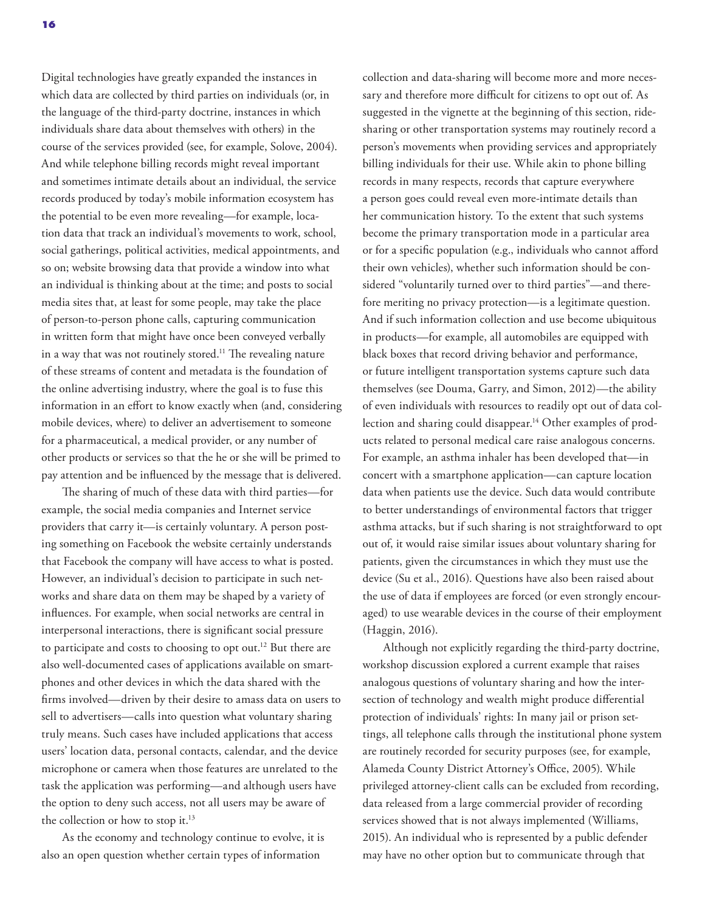Digital technologies have greatly expanded the instances in which data are collected by third parties on individuals (or, in the language of the third-party doctrine, instances in which individuals share data about themselves with others) in the course of the services provided (see, for example, Solove, 2004). And while telephone billing records might reveal important and sometimes intimate details about an individual, the service records produced by today's mobile information ecosystem has the potential to be even more revealing—for example, location data that track an individual's movements to work, school, social gatherings, political activities, medical appointments, and so on; website browsing data that provide a window into what an individual is thinking about at the time; and posts to social media sites that, at least for some people, may take the place of person-to-person phone calls, capturing communication in written form that might have once been conveyed verbally in a way that was not routinely stored.[11] The revealing nature of these streams of content and metadata is the foundation of the online advertising industry, where the goal is to fuse this information in an effort to know exactly when (and, considering mobile devices, where) to deliver an advertisement to someone for a pharmaceutical, a medical provider, or any number of other products or services so that the he or she will be primed to pay attention and be influenced by the message that is delivered.

The sharing of much of these data with third parties—for example, the social media companies and Internet service providers that carry it—is certainly voluntary. A person posting something on Facebook the website certainly understands that Facebook the company will have access to what is posted. However, an individual's decision to participate in such networks and share data on them may be shaped by a variety of influences. For example, when social networks are central in interpersonal interactions, there is significant social pressure to participate and costs to choosing to opt out.[12] But there are also well-documented cases of applications available on smartphones and other devices in which the data shared with the firms involved—driven by their desire to amass data on users to sell to advertisers—calls into question what voluntary sharing truly means. Such cases have included applications that access users' location data, personal contacts, calendar, and the device microphone or camera when those features are unrelated to the task the application was performing—and although users have the option to deny such access, not all users may be aware of the collection or how to stop it.[13]

As the economy and technology continue to evolve, it is also an open question whether certain types of information collection and data-sharing will become more and more necessary and therefore more difficult for citizens to opt out of. As suggested in the vignette at the beginning of this section, ridesharing or other transportation systems may routinely record a person's movements when providing services and appropriately billing individuals for their use. While akin to phone billing records in many respects, records that capture everywhere a person goes could reveal even more-intimate details than her communication history. To the extent that such systems become the primary transportation mode in a particular area or for a specific population (e.g., individuals who cannot afford their own vehicles), whether such information should be considered "voluntarily turned over to third parties"—and therefore meriting no privacy protection—is a legitimate question. And if such information collection and use become ubiquitous in products—for example, all automobiles are equipped with black boxes that record driving behavior and performance, or future intelligent transportation systems capture such data themselves (see Douma, Garry, and Simon, 2012)—the ability of even individuals with resources to readily opt out of data collection and sharing could disappear.[14] Other examples of products related to personal medical care raise analogous concerns. For example, an asthma inhaler has been developed that—in concert with a smartphone application—can capture location data when patients use the device. Such data would contribute to better understandings of environmental factors that trigger asthma attacks, but if such sharing is not straightforward to opt out of, it would raise similar issues about voluntary sharing for patients, given the circumstances in which they must use the device (Su et al., 2016). Questions have also been raised about the use of data if employees are forced (or even strongly encouraged) to use wearable devices in the course of their employment (Haggin, 2016).

Although not explicitly regarding the third-party doctrine, workshop discussion explored a current example that raises analogous questions of voluntary sharing and how the intersection of technology and wealth might produce differential protection of individuals' rights: In many jail or prison settings, all telephone calls through the institutional phone system are routinely recorded for security purposes (see, for example, Alameda County District Attorney's Office, 2005). While privileged attorney-client calls can be excluded from recording, data released from a large commercial provider of recording services showed that is not always implemented (Williams, 2015). An individual who is represented by a public defender may have no other option but to communicate through that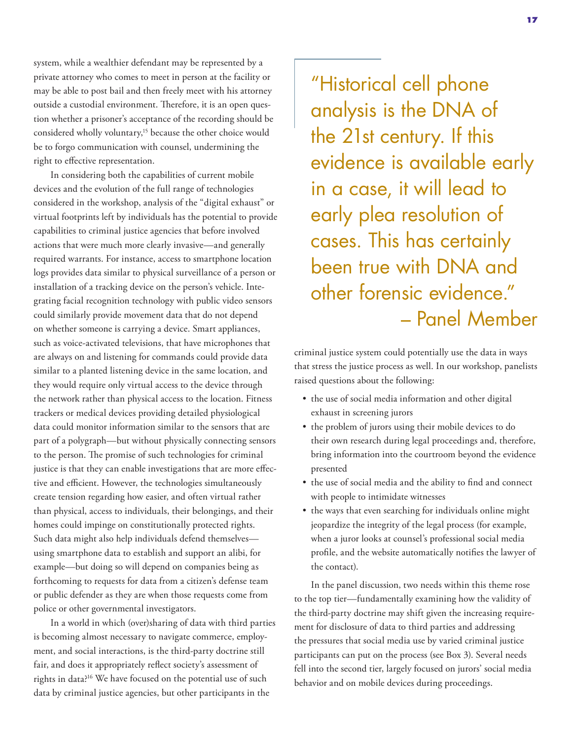system, while a wealthier defendant may be represented by a private attorney who comes to meet in person at the facility or may be able to post bail and then freely meet with his attorney outside a custodial environment. Therefore, it is an open question whether a prisoner's acceptance of the recording should be considered wholly voluntary,[15] because the other choice would be to forgo communication with counsel, undermining the right to effective representation.

In considering both the capabilities of current mobile devices and the evolution of the full range of technologies considered in the workshop, analysis of the "digital exhaust" or virtual footprints left by individuals has the potential to provide capabilities to criminal justice agencies that before involved actions that were much more clearly invasive—and generally required warrants. For instance, access to smartphone location logs provides data similar to physical surveillance of a person or installation of a tracking device on the person's vehicle. Integrating facial recognition technology with public video sensors could similarly provide movement data that do not depend on whether someone is carrying a device. Smart appliances, such as voice-activated televisions, that have microphones that are always on and listening for commands could provide data similar to a planted listening device in the same location, and they would require only virtual access to the device through the network rather than physical access to the location. Fitness trackers or medical devices providing detailed physiological data could monitor information similar to the sensors that are part of a polygraph—but without physically connecting sensors to the person. The promise of such technologies for criminal justice is that they can enable investigations that are more effective and efficient. However, the technologies simultaneously create tension regarding how easier, and often virtual rather than physical, access to individuals, their belongings, and their homes could impinge on constitutionally protected rights. Such data might also help individuals defend themselves—using smartphone data to establish and support an alibi, for example—but doing so will depend on companies being as forthcoming to requests for data from a citizen's defense team or public defender as they are when those requests come from police or other governmental investigators.

In a world in which (over)sharing of data with third parties is becoming almost necessary to navigate commerce, employment, and social interactions, is the third-party doctrine still fair, and does it appropriately reflect society's assessment of rights in data?[16] We have focused on the potential use of such data by criminal justice agencies, but other participants in the criminal justice system could potentially use the data in ways that stress the justice process as well. In our workshop, panelists raised questions about the following:

> "Historical cell phone analysis is the DNA of the 21st century. If this evidence is available early in a case, it will lead to early plea resolution of cases. This has certainly been true with DNA and other forensic evidence."
> – Panel Member

- the use of social media information and other digital exhaust in screening jurors
- the problem of jurors using their mobile devices to do their own research during legal proceedings and, therefore, bring information into the courtroom beyond the evidence presented
- the use of social media and the ability to find and connect with people to intimidate witnesses
- the ways that even searching for individuals online might jeopardize the integrity of the legal process (for example, when a juror looks at counsel's professional social media profile, and the website automatically notifies the lawyer of the contact).

In the panel discussion, two needs within this theme rose to the top tier—fundamentally examining how the validity of the third-party doctrine may shift given the increasing requirement for disclosure of data to third parties and addressing the pressures that social media use by varied criminal justice participants can put on the process (see Box 3). Several needs fell into the second tier, largely focused on jurors' social media behavior and on mobile devices during proceedings.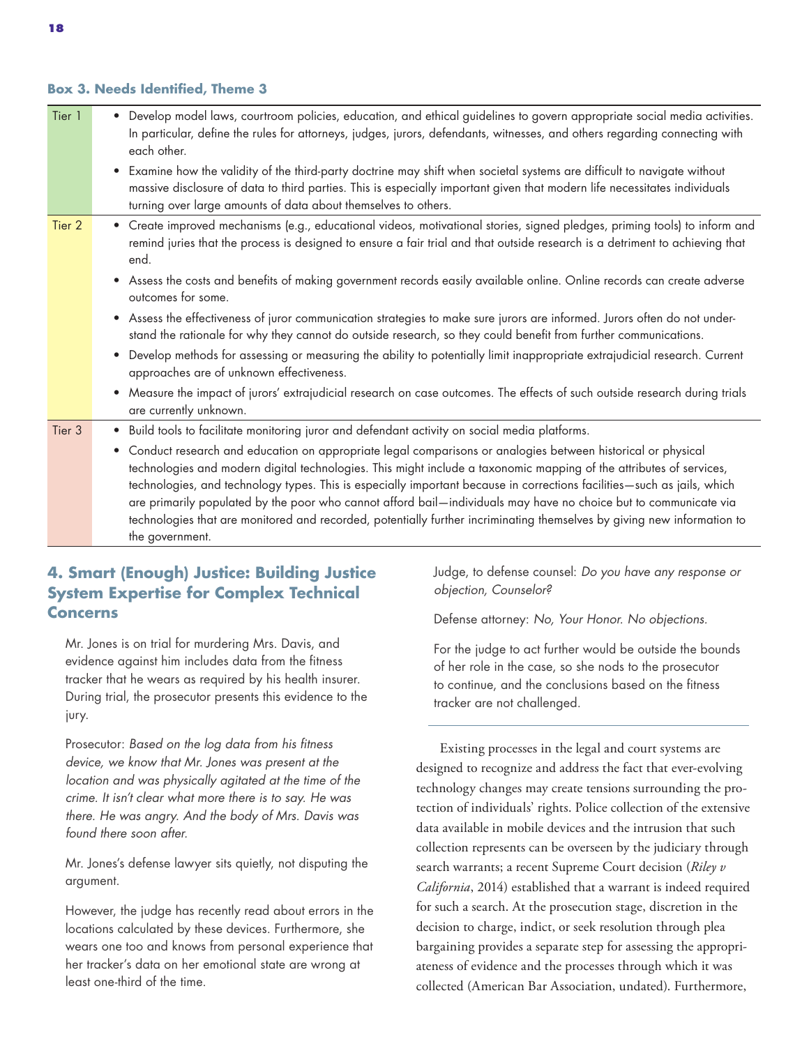**Box 3. Needs Identified, Theme 3**

| Tier | Needs |
|---|---|
| Tier 1 | • Develop model laws, courtroom policies, education, and ethical guidelines to govern appropriate social media activities. In particular, define the rules for attorneys, judges, jurors, defendants, witnesses, and others regarding connecting with each other.<br>• Examine how the validity of the third-party doctrine may shift when societal systems are difficult to navigate without massive disclosure of data to third parties. This is especially important given that modern life necessitates individuals turning over large amounts of data about themselves to others. |
| Tier 2 | • Create improved mechanisms (e.g., educational videos, motivational stories, signed pledges, priming tools) to inform and remind juries that the process is designed to ensure a fair trial and that outside research is a detriment to achieving that end.<br>• Assess the costs and benefits of making government records easily available online. Online records can create adverse outcomes for some.<br>• Assess the effectiveness of juror communication strategies to make sure jurors are informed. Jurors often do not understand the rationale for why they cannot do outside research, so they could benefit from further communications.<br>• Develop methods for assessing or measuring the ability to potentially limit inappropriate extrajudicial research. Current approaches are of unknown effectiveness.<br>• Measure the impact of jurors' extrajudicial research on case outcomes. The effects of such outside research during trials are currently unknown. |
| Tier 3 | • Build tools to facilitate monitoring juror and defendant activity on social media platforms.<br>• Conduct research and education on appropriate legal comparisons or analogies between historical or physical technologies and modern digital technologies. This might include a taxonomic mapping of the attributes of services, technologies, and technology types. This is especially important because in corrections facilities—such as jails, which are primarily populated by the poor who cannot afford bail—individuals may have no choice but to communicate via technologies that are monitored and recorded, potentially further incriminating themselves by giving new information to the government. |

## 4. Smart (Enough) Justice: Building Justice System Expertise for Complex Technical Concerns

Mr. Jones is on trial for murdering Mrs. Davis, and evidence against him includes data from the fitness tracker that he wears as required by his health insurer. During trial, the prosecutor presents this evidence to the jury.

Prosecutor: *Based on the log data from his fitness device, we know that Mr. Jones was present at the location and was physically agitated at the time of the crime. It isn't clear what more there is to say. He was there. He was angry. And the body of Mrs. Davis was found there soon after.*

Mr. Jones's defense lawyer sits quietly, not disputing the argument.

However, the judge has recently read about errors in the locations calculated by these devices. Furthermore, she wears one too and knows from personal experience that her tracker's data on her emotional state are wrong at least one-third of the time.

Judge, to defense counsel: *Do you have any response or objection, Counselor?*

Defense attorney: *No, Your Honor. No objections.*

For the judge to act further would be outside the bounds of her role in the case, so she nods to the prosecutor to continue, and the conclusions based on the fitness tracker are not challenged.

---

Existing processes in the legal and court systems are designed to recognize and address the fact that ever-evolving technology changes may create tensions surrounding the protection of individuals' rights. Police collection of the extensive data available in mobile devices and the intrusion that such collection represents can be overseen by the judiciary through search warrants; a recent Supreme Court decision (*Riley v California*, 2014) established that a warrant is indeed required for such a search. At the prosecution stage, discretion in the decision to charge, indict, or seek resolution through plea bargaining provides a separate step for assessing the appropriateness of evidence and the processes through which it was collected (American Bar Association, undated). Furthermore,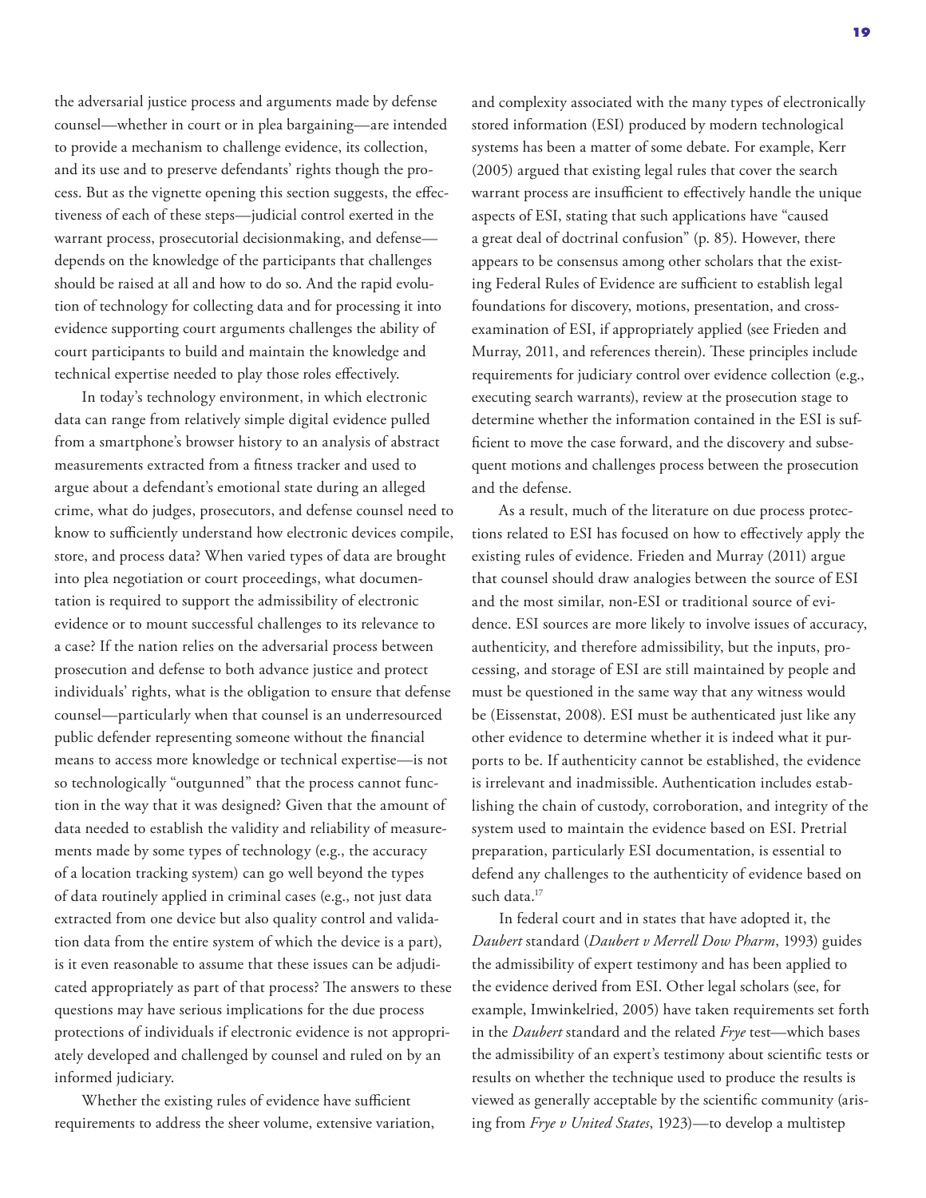the adversarial justice process and arguments made by defense counsel—whether in court or in plea bargaining—are intended to provide a mechanism to challenge evidence, its collection, and its use and to preserve defendants' rights though the process. But as the vignette opening this section suggests, the effectiveness of each of these steps—judicial control exerted in the warrant process, prosecutorial decisionmaking, and defense—depends on the knowledge of the participants that challenges should be raised at all and how to do so. And the rapid evolution of technology for collecting data and for processing it into evidence supporting court arguments challenges the ability of court participants to build and maintain the knowledge and technical expertise needed to play those roles effectively.

In today's technology environment, in which electronic data can range from relatively simple digital evidence pulled from a smartphone's browser history to an analysis of abstract measurements extracted from a fitness tracker and used to argue about a defendant's emotional state during an alleged crime, what do judges, prosecutors, and defense counsel need to know to sufficiently understand how electronic devices compile, store, and process data? When varied types of data are brought into plea negotiation or court proceedings, what documentation is required to support the admissibility of electronic evidence or to mount successful challenges to its relevance to a case? If the nation relies on the adversarial process between prosecution and defense to both advance justice and protect individuals' rights, what is the obligation to ensure that defense counsel—particularly when that counsel is an underresourced public defender representing someone without the financial means to access more knowledge or technical expertise—is not so technologically "outgunned" that the process cannot function in the way that it was designed? Given that the amount of data needed to establish the validity and reliability of measurements made by some types of technology (e.g., the accuracy of a location tracking system) can go well beyond the types of data routinely applied in criminal cases (e.g., not just data extracted from one device but also quality control and validation data from the entire system of which the device is a part), is it even reasonable to assume that these issues can be adjudicated appropriately as part of that process? The answers to these questions may have serious implications for the due process protections of individuals if electronic evidence is not appropriately developed and challenged by counsel and ruled on by an informed judiciary.

Whether the existing rules of evidence have sufficient requirements to address the sheer volume, extensive variation, and complexity associated with the many types of electronically stored information (ESI) produced by modern technological systems has been a matter of some debate. For example, Kerr (2005) argued that existing legal rules that cover the search warrant process are insufficient to effectively handle the unique aspects of ESI, stating that such applications have "caused a great deal of doctrinal confusion" (p. 85). However, there appears to be consensus among other scholars that the existing Federal Rules of Evidence are sufficient to establish legal foundations for discovery, motions, presentation, and cross-examination of ESI, if appropriately applied (see Frieden and Murray, 2011, and references therein). These principles include requirements for judiciary control over evidence collection (e.g., executing search warrants), review at the prosecution stage to determine whether the information contained in the ESI is sufficient to move the case forward, and the discovery and subsequent motions and challenges process between the prosecution and the defense.

As a result, much of the literature on due process protections related to ESI has focused on how to effectively apply the existing rules of evidence. Frieden and Murray (2011) argue that counsel should draw analogies between the source of ESI and the most similar, non-ESI or traditional source of evidence. ESI sources are more likely to involve issues of accuracy, authenticity, and therefore admissibility, but the inputs, processing, and storage of ESI are still maintained by people and must be questioned in the same way that any witness would be (Eissenstat, 2008). ESI must be authenticated just like any other evidence to determine whether it is indeed what it purports to be. If authenticity cannot be established, the evidence is irrelevant and inadmissible. Authentication includes establishing the chain of custody, corroboration, and integrity of the system used to maintain the evidence based on ESI. Pretrial preparation, particularly ESI documentation, is essential to defend any challenges to the authenticity of evidence based on such data.[17]

In federal court and in states that have adopted it, the *Daubert* standard (*Daubert v Merrell Dow Pharm*, 1993) guides the admissibility of expert testimony and has been applied to the evidence derived from ESI. Other legal scholars (see, for example, Imwinkelried, 2005) have taken requirements set forth in the *Daubert* standard and the related *Frye* test—which bases the admissibility of an expert's testimony about scientific tests or results on whether the technique used to produce the results is viewed as generally acceptable by the scientific community (arising from *Frye v United States*, 1923)—to develop a multistep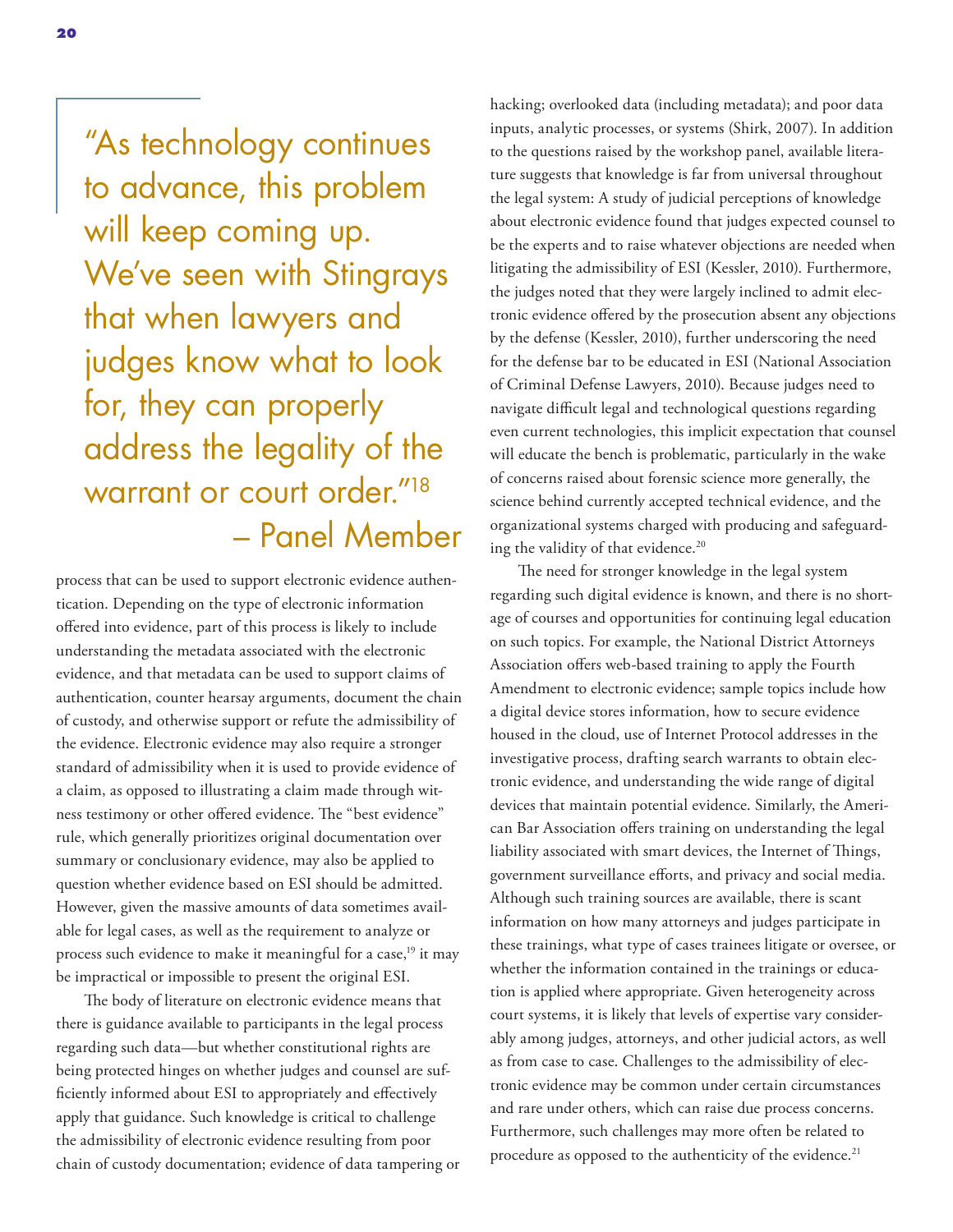> "As technology continues to advance, this problem will keep coming up. We've seen with Stingrays that when lawyers and judges know what to look for, they can properly address the legality of the warrant or court order."[18]
> – Panel Member

process that can be used to support electronic evidence authentication. Depending on the type of electronic information offered into evidence, part of this process is likely to include understanding the metadata associated with the electronic evidence, and that metadata can be used to support claims of authentication, counter hearsay arguments, document the chain of custody, and otherwise support or refute the admissibility of the evidence. Electronic evidence may also require a stronger standard of admissibility when it is used to provide evidence of a claim, as opposed to illustrating a claim made through witness testimony or other offered evidence. The "best evidence" rule, which generally prioritizes original documentation over summary or conclusionary evidence, may also be applied to question whether evidence based on ESI should be admitted. However, given the massive amounts of data sometimes available for legal cases, as well as the requirement to analyze or process such evidence to make it meaningful for a case,[19] it may be impractical or impossible to present the original ESI.

The body of literature on electronic evidence means that there is guidance available to participants in the legal process regarding such data—but whether constitutional rights are being protected hinges on whether judges and counsel are sufficiently informed about ESI to appropriately and effectively apply that guidance. Such knowledge is critical to challenge the admissibility of electronic evidence resulting from poor chain of custody documentation; evidence of data tampering or hacking; overlooked data (including metadata); and poor data inputs, analytic processes, or systems (Shirk, 2007). In addition to the questions raised by the workshop panel, available literature suggests that knowledge is far from universal throughout the legal system: A study of judicial perceptions of knowledge about electronic evidence found that judges expected counsel to be the experts and to raise whatever objections are needed when litigating the admissibility of ESI (Kessler, 2010). Furthermore, the judges noted that they were largely inclined to admit electronic evidence offered by the prosecution absent any objections by the defense (Kessler, 2010), further underscoring the need for the defense bar to be educated in ESI (National Association of Criminal Defense Lawyers, 2010). Because judges need to navigate difficult legal and technological questions regarding even current technologies, this implicit expectation that counsel will educate the bench is problematic, particularly in the wake of concerns raised about forensic science more generally, the science behind currently accepted technical evidence, and the organizational systems charged with producing and safeguarding the validity of that evidence.[20]

The need for stronger knowledge in the legal system regarding such digital evidence is known, and there is no shortage of courses and opportunities for continuing legal education on such topics. For example, the National District Attorneys Association offers web-based training to apply the Fourth Amendment to electronic evidence; sample topics include how a digital device stores information, how to secure evidence housed in the cloud, use of Internet Protocol addresses in the investigative process, drafting search warrants to obtain electronic evidence, and understanding the wide range of digital devices that maintain potential evidence. Similarly, the American Bar Association offers training on understanding the legal liability associated with smart devices, the Internet of Things, government surveillance efforts, and privacy and social media. Although such training sources are available, there is scant information on how many attorneys and judges participate in these trainings, what type of cases trainees litigate or oversee, or whether the information contained in the trainings or education is applied where appropriate. Given heterogeneity across court systems, it is likely that levels of expertise vary considerably among judges, attorneys, and other judicial actors, as well as from case to case. Challenges to the admissibility of electronic evidence may be common under certain circumstances and rare under others, which can raise due process concerns. Furthermore, such challenges may more often be related to procedure as opposed to the authenticity of the evidence.[21]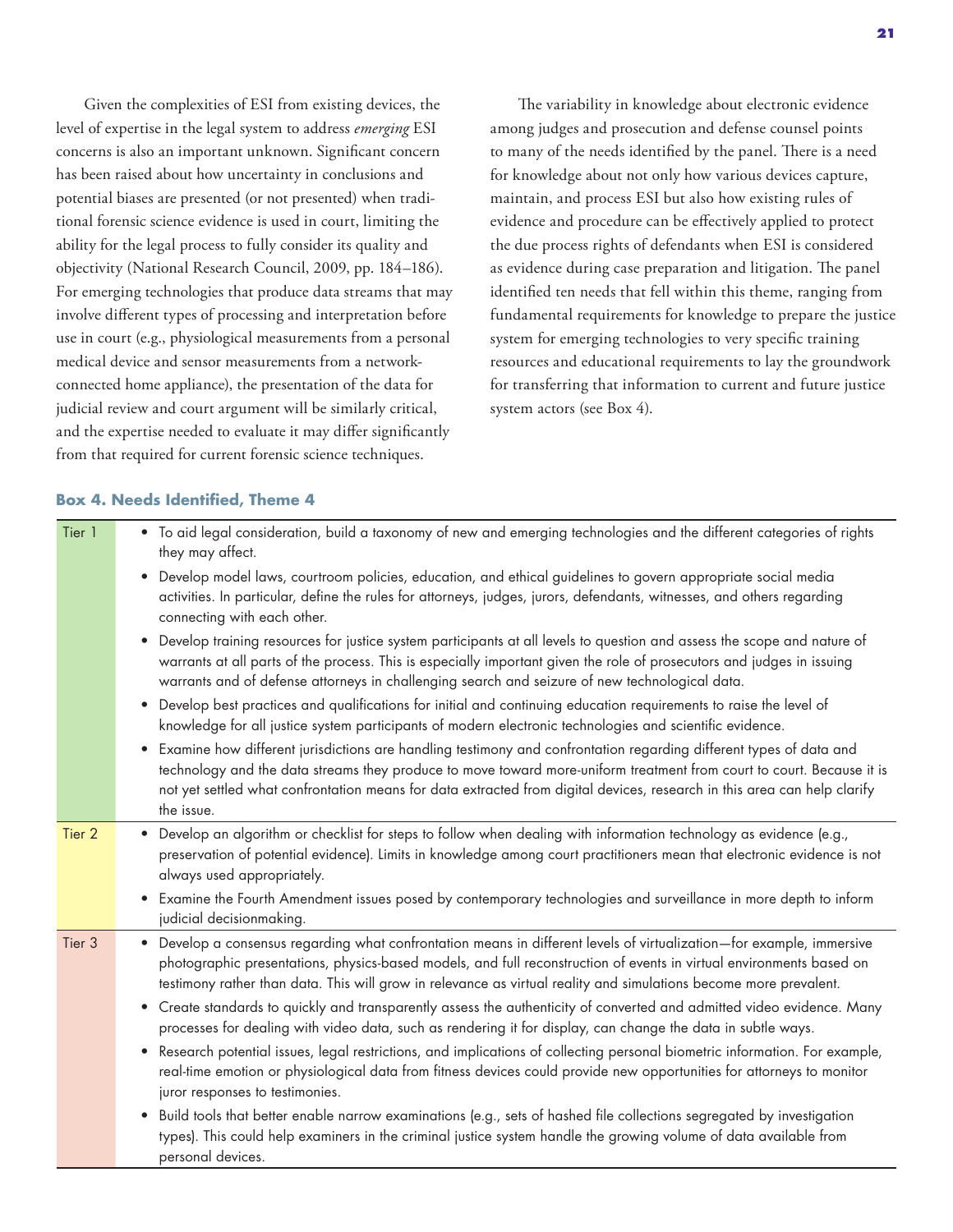Given the complexities of ESI from existing devices, the level of expertise in the legal system to address *emerging* ESI concerns is also an important unknown. Significant concern has been raised about how uncertainty in conclusions and potential biases are presented (or not presented) when traditional forensic science evidence is used in court, limiting the ability for the legal process to fully consider its quality and objectivity (National Research Council, 2009, pp. 184–186). For emerging technologies that produce data streams that may involve different types of processing and interpretation before use in court (e.g., physiological measurements from a personal medical device and sensor measurements from a network-connected home appliance), the presentation of the data for judicial review and court argument will be similarly critical, and the expertise needed to evaluate it may differ significantly from that required for current forensic science techniques.

The variability in knowledge about electronic evidence among judges and prosecution and defense counsel points to many of the needs identified by the panel. There is a need for knowledge about not only how various devices capture, maintain, and process ESI but also how existing rules of evidence and procedure can be effectively applied to protect the due process rights of defendants when ESI is considered as evidence during case preparation and litigation. The panel identified ten needs that fell within this theme, ranging from fundamental requirements for knowledge to prepare the justice system for emerging technologies to very specific training resources and educational requirements to lay the groundwork for transferring that information to current and future justice system actors (see Box 4).

**Box 4. Needs Identified, Theme 4**

| Tier | Needs |
|---|---|
| Tier 1 | • To aid legal consideration, build a taxonomy of new and emerging technologies and the different categories of rights they may affect.<br>• Develop model laws, courtroom policies, education, and ethical guidelines to govern appropriate social media activities. In particular, define the rules for attorneys, judges, jurors, defendants, witnesses, and others regarding connecting with each other.<br>• Develop training resources for justice system participants at all levels to question and assess the scope and nature of warrants at all parts of the process. This is especially important given the role of prosecutors and judges in issuing warrants and of defense attorneys in challenging search and seizure of new technological data.<br>• Develop best practices and qualifications for initial and continuing education requirements to raise the level of knowledge for all justice system participants of modern electronic technologies and scientific evidence.<br>• Examine how different jurisdictions are handling testimony and confrontation regarding different types of data and technology and the data streams they produce to move toward more-uniform treatment from court to court. Because it is not yet settled what confrontation means for data extracted from digital devices, research in this area can help clarify the issue. |
| Tier 2 | • Develop an algorithm or checklist for steps to follow when dealing with information technology as evidence (e.g., preservation of potential evidence). Limits in knowledge among court practitioners mean that electronic evidence is not always used appropriately.<br>• Examine the Fourth Amendment issues posed by contemporary technologies and surveillance in more depth to inform judicial decisionmaking. |
| Tier 3 | • Develop a consensus regarding what confrontation means in different levels of virtualization—for example, immersive photographic presentations, physics-based models, and full reconstruction of events in virtual environments based on testimony rather than data. This will grow in relevance as virtual reality and simulations become more prevalent.<br>• Create standards to quickly and transparently assess the authenticity of converted and admitted video evidence. Many processes for dealing with video data, such as rendering it for display, can change the data in subtle ways.<br>• Research potential issues, legal restrictions, and implications of collecting personal biometric information. For example, real-time emotion or physiological data from fitness devices could provide new opportunities for attorneys to monitor juror responses to testimonies.<br>• Build tools that better enable narrow examinations (e.g., sets of hashed file collections segregated by investigation types). This could help examiners in the criminal justice system handle the growing volume of data available from personal devices. |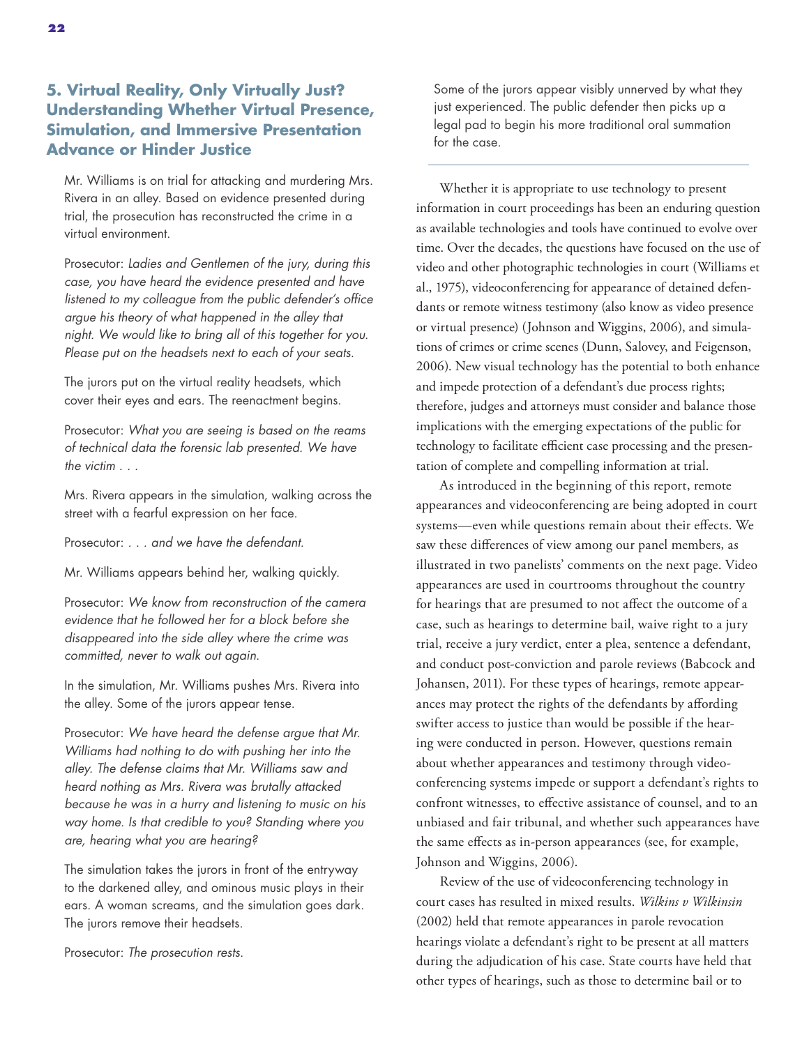## 5. Virtual Reality, Only Virtually Just? Understanding Whether Virtual Presence, Simulation, and Immersive Presentation Advance or Hinder Justice

Mr. Williams is on trial for attacking and murdering Mrs. Rivera in an alley. Based on evidence presented during trial, the prosecution has reconstructed the crime in a virtual environment.

Prosecutor: *Ladies and Gentlemen of the jury, during this case, you have heard the evidence presented and have listened to my colleague from the public defender's office argue his theory of what happened in the alley that night. We would like to bring all of this together for you. Please put on the headsets next to each of your seats.*

The jurors put on the virtual reality headsets, which cover their eyes and ears. The reenactment begins.

Prosecutor: *What you are seeing is based on the reams of technical data the forensic lab presented. We have the victim . . .*

Mrs. Rivera appears in the simulation, walking across the street with a fearful expression on her face.

Prosecutor: *. . . and we have the defendant.*

Mr. Williams appears behind her, walking quickly.

Prosecutor: *We know from reconstruction of the camera evidence that he followed her for a block before she disappeared into the side alley where the crime was committed, never to walk out again.*

In the simulation, Mr. Williams pushes Mrs. Rivera into the alley. Some of the jurors appear tense.

Prosecutor: *We have heard the defense argue that Mr. Williams had nothing to do with pushing her into the alley. The defense claims that Mr. Williams saw and heard nothing as Mrs. Rivera was brutally attacked because he was in a hurry and listening to music on his way home. Is that credible to you? Standing where you are, hearing what you are hearing?*

The simulation takes the jurors in front of the entryway to the darkened alley, and ominous music plays in their ears. A woman screams, and the simulation goes dark. The jurors remove their headsets.

Prosecutor: *The prosecution rests.*

Some of the jurors appear visibly unnerved by what they just experienced. The public defender then picks up a legal pad to begin his more traditional oral summation for the case.

---

Whether it is appropriate to use technology to present information in court proceedings has been an enduring question as available technologies and tools have continued to evolve over time. Over the decades, the questions have focused on the use of video and other photographic technologies in court (Williams et al., 1975), videoconferencing for appearance of detained defendants or remote witness testimony (also know as video presence or virtual presence) (Johnson and Wiggins, 2006), and simulations of crimes or crime scenes (Dunn, Salovey, and Feigenson, 2006). New visual technology has the potential to both enhance and impede protection of a defendant's due process rights; therefore, judges and attorneys must consider and balance those implications with the emerging expectations of the public for technology to facilitate efficient case processing and the presentation of complete and compelling information at trial.

As introduced in the beginning of this report, remote appearances and videoconferencing are being adopted in court systems—even while questions remain about their effects. We saw these differences of view among our panel members, as illustrated in two panelists' comments on the next page. Video appearances are used in courtrooms throughout the country for hearings that are presumed to not affect the outcome of a case, such as hearings to determine bail, waive right to a jury trial, receive a jury verdict, enter a plea, sentence a defendant, and conduct post-conviction and parole reviews (Babcock and Johansen, 2011). For these types of hearings, remote appearances may protect the rights of the defendants by affording swifter access to justice than would be possible if the hearing were conducted in person. However, questions remain about whether appearances and testimony through videoconferencing systems impede or support a defendant's rights to confront witnesses, to effective assistance of counsel, and to an unbiased and fair tribunal, and whether such appearances have the same effects as in-person appearances (see, for example, Johnson and Wiggins, 2006).

Review of the use of videoconferencing technology in court cases has resulted in mixed results. *Wilkins v Wilkinsin* (2002) held that remote appearances in parole revocation hearings violate a defendant's right to be present at all matters during the adjudication of his case. State courts have held that other types of hearings, such as those to determine bail or to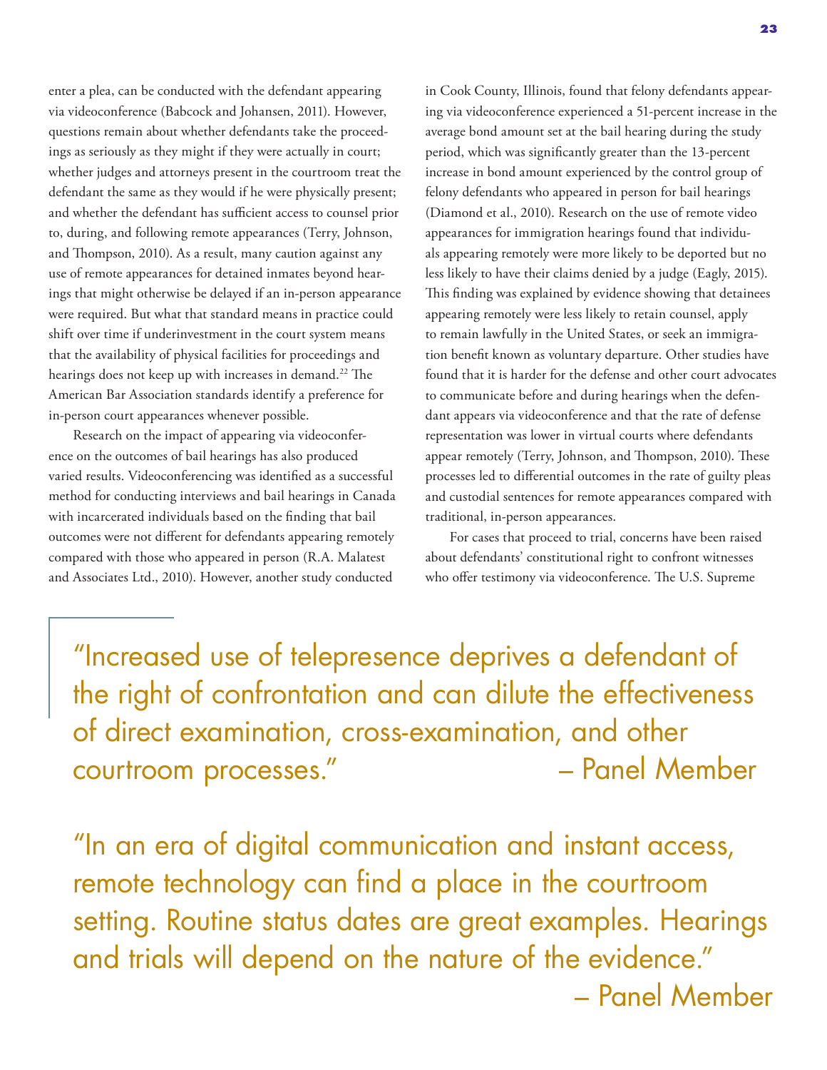enter a plea, can be conducted with the defendant appearing via videoconference (Babcock and Johansen, 2011). However, questions remain about whether defendants take the proceedings as seriously as they might if they were actually in court; whether judges and attorneys present in the courtroom treat the defendant the same as they would if he were physically present; and whether the defendant has sufficient access to counsel prior to, during, and following remote appearances (Terry, Johnson, and Thompson, 2010). As a result, many caution against any use of remote appearances for detained inmates beyond hearings that might otherwise be delayed if an in-person appearance were required. But what that standard means in practice could shift over time if underinvestment in the court system means that the availability of physical facilities for proceedings and hearings does not keep up with increases in demand.[22] The American Bar Association standards identify a preference for in-person court appearances whenever possible.

Research on the impact of appearing via videoconference on the outcomes of bail hearings has also produced varied results. Videoconferencing was identified as a successful method for conducting interviews and bail hearings in Canada with incarcerated individuals based on the finding that bail outcomes were not different for defendants appearing remotely compared with those who appeared in person (R.A. Malatest and Associates Ltd., 2010). However, another study conducted in Cook County, Illinois, found that felony defendants appearing via videoconference experienced a 51-percent increase in the average bond amount set at the bail hearing during the study period, which was significantly greater than the 13-percent increase in bond amount experienced by the control group of felony defendants who appeared in person for bail hearings (Diamond et al., 2010). Research on the use of remote video appearances for immigration hearings found that individuals appearing remotely were more likely to be deported but no less likely to have their claims denied by a judge (Eagly, 2015). This finding was explained by evidence showing that detainees appearing remotely were less likely to retain counsel, apply to remain lawfully in the United States, or seek an immigration benefit known as voluntary departure. Other studies have found that it is harder for the defense and other court advocates to communicate before and during hearings when the defendant appears via videoconference and that the rate of defense representation was lower in virtual courts where defendants appear remotely (Terry, Johnson, and Thompson, 2010). These processes led to differential outcomes in the rate of guilty pleas and custodial sentences for remote appearances compared with traditional, in-person appearances.

For cases that proceed to trial, concerns have been raised about defendants' constitutional right to confront witnesses who offer testimony via videoconference. The U.S. Supreme

> "Increased use of telepresence deprives a defendant of the right of confrontation and can dilute the effectiveness of direct examination, cross-examination, and other courtroom processes." – Panel Member

> "In an era of digital communication and instant access, remote technology can find a place in the courtroom setting. Routine status dates are great examples. Hearings and trials will depend on the nature of the evidence." – Panel Member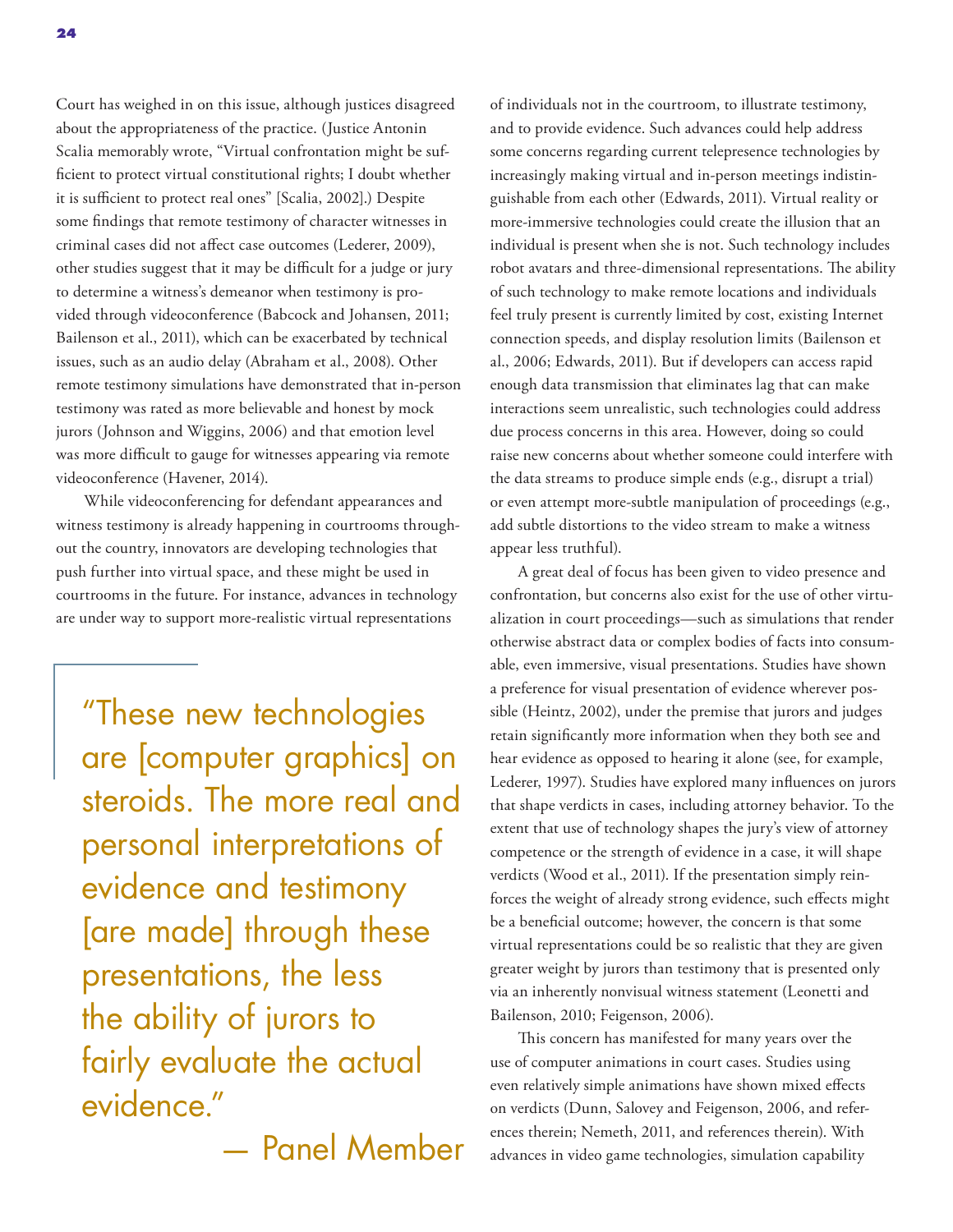Court has weighed in on this issue, although justices disagreed about the appropriateness of the practice. (Justice Antonin Scalia memorably wrote, "Virtual confrontation might be sufficient to protect virtual constitutional rights; I doubt whether it is sufficient to protect real ones" [Scalia, 2002].) Despite some findings that remote testimony of character witnesses in criminal cases did not affect case outcomes (Lederer, 2009), other studies suggest that it may be difficult for a judge or jury to determine a witness's demeanor when testimony is provided through videoconference (Babcock and Johansen, 2011; Bailenson et al., 2011), which can be exacerbated by technical issues, such as an audio delay (Abraham et al., 2008). Other remote testimony simulations have demonstrated that in-person testimony was rated as more believable and honest by mock jurors (Johnson and Wiggins, 2006) and that emotion level was more difficult to gauge for witnesses appearing via remote videoconference (Havener, 2014).

While videoconferencing for defendant appearances and witness testimony is already happening in courtrooms throughout the country, innovators are developing technologies that push further into virtual space, and these might be used in courtrooms in the future. For instance, advances in technology are under way to support more-realistic virtual representations of individuals not in the courtroom, to illustrate testimony, and to provide evidence. Such advances could help address some concerns regarding current telepresence technologies by increasingly making virtual and in-person meetings indistinguishable from each other (Edwards, 2011). Virtual reality or more-immersive technologies could create the illusion that an individual is present when she is not. Such technology includes robot avatars and three-dimensional representations. The ability of such technology to make remote locations and individuals feel truly present is currently limited by cost, existing Internet connection speeds, and display resolution limits (Bailenson et al., 2006; Edwards, 2011). But if developers can access rapid enough data transmission that eliminates lag that can make interactions seem unrealistic, such technologies could address due process concerns in this area. However, doing so could raise new concerns about whether someone could interfere with the data streams to produce simple ends (e.g., disrupt a trial) or even attempt more-subtle manipulation of proceedings (e.g., add subtle distortions to the video stream to make a witness appear less truthful).

> "These new technologies are [computer graphics] on steroids. The more real and personal interpretations of evidence and testimony [are made] through these presentations, the less the ability of jurors to fairly evaluate the actual evidence."
>
> — Panel Member

A great deal of focus has been given to video presence and confrontation, but concerns also exist for the use of other virtualization in court proceedings—such as simulations that render otherwise abstract data or complex bodies of facts into consumable, even immersive, visual presentations. Studies have shown a preference for visual presentation of evidence wherever possible (Heintz, 2002), under the premise that jurors and judges retain significantly more information when they both see and hear evidence as opposed to hearing it alone (see, for example, Lederer, 1997). Studies have explored many influences on jurors that shape verdicts in cases, including attorney behavior. To the extent that use of technology shapes the jury's view of attorney competence or the strength of evidence in a case, it will shape verdicts (Wood et al., 2011). If the presentation simply reinforces the weight of already strong evidence, such effects might be a beneficial outcome; however, the concern is that some virtual representations could be so realistic that they are given greater weight by jurors than testimony that is presented only via an inherently nonvisual witness statement (Leonetti and Bailenson, 2010; Feigenson, 2006).

This concern has manifested for many years over the use of computer animations in court cases. Studies using even relatively simple animations have shown mixed effects on verdicts (Dunn, Salovey and Feigenson, 2006, and references therein; Nemeth, 2011, and references therein). With advances in video game technologies, simulation capability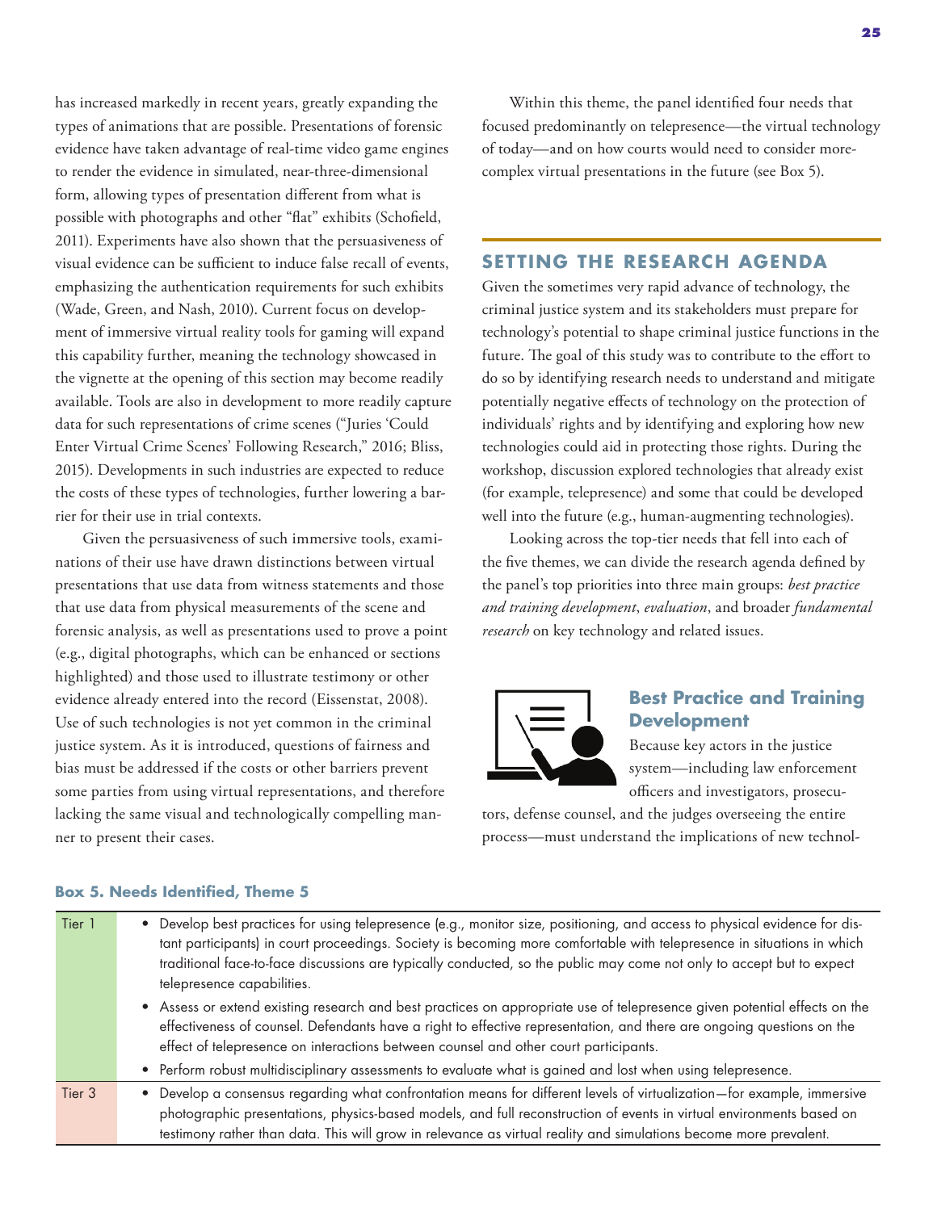has increased markedly in recent years, greatly expanding the types of animations that are possible. Presentations of forensic evidence have taken advantage of real-time video game engines to render the evidence in simulated, near-three-dimensional form, allowing types of presentation different from what is possible with photographs and other "flat" exhibits (Schofield, 2011). Experiments have also shown that the persuasiveness of visual evidence can be sufficient to induce false recall of events, emphasizing the authentication requirements for such exhibits (Wade, Green, and Nash, 2010). Current focus on development of immersive virtual reality tools for gaming will expand this capability further, meaning the technology showcased in the vignette at the opening of this section may become readily available. Tools are also in development to more readily capture data for such representations of crime scenes ("Juries 'Could Enter Virtual Crime Scenes' Following Research," 2016; Bliss, 2015). Developments in such industries are expected to reduce the costs of these types of technologies, further lowering a barrier for their use in trial contexts.

Given the persuasiveness of such immersive tools, examinations of their use have drawn distinctions between virtual presentations that use data from witness statements and those that use data from physical measurements of the scene and forensic analysis, as well as presentations used to prove a point (e.g., digital photographs, which can be enhanced or sections highlighted) and those used to illustrate testimony or other evidence already entered into the record (Eissenstat, 2008). Use of such technologies is not yet common in the criminal justice system. As it is introduced, questions of fairness and bias must be addressed if the costs or other barriers prevent some parties from using virtual representations, and therefore lacking the same visual and technologically compelling manner to present their cases.

Within this theme, the panel identified four needs that focused predominantly on telepresence—the virtual technology of today—and on how courts would need to consider more-complex virtual presentations in the future (see Box 5).

## SETTING THE RESEARCH AGENDA

Given the sometimes very rapid advance of technology, the criminal justice system and its stakeholders must prepare for technology's potential to shape criminal justice functions in the future. The goal of this study was to contribute to the effort to do so by identifying research needs to understand and mitigate potentially negative effects of technology on the protection of individuals' rights and by identifying and exploring how new technologies could aid in protecting those rights. During the workshop, discussion explored technologies that already exist (for example, telepresence) and some that could be developed well into the future (e.g., human-augmenting technologies).

Looking across the top-tier needs that fell into each of the five themes, we can divide the research agenda defined by the panel's top priorities into three main groups: *best practice and training development*, *evaluation*, and broader *fundamental research* on key technology and related issues.

### Best Practice and Training Development

Because key actors in the justice system—including law enforcement officers and investigators, prosecutors, defense counsel, and the judges overseeing the entire process—must understand the implications of new technol-

**Box 5. Needs Identified, Theme 5**

| | |
|---|---|
| Tier 1 | • Develop best practices for using telepresence (e.g., monitor size, positioning, and access to physical evidence for distant participants) in court proceedings. Society is becoming more comfortable with telepresence in situations in which traditional face-to-face discussions are typically conducted, so the public may come not only to accept but to expect telepresence capabilities. |
| | • Assess or extend existing research and best practices on appropriate use of telepresence given potential effects on the effectiveness of counsel. Defendants have a right to effective representation, and there are ongoing questions on the effect of telepresence on interactions between counsel and other court participants. |
| | • Perform robust multidisciplinary assessments to evaluate what is gained and lost when using telepresence. |
| Tier 3 | • Develop a consensus regarding what confrontation means for different levels of virtualization—for example, immersive photographic presentations, physics-based models, and full reconstruction of events in virtual environments based on testimony rather than data. This will grow in relevance as virtual reality and simulations become more prevalent. |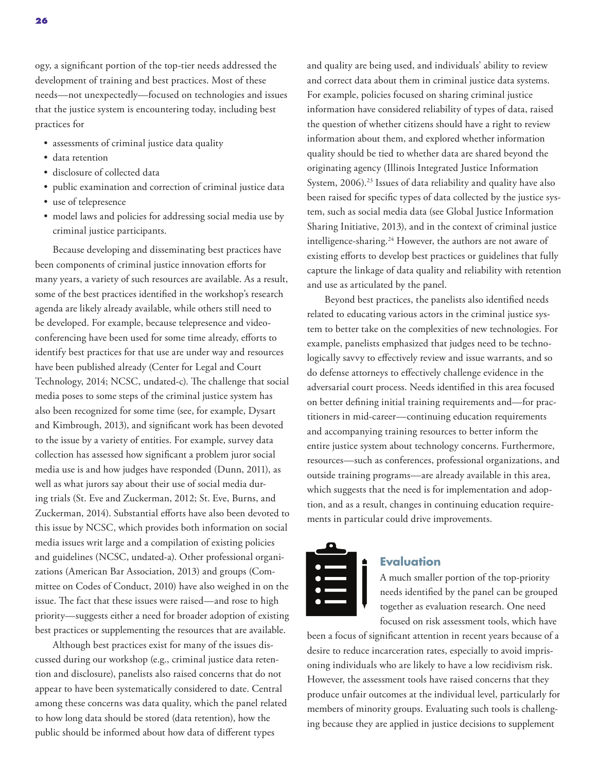ogy, a significant portion of the top-tier needs addressed the development of training and best practices. Most of these needs—not unexpectedly—focused on technologies and issues that the justice system is encountering today, including best practices for

- assessments of criminal justice data quality
- data retention
- disclosure of collected data
- public examination and correction of criminal justice data
- use of telepresence
- model laws and policies for addressing social media use by criminal justice participants.

Because developing and disseminating best practices have been components of criminal justice innovation efforts for many years, a variety of such resources are available. As a result, some of the best practices identified in the workshop's research agenda are likely already available, while others still need to be developed. For example, because telepresence and video-conferencing have been used for some time already, efforts to identify best practices for that use are under way and resources have been published already (Center for Legal and Court Technology, 2014; NCSC, undated-c). The challenge that social media poses to some steps of the criminal justice system has also been recognized for some time (see, for example, Dysart and Kimbrough, 2013), and significant work has been devoted to the issue by a variety of entities. For example, survey data collection has assessed how significant a problem juror social media use is and how judges have responded (Dunn, 2011), as well as what jurors say about their use of social media during trials (St. Eve and Zuckerman, 2012; St. Eve, Burns, and Zuckerman, 2014). Substantial efforts have also been devoted to this issue by NCSC, which provides both information on social media issues writ large and a compilation of existing policies and guidelines (NCSC, undated-a). Other professional organizations (American Bar Association, 2013) and groups (Committee on Codes of Conduct, 2010) have also weighed in on the issue. The fact that these issues were raised—and rose to high priority—suggests either a need for broader adoption of existing best practices or supplementing the resources that are available.

Although best practices exist for many of the issues discussed during our workshop (e.g., criminal justice data retention and disclosure), panelists also raised concerns that do not appear to have been systematically considered to date. Central among these concerns was data quality, which the panel related to how long data should be stored (data retention), how the public should be informed about how data of different types and quality are being used, and individuals' ability to review and correct data about them in criminal justice data systems. For example, policies focused on sharing criminal justice information have considered reliability of types of data, raised the question of whether citizens should have a right to review information about them, and explored whether information quality should be tied to whether data are shared beyond the originating agency (Illinois Integrated Justice Information System, 2006).[23] Issues of data reliability and quality have also been raised for specific types of data collected by the justice system, such as social media data (see Global Justice Information Sharing Initiative, 2013), and in the context of criminal justice intelligence-sharing.[24] However, the authors are not aware of existing efforts to develop best practices or guidelines that fully capture the linkage of data quality and reliability with retention and use as articulated by the panel.

Beyond best practices, the panelists also identified needs related to educating various actors in the criminal justice system to better take on the complexities of new technologies. For example, panelists emphasized that judges need to be technologically savvy to effectively review and issue warrants, and so do defense attorneys to effectively challenge evidence in the adversarial court process. Needs identified in this area focused on better defining initial training requirements and—for practitioners in mid-career—continuing education requirements and accompanying training resources to better inform the entire justice system about technology concerns. Furthermore, resources—such as conferences, professional organizations, and outside training programs—are already available in this area, which suggests that the need is for implementation and adoption, and as a result, changes in continuing education requirements in particular could drive improvements.

### Evaluation

A much smaller portion of the top-priority needs identified by the panel can be grouped together as evaluation research. One need focused on risk assessment tools, which have been a focus of significant attention in recent years because of a desire to reduce incarceration rates, especially to avoid imprisoning individuals who are likely to have a low recidivism risk. However, the assessment tools have raised concerns that they produce unfair outcomes at the individual level, particularly for members of minority groups. Evaluating such tools is challenging because they are applied in justice decisions to supplement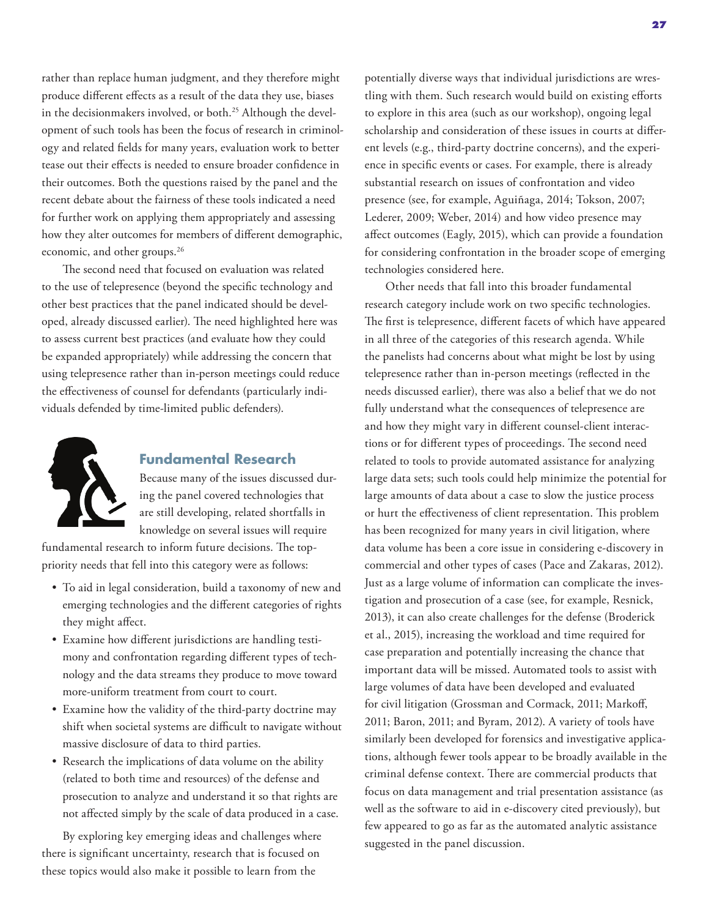rather than replace human judgment, and they therefore might produce different effects as a result of the data they use, biases in the decisionmakers involved, or both.[25] Although the development of such tools has been the focus of research in criminology and related fields for many years, evaluation work to better tease out their effects is needed to ensure broader confidence in their outcomes. Both the questions raised by the panel and the recent debate about the fairness of these tools indicated a need for further work on applying them appropriately and assessing how they alter outcomes for members of different demographic, economic, and other groups.[26]

The second need that focused on evaluation was related to the use of telepresence (beyond the specific technology and other best practices that the panel indicated should be developed, already discussed earlier). The need highlighted here was to assess current best practices (and evaluate how they could be expanded appropriately) while addressing the concern that using telepresence rather than in-person meetings could reduce the effectiveness of counsel for defendants (particularly individuals defended by time-limited public defenders).

## Fundamental Research

Because many of the issues discussed during the panel covered technologies that are still developing, related shortfalls in knowledge on several issues will require fundamental research to inform future decisions. The top-priority needs that fell into this category were as follows:

- To aid in legal consideration, build a taxonomy of new and emerging technologies and the different categories of rights they might affect.
- Examine how different jurisdictions are handling testimony and confrontation regarding different types of technology and the data streams they produce to move toward more-uniform treatment from court to court.
- Examine how the validity of the third-party doctrine may shift when societal systems are difficult to navigate without massive disclosure of data to third parties.
- Research the implications of data volume on the ability (related to both time and resources) of the defense and prosecution to analyze and understand it so that rights are not affected simply by the scale of data produced in a case.

By exploring key emerging ideas and challenges where there is significant uncertainty, research that is focused on these topics would also make it possible to learn from the potentially diverse ways that individual jurisdictions are wrestling with them. Such research would build on existing efforts to explore in this area (such as our workshop), ongoing legal scholarship and consideration of these issues in courts at different levels (e.g., third-party doctrine concerns), and the experience in specific events or cases. For example, there is already substantial research on issues of confrontation and video presence (see, for example, Aguiñaga, 2014; Tokson, 2007; Lederer, 2009; Weber, 2014) and how video presence may affect outcomes (Eagly, 2015), which can provide a foundation for considering confrontation in the broader scope of emerging technologies considered here.

Other needs that fall into this broader fundamental research category include work on two specific technologies. The first is telepresence, different facets of which have appeared in all three of the categories of this research agenda. While the panelists had concerns about what might be lost by using telepresence rather than in-person meetings (reflected in the needs discussed earlier), there was also a belief that we do not fully understand what the consequences of telepresence are and how they might vary in different counsel-client interactions or for different types of proceedings. The second need related to tools to provide automated assistance for analyzing large data sets; such tools could help minimize the potential for large amounts of data about a case to slow the justice process or hurt the effectiveness of client representation. This problem has been recognized for many years in civil litigation, where data volume has been a core issue in considering e-discovery in commercial and other types of cases (Pace and Zakaras, 2012). Just as a large volume of information can complicate the investigation and prosecution of a case (see, for example, Resnick, 2013), it can also create challenges for the defense (Broderick et al., 2015), increasing the workload and time required for case preparation and potentially increasing the chance that important data will be missed. Automated tools to assist with large volumes of data have been developed and evaluated for civil litigation (Grossman and Cormack, 2011; Markoff, 2011; Baron, 2011; and Byram, 2012). A variety of tools have similarly been developed for forensics and investigative applications, although fewer tools appear to be broadly available in the criminal defense context. There are commercial products that focus on data management and trial presentation assistance (as well as the software to aid in e-discovery cited previously), but few appeared to go as far as the automated analytic assistance suggested in the panel discussion.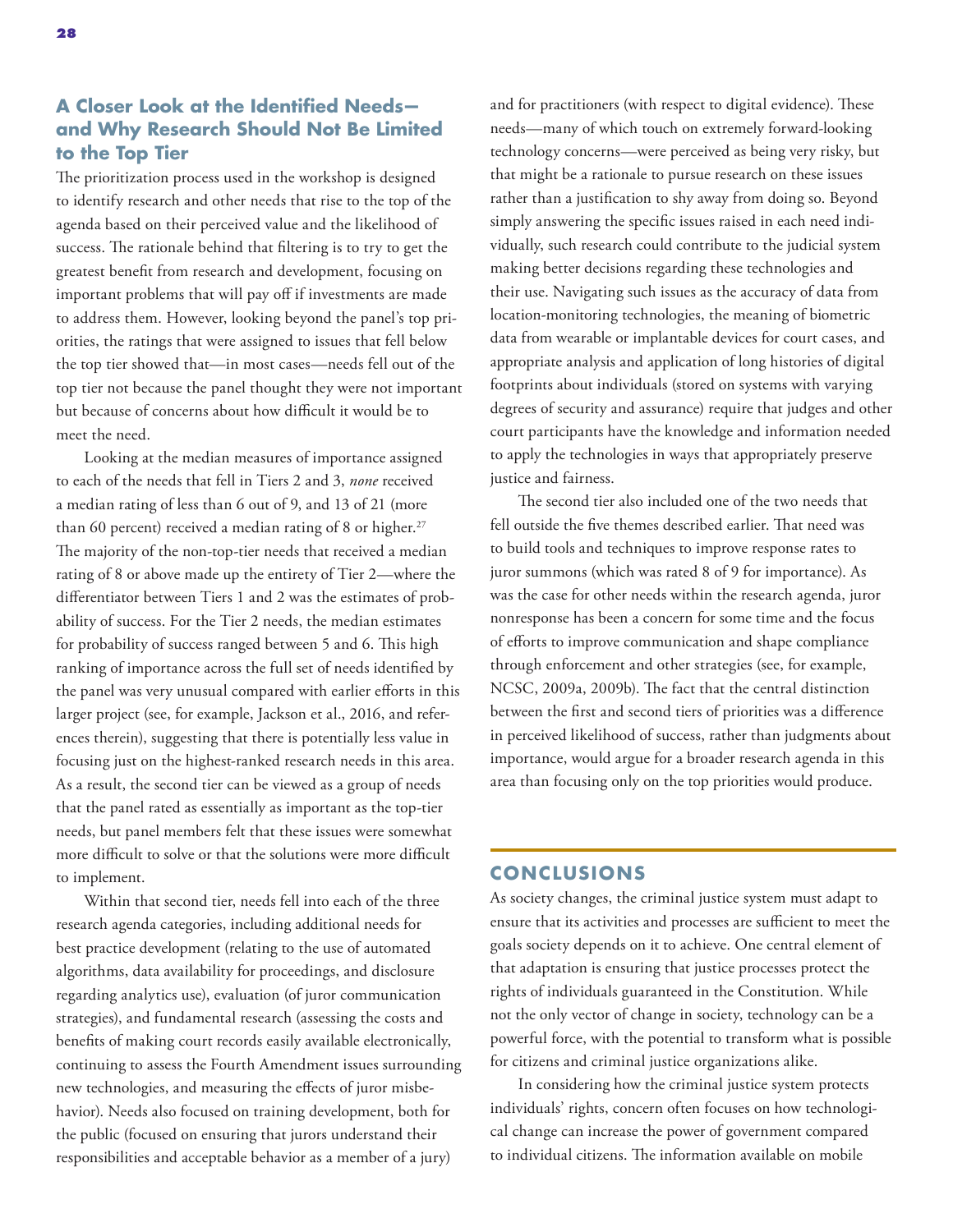## A Closer Look at the Identified Needs—and Why Research Should Not Be Limited to the Top Tier

The prioritization process used in the workshop is designed to identify research and other needs that rise to the top of the agenda based on their perceived value and the likelihood of success. The rationale behind that filtering is to try to get the greatest benefit from research and development, focusing on important problems that will pay off if investments are made to address them. However, looking beyond the panel's top priorities, the ratings that were assigned to issues that fell below the top tier showed that—in most cases—needs fell out of the top tier not because the panel thought they were not important but because of concerns about how difficult it would be to meet the need.

Looking at the median measures of importance assigned to each of the needs that fell in Tiers 2 and 3, *none* received a median rating of less than 6 out of 9, and 13 of 21 (more than 60 percent) received a median rating of 8 or higher.[27] The majority of the non-top-tier needs that received a median rating of 8 or above made up the entirety of Tier 2—where the differentiator between Tiers 1 and 2 was the estimates of probability of success. For the Tier 2 needs, the median estimates for probability of success ranged between 5 and 6. This high ranking of importance across the full set of needs identified by the panel was very unusual compared with earlier efforts in this larger project (see, for example, Jackson et al., 2016, and references therein), suggesting that there is potentially less value in focusing just on the highest-ranked research needs in this area. As a result, the second tier can be viewed as a group of needs that the panel rated as essentially as important as the top-tier needs, but panel members felt that these issues were somewhat more difficult to solve or that the solutions were more difficult to implement.

Within that second tier, needs fell into each of the three research agenda categories, including additional needs for best practice development (relating to the use of automated algorithms, data availability for proceedings, and disclosure regarding analytics use), evaluation (of juror communication strategies), and fundamental research (assessing the costs and benefits of making court records easily available electronically, continuing to assess the Fourth Amendment issues surrounding new technologies, and measuring the effects of juror misbehavior). Needs also focused on training development, both for the public (focused on ensuring that jurors understand their responsibilities and acceptable behavior as a member of a jury) and for practitioners (with respect to digital evidence). These needs—many of which touch on extremely forward-looking technology concerns—were perceived as being very risky, but that might be a rationale to pursue research on these issues rather than a justification to shy away from doing so. Beyond simply answering the specific issues raised in each need individually, such research could contribute to the judicial system making better decisions regarding these technologies and their use. Navigating such issues as the accuracy of data from location-monitoring technologies, the meaning of biometric data from wearable or implantable devices for court cases, and appropriate analysis and application of long histories of digital footprints about individuals (stored on systems with varying degrees of security and assurance) require that judges and other court participants have the knowledge and information needed to apply the technologies in ways that appropriately preserve justice and fairness.

The second tier also included one of the two needs that fell outside the five themes described earlier. That need was to build tools and techniques to improve response rates to juror summons (which was rated 8 of 9 for importance). As was the case for other needs within the research agenda, juror nonresponse has been a concern for some time and the focus of efforts to improve communication and shape compliance through enforcement and other strategies (see, for example, NCSC, 2009a, 2009b). The fact that the central distinction between the first and second tiers of priorities was a difference in perceived likelihood of success, rather than judgments about importance, would argue for a broader research agenda in this area than focusing only on the top priorities would produce.

## CONCLUSIONS

As society changes, the criminal justice system must adapt to ensure that its activities and processes are sufficient to meet the goals society depends on it to achieve. One central element of that adaptation is ensuring that justice processes protect the rights of individuals guaranteed in the Constitution. While not the only vector of change in society, technology can be a powerful force, with the potential to transform what is possible for citizens and criminal justice organizations alike.

In considering how the criminal justice system protects individuals' rights, concern often focuses on how technological change can increase the power of government compared to individual citizens. The information available on mobile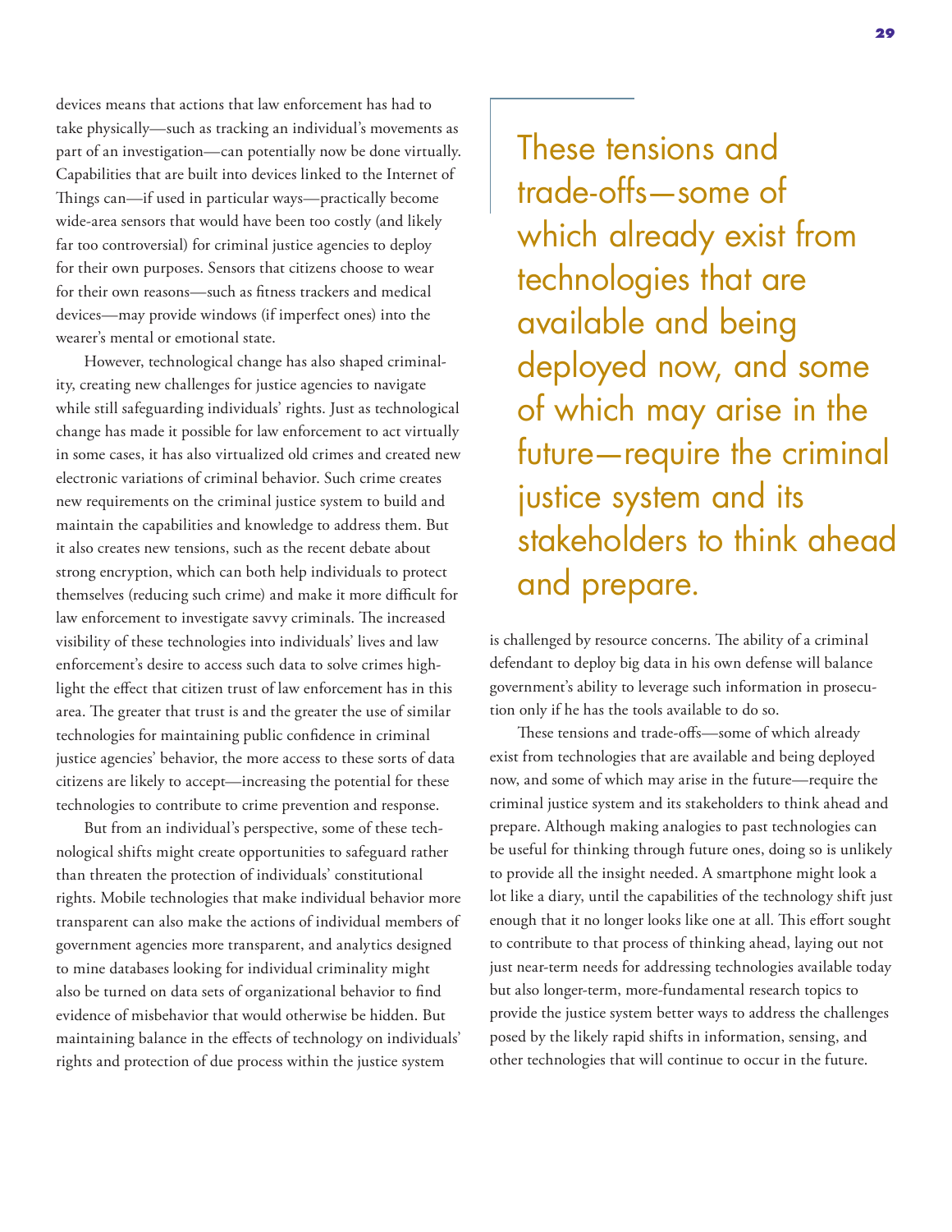devices means that actions that law enforcement has had to take physically—such as tracking an individual's movements as part of an investigation—can potentially now be done virtually. Capabilities that are built into devices linked to the Internet of Things can—if used in particular ways—practically become wide-area sensors that would have been too costly (and likely far too controversial) for criminal justice agencies to deploy for their own purposes. Sensors that citizens choose to wear for their own reasons—such as fitness trackers and medical devices—may provide windows (if imperfect ones) into the wearer's mental or emotional state.

However, technological change has also shaped criminality, creating new challenges for justice agencies to navigate while still safeguarding individuals' rights. Just as technological change has made it possible for law enforcement to act virtually in some cases, it has also virtualized old crimes and created new electronic variations of criminal behavior. Such crime creates new requirements on the criminal justice system to build and maintain the capabilities and knowledge to address them. But it also creates new tensions, such as the recent debate about strong encryption, which can both help individuals to protect themselves (reducing such crime) and make it more difficult for law enforcement to investigate savvy criminals. The increased visibility of these technologies into individuals' lives and law enforcement's desire to access such data to solve crimes highlight the effect that citizen trust of law enforcement has in this area. The greater that trust is and the greater the use of similar technologies for maintaining public confidence in criminal justice agencies' behavior, the more access to these sorts of data citizens are likely to accept—increasing the potential for these technologies to contribute to crime prevention and response.

But from an individual's perspective, some of these technological shifts might create opportunities to safeguard rather than threaten the protection of individuals' constitutional rights. Mobile technologies that make individual behavior more transparent can also make the actions of individual members of government agencies more transparent, and analytics designed to mine databases looking for individual criminality might also be turned on data sets of organizational behavior to find evidence of misbehavior that would otherwise be hidden. But maintaining balance in the effects of technology on individuals' rights and protection of due process within the justice system is challenged by resource concerns. The ability of a criminal defendant to deploy big data in his own defense will balance government's ability to leverage such information in prosecution only if he has the tools available to do so.

> These tensions and trade-offs—some of which already exist from technologies that are available and being deployed now, and some of which may arise in the future—require the criminal justice system and its stakeholders to think ahead and prepare.

These tensions and trade-offs—some of which already exist from technologies that are available and being deployed now, and some of which may arise in the future—require the criminal justice system and its stakeholders to think ahead and prepare. Although making analogies to past technologies can be useful for thinking through future ones, doing so is unlikely to provide all the insight needed. A smartphone might look a lot like a diary, until the capabilities of the technology shift just enough that it no longer looks like one at all. This effort sought to contribute to that process of thinking ahead, laying out not just near-term needs for addressing technologies available today but also longer-term, more-fundamental research topics to provide the justice system better ways to address the challenges posed by the likely rapid shifts in information, sensing, and other technologies that will continue to occur in the future.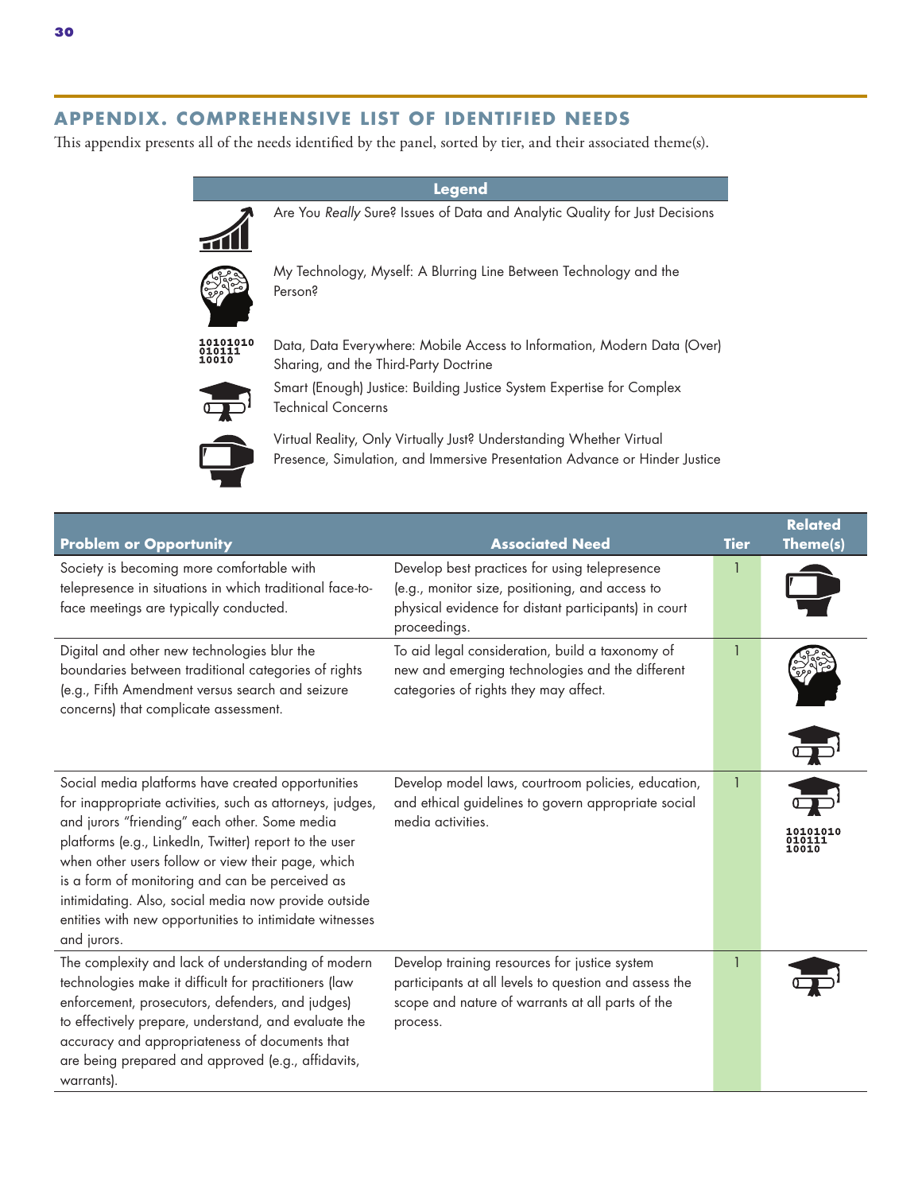## APPENDIX. COMPREHENSIVE LIST OF IDENTIFIED NEEDS

This appendix presents all of the needs identified by the panel, sorted by tier, and their associated theme(s).

| Legend |
|---|
| Are You *Really* Sure? Issues of Data and Analytic Quality for Just Decisions |
| My Technology, Myself: A Blurring Line Between Technology and the Person? |
| Data, Data Everywhere: Mobile Access to Information, Modern Data (Over) Sharing, and the Third-Party Doctrine |
| Smart (Enough) Justice: Building Justice System Expertise for Complex Technical Concerns |
| Virtual Reality, Only Virtually Just? Understanding Whether Virtual Presence, Simulation, and Immersive Presentation Advance or Hinder Justice |

| Problem or Opportunity | Associated Need | Tier | Related Theme(s) |
|---|---|---|---|
| Society is becoming more comfortable with telepresence in situations in which traditional face-to-face meetings are typically conducted. | Develop best practices for using telepresence (e.g., monitor size, positioning, and access to physical evidence for distant participants) in court proceedings. | 1 | Virtual Reality, Only Virtually Just? |
| Digital and other new technologies blur the boundaries between traditional categories of rights (e.g., Fifth Amendment versus search and seizure concerns) that complicate assessment. | To aid legal consideration, build a taxonomy of new and emerging technologies and the different categories of rights they may affect. | 1 | My Technology, Myself; Smart (Enough) Justice |
| Social media platforms have created opportunities for inappropriate activities, such as attorneys, judges, and jurors "friending" each other. Some media platforms (e.g., LinkedIn, Twitter) report to the user when other users follow or view their page, which is a form of monitoring and can be perceived as intimidating. Also, social media now provide outside entities with new opportunities to intimidate witnesses and jurors. | Develop model laws, courtroom policies, education, and ethical guidelines to govern appropriate social media activities. | 1 | Smart (Enough) Justice; Data, Data Everywhere |
| The complexity and lack of understanding of modern technologies make it difficult for practitioners (law enforcement, prosecutors, defenders, and judges) to effectively prepare, understand, and evaluate the accuracy and appropriateness of documents that are being prepared and approved (e.g., affidavits, warrants). | Develop training resources for justice system participants at all levels to question and assess the scope and nature of warrants at all parts of the process. | 1 | Smart (Enough) Justice |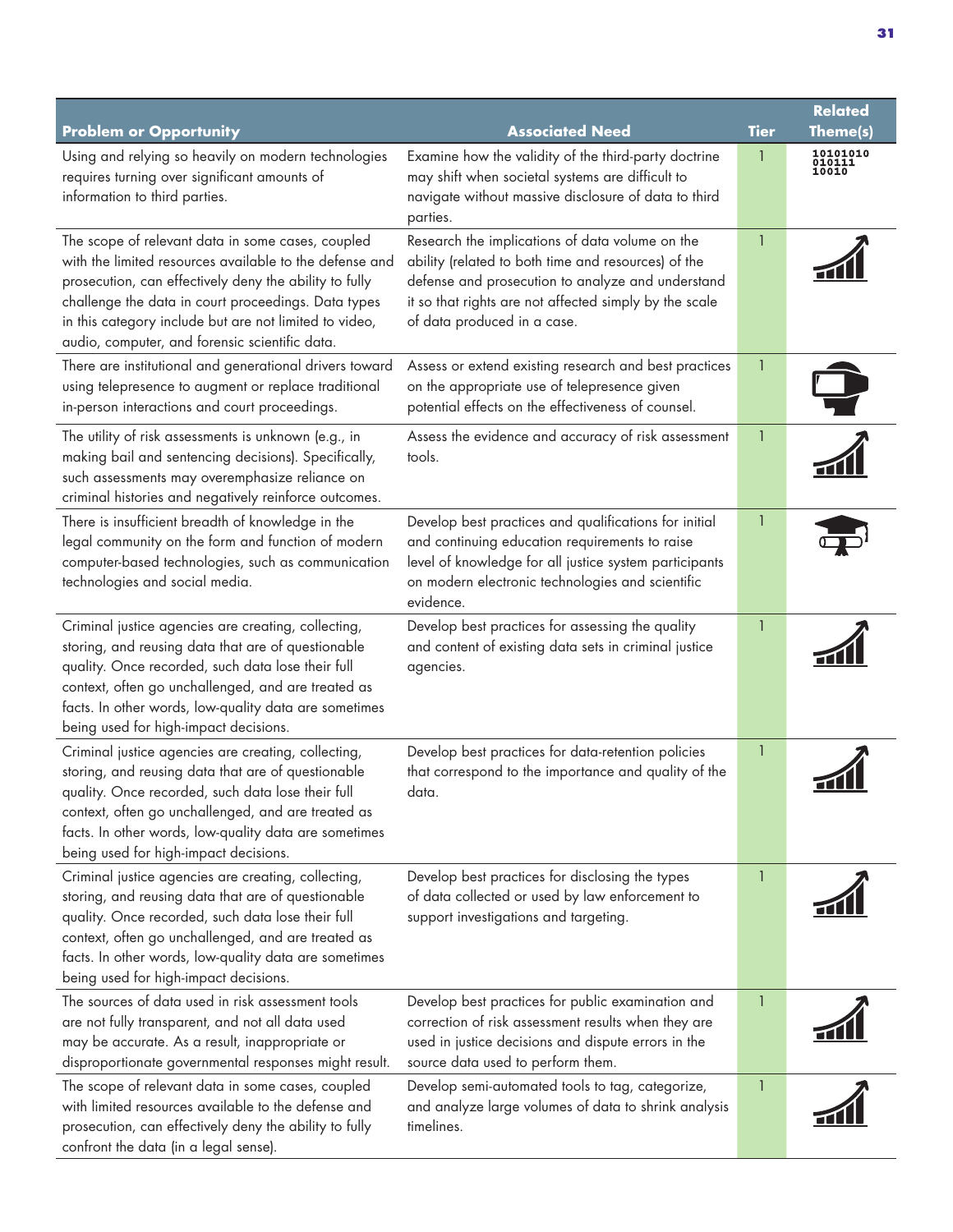| Problem or Opportunity | Associated Need | Tier | Related Theme(s) |
|---|---|---|---|
| Using and relying so heavily on modern technologies requires turning over significant amounts of information to third parties. | Examine how the validity of the third-party doctrine may shift when societal systems are difficult to navigate without massive disclosure of data to third parties. | 1 | 10101010 010111 10010 |
| The scope of relevant data in some cases, coupled with the limited resources available to the defense and prosecution, can effectively deny the ability to fully challenge the data in court proceedings. Data types in this category include but are not limited to video, audio, computer, and forensic scientific data. | Research the implications of data volume on the ability (related to both time and resources) of the defense and prosecution to analyze and understand it so that rights are not affected simply by the scale of data produced in a case. | 1 | |
| There are institutional and generational drivers toward using telepresence to augment or replace traditional in-person interactions and court proceedings. | Assess or extend existing research and best practices on the appropriate use of telepresence given potential effects on the effectiveness of counsel. | 1 | |
| The utility of risk assessments is unknown (e.g., in making bail and sentencing decisions). Specifically, such assessments may overemphasize reliance on criminal histories and negatively reinforce outcomes. | Assess the evidence and accuracy of risk assessment tools. | 1 | |
| There is insufficient breadth of knowledge in the legal community on the form and function of modern computer-based technologies, such as communication technologies and social media. | Develop best practices and qualifications for initial and continuing education requirements to raise level of knowledge for all justice system participants on modern electronic technologies and scientific evidence. | 1 | |
| Criminal justice agencies are creating, collecting, storing, and reusing data that are of questionable quality. Once recorded, such data lose their full context, often go unchallenged, and are treated as facts. In other words, low-quality data are sometimes being used for high-impact decisions. | Develop best practices for assessing the quality and content of existing data sets in criminal justice agencies. | 1 | |
| Criminal justice agencies are creating, collecting, storing, and reusing data that are of questionable quality. Once recorded, such data lose their full context, often go unchallenged, and are treated as facts. In other words, low-quality data are sometimes being used for high-impact decisions. | Develop best practices for data-retention policies that correspond to the importance and quality of the data. | 1 | |
| Criminal justice agencies are creating, collecting, storing, and reusing data that are of questionable quality. Once recorded, such data lose their full context, often go unchallenged, and are treated as facts. In other words, low-quality data are sometimes being used for high-impact decisions. | Develop best practices for disclosing the types of data collected or used by law enforcement to support investigations and targeting. | 1 | |
| The sources of data used in risk assessment tools are not fully transparent, and not all data used may be accurate. As a result, inappropriate or disproportionate governmental responses might result. | Develop best practices for public examination and correction of risk assessment results when they are used in justice decisions and dispute errors in the source data used to perform them. | 1 | |
| The scope of relevant data in some cases, coupled with limited resources available to the defense and prosecution, can effectively deny the ability to fully confront the data (in a legal sense). | Develop semi-automated tools to tag, categorize, and analyze large volumes of data to shrink analysis timelines. | 1 | |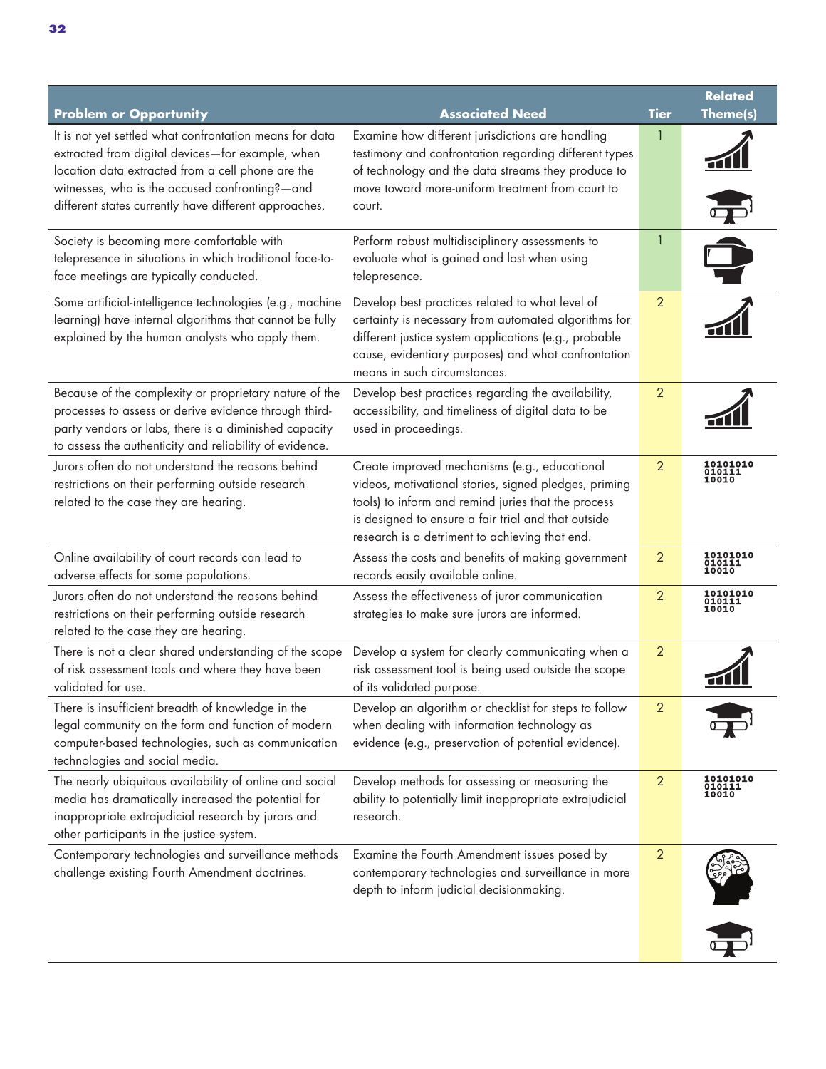| Problem or Opportunity | Associated Need | Tier | Related Theme(s) |
|---|---|---|---|
| It is not yet settled what confrontation means for data extracted from digital devices—for example, when location data extracted from a cell phone are the witnesses, who is the accused confronting?—and different states currently have different approaches. | Examine how different jurisdictions are handling testimony and confrontation regarding different types of technology and the data streams they produce to move toward more-uniform treatment from court to court. | 1 | |
| Society is becoming more comfortable with telepresence in situations in which traditional face-to-face meetings are typically conducted. | Perform robust multidisciplinary assessments to evaluate what is gained and lost when using telepresence. | 1 | |
| Some artificial-intelligence technologies (e.g., machine learning) have internal algorithms that cannot be fully explained by the human analysts who apply them. | Develop best practices related to what level of certainty is necessary from automated algorithms for different justice system applications (e.g., probable cause, evidentiary purposes) and what confrontation means in such circumstances. | 2 | |
| Because of the complexity or proprietary nature of the processes to assess or derive evidence through third-party vendors or labs, there is a diminished capacity to assess the authenticity and reliability of evidence. | Develop best practices regarding the availability, accessibility, and timeliness of digital data to be used in proceedings. | 2 | |
| Jurors often do not understand the reasons behind restrictions on their performing outside research related to the case they are hearing. | Create improved mechanisms (e.g., educational videos, motivational stories, signed pledges, priming tools) to inform and remind juries that the process is designed to ensure a fair trial and that outside research is a detriment to achieving that end. | 2 | 10101010 010111 10010 |
| Online availability of court records can lead to adverse effects for some populations. | Assess the costs and benefits of making government records easily available online. | 2 | 10101010 010111 10010 |
| Jurors often do not understand the reasons behind restrictions on their performing outside research related to the case they are hearing. | Assess the effectiveness of juror communication strategies to make sure jurors are informed. | 2 | 10101010 010111 10010 |
| There is not a clear shared understanding of the scope of risk assessment tools and where they have been validated for use. | Develop a system for clearly communicating when a risk assessment tool is being used outside the scope of its validated purpose. | 2 | |
| There is insufficient breadth of knowledge in the legal community on the form and function of modern computer-based technologies, such as communication technologies and social media. | Develop an algorithm or checklist for steps to follow when dealing with information technology as evidence (e.g., preservation of potential evidence). | 2 | |
| The nearly ubiquitous availability of online and social media has dramatically increased the potential for inappropriate extrajudicial research by jurors and other participants in the justice system. | Develop methods for assessing or measuring the ability to potentially limit inappropriate extrajudicial research. | 2 | 10101010 010111 10010 |
| Contemporary technologies and surveillance methods challenge existing Fourth Amendment doctrines. | Examine the Fourth Amendment issues posed by contemporary technologies and surveillance in more depth to inform judicial decisionmaking. | 2 | |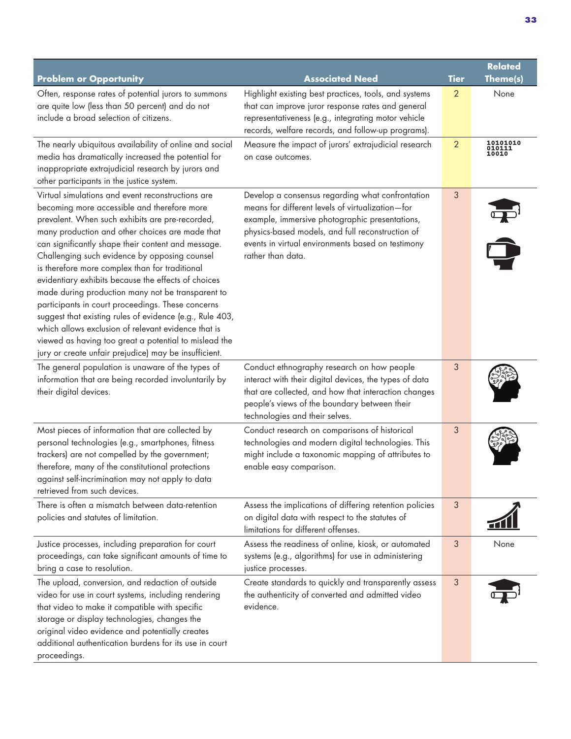| Problem or Opportunity | Associated Need | Tier | Related Theme(s) |
|---|---|---|---|
| Often, response rates of potential jurors to summons are quite low (less than 50 percent) and do not include a broad selection of citizens. | Highlight existing best practices, tools, and systems that can improve juror response rates and general representativeness (e.g., integrating motor vehicle records, welfare records, and follow-up programs). | 2 | None |
| The nearly ubiquitous availability of online and social media has dramatically increased the potential for inappropriate extrajudicial research by jurors and other participants in the justice system. | Measure the impact of jurors' extrajudicial research on case outcomes. | 2 | 10101010 010111 10010 |
| Virtual simulations and event reconstructions are becoming more accessible and therefore more prevalent. When such exhibits are pre-recorded, many production and other choices are made that can significantly shape their content and message. Challenging such evidence by opposing counsel is therefore more complex than for traditional evidentiary exhibits because the effects of choices made during production many not be transparent to participants in court proceedings. These concerns suggest that existing rules of evidence (e.g., Rule 403, which allows exclusion of relevant evidence that is viewed as having too great a potential to mislead the jury or create unfair prejudice) may be insufficient. | Develop a consensus regarding what confrontation means for different levels of virtualization—for example, immersive photographic presentations, physics-based models, and full reconstruction of events in virtual environments based on testimony rather than data. | 3 | |
| The general population is unaware of the types of information that are being recorded involuntarily by their digital devices. | Conduct ethnography research on how people interact with their digital devices, the types of data that are collected, and how that interaction changes people's views of the boundary between their technologies and their selves. | 3 | |
| Most pieces of information that are collected by personal technologies (e.g., smartphones, fitness trackers) are not compelled by the government; therefore, many of the constitutional protections against self-incrimination may not apply to data retrieved from such devices. | Conduct research on comparisons of historical technologies and modern digital technologies. This might include a taxonomic mapping of attributes to enable easy comparison. | 3 | |
| There is often a mismatch between data-retention policies and statutes of limitation. | Assess the implications of differing retention policies on digital data with respect to the statutes of limitations for different offenses. | 3 | |
| Justice processes, including preparation for court proceedings, can take significant amounts of time to bring a case to resolution. | Assess the readiness of online, kiosk, or automated systems (e.g., algorithms) for use in administering justice processes. | 3 | None |
| The upload, conversion, and redaction of outside video for use in court systems, including rendering that video to make it compatible with specific storage or display technologies, changes the original video evidence and potentially creates additional authentication burdens for its use in court proceedings. | Create standards to quickly and transparently assess the authenticity of converted and admitted video evidence. | 3 | |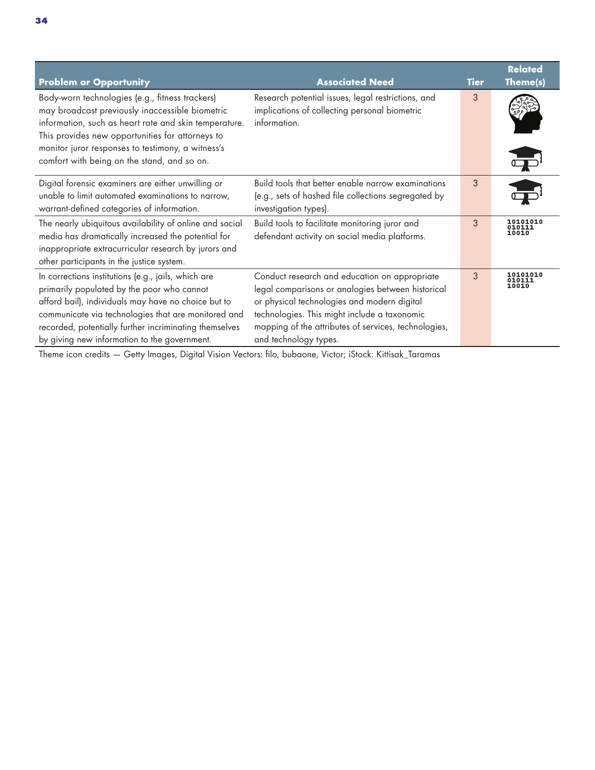| Problem or Opportunity | Associated Need | Tier | Related Theme(s) |
|---|---|---|---|
| Body-worn technologies (e.g., fitness trackers) may broadcast previously inaccessible biometric information, such as heart rate and skin temperature. This provides new opportunities for attorneys to monitor juror responses to testimony, a witness's comfort with being on the stand, and so on. | Research potential issues, legal restrictions, and implications of collecting personal biometric information. | 3 | |
| Digital forensic examiners are either unwilling or unable to limit automated examinations to narrow, warrant-defined categories of information. | Build tools that better enable narrow examinations (e.g., sets of hashed file collections segregated by investigation types). | 3 | |
| The nearly ubiquitous availability of online and social media has dramatically increased the potential for inappropriate extracurricular research by jurors and other participants in the justice system. | Build tools to facilitate monitoring juror and defendant activity on social media platforms. | 3 | 10101010 010111 10010 |
| In corrections institutions (e.g., jails, which are primarily populated by the poor who cannot afford bail), individuals may have no choice but to communicate via technologies that are monitored and recorded, potentially further incriminating themselves by giving new information to the government. | Conduct research and education on appropriate legal comparisons or analogies between historical or physical technologies and modern digital technologies. This might include a taxonomic mapping of the attributes of services, technologies, and technology types. | 3 | 10101010 010111 10010 |

Theme icon credits — Getty Images, Digital Vision Vectors: filo, bubaone, Victor; iStock: Kittisak_Taramas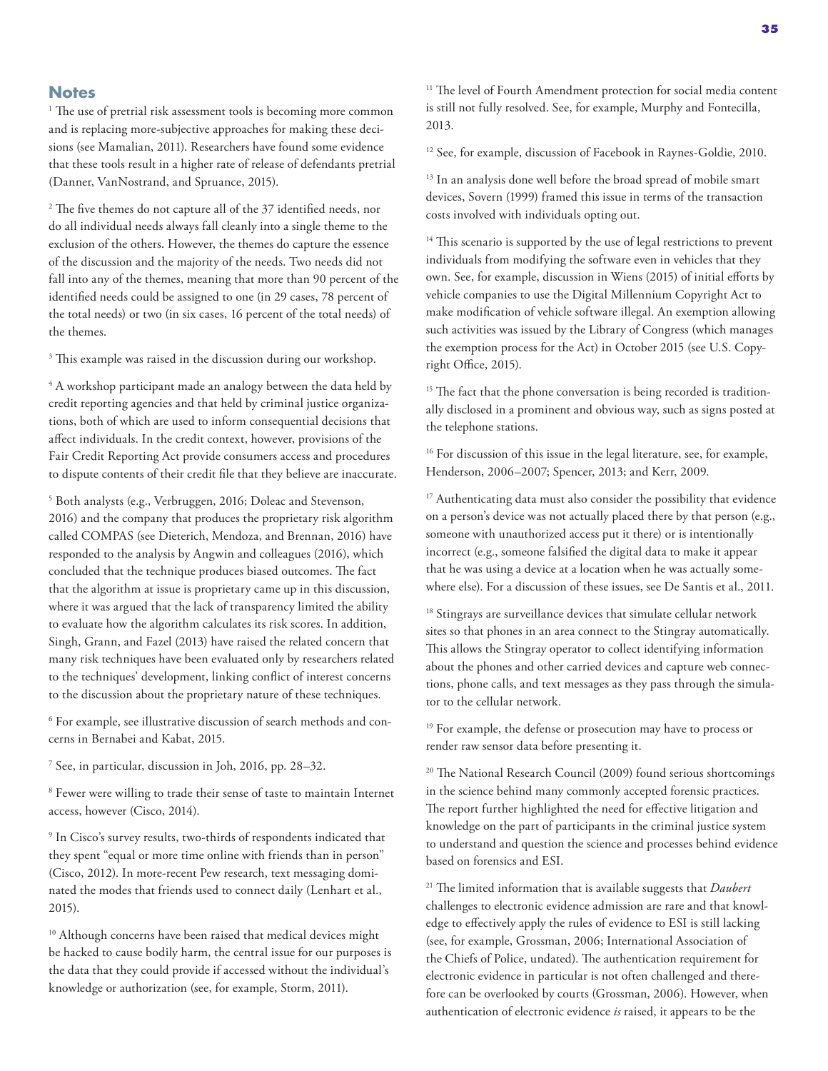## Notes

[1] The use of pretrial risk assessment tools is becoming more common and is replacing more-subjective approaches for making these decisions (see Mamalian, 2011). Researchers have found some evidence that these tools result in a higher rate of release of defendants pretrial (Danner, VanNostrand, and Spruance, 2015).

[2] The five themes do not capture all of the 37 identified needs, nor do all individual needs always fall cleanly into a single theme to the exclusion of the others. However, the themes do capture the essence of the discussion and the majority of the needs. Two needs did not fall into any of the themes, meaning that more than 90 percent of the identified needs could be assigned to one (in 29 cases, 78 percent of the total needs) or two (in six cases, 16 percent of the total needs) of the themes.

[3] This example was raised in the discussion during our workshop.

[4] A workshop participant made an analogy between the data held by credit reporting agencies and that held by criminal justice organizations, both of which are used to inform consequential decisions that affect individuals. In the credit context, however, provisions of the Fair Credit Reporting Act provide consumers access and procedures to dispute contents of their credit file that they believe are inaccurate.

[5] Both analysts (e.g., Verbruggen, 2016; Doleac and Stevenson, 2016) and the company that produces the proprietary risk algorithm called COMPAS (see Dieterich, Mendoza, and Brennan, 2016) have responded to the analysis by Angwin and colleagues (2016), which concluded that the technique produces biased outcomes. The fact that the algorithm at issue is proprietary came up in this discussion, where it was argued that the lack of transparency limited the ability to evaluate how the algorithm calculates its risk scores. In addition, Singh, Grann, and Fazel (2013) have raised the related concern that many risk techniques have been evaluated only by researchers related to the techniques' development, linking conflict of interest concerns to the discussion about the proprietary nature of these techniques.

[6] For example, see illustrative discussion of search methods and concerns in Bernabei and Kabat, 2015.

[7] See, in particular, discussion in Joh, 2016, pp. 28–32.

[8] Fewer were willing to trade their sense of taste to maintain Internet access, however (Cisco, 2014).

[9] In Cisco's survey results, two-thirds of respondents indicated that they spent "equal or more time online with friends than in person" (Cisco, 2012). In more-recent Pew research, text messaging dominated the modes that friends used to connect daily (Lenhart et al., 2015).

[10] Although concerns have been raised that medical devices might be hacked to cause bodily harm, the central issue for our purposes is the data that they could provide if accessed without the individual's knowledge or authorization (see, for example, Storm, 2011).

[11] The level of Fourth Amendment protection for social media content is still not fully resolved. See, for example, Murphy and Fontecilla, 2013.

[12] See, for example, discussion of Facebook in Raynes-Goldie, 2010.

[13] In an analysis done well before the broad spread of mobile smart devices, Sovern (1999) framed this issue in terms of the transaction costs involved with individuals opting out.

[14] This scenario is supported by the use of legal restrictions to prevent individuals from modifying the software even in vehicles that they own. See, for example, discussion in Wiens (2015) of initial efforts by vehicle companies to use the Digital Millennium Copyright Act to make modification of vehicle software illegal. An exemption allowing such activities was issued by the Library of Congress (which manages the exemption process for the Act) in October 2015 (see U.S. Copyright Office, 2015).

[15] The fact that the phone conversation is being recorded is traditionally disclosed in a prominent and obvious way, such as signs posted at the telephone stations.

[16] For discussion of this issue in the legal literature, see, for example, Henderson, 2006–2007; Spencer, 2013; and Kerr, 2009.

[17] Authenticating data must also consider the possibility that evidence on a person's device was not actually placed there by that person (e.g., someone with unauthorized access put it there) or is intentionally incorrect (e.g., someone falsified the digital data to make it appear that he was using a device at a location when he was actually somewhere else). For a discussion of these issues, see De Santis et al., 2011.

[18] Stingrays are surveillance devices that simulate cellular network sites so that phones in an area connect to the Stingray automatically. This allows the Stingray operator to collect identifying information about the phones and other carried devices and capture web connections, phone calls, and text messages as they pass through the simulator to the cellular network.

[19] For example, the defense or prosecution may have to process or render raw sensor data before presenting it.

[20] The National Research Council (2009) found serious shortcomings in the science behind many commonly accepted forensic practices. The report further highlighted the need for effective litigation and knowledge on the part of participants in the criminal justice system to understand and question the science and processes behind evidence based on forensics and ESI.

[21] The limited information that is available suggests that *Daubert* challenges to electronic evidence admission are rare and that knowledge to effectively apply the rules of evidence to ESI is still lacking (see, for example, Grossman, 2006; International Association of the Chiefs of Police, undated). The authentication requirement for electronic evidence in particular is not often challenged and therefore can be overlooked by courts (Grossman, 2006). However, when authentication of electronic evidence *is* raised, it appears to be the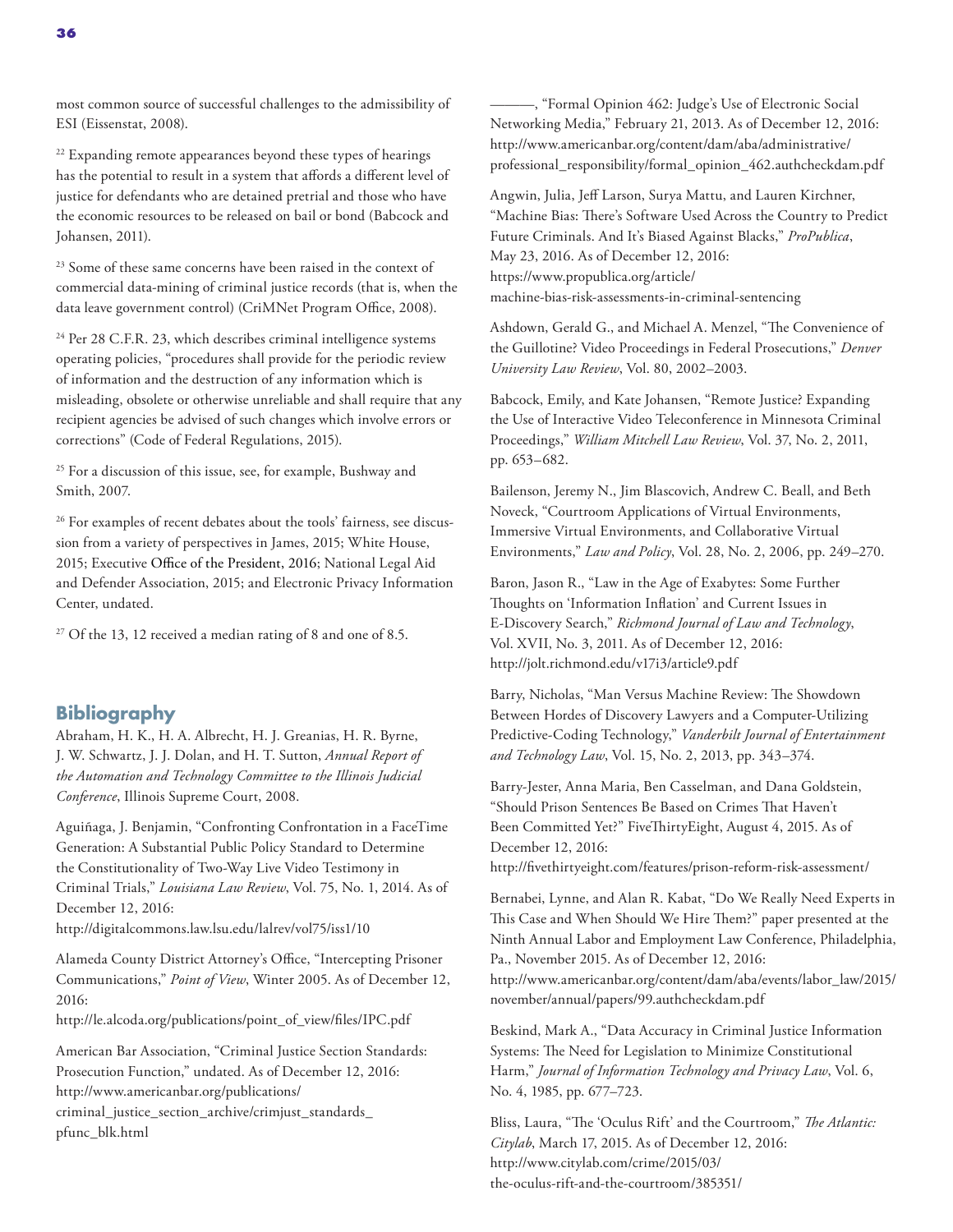most common source of successful challenges to the admissibility of ESI (Eissenstat, 2008).

[22] Expanding remote appearances beyond these types of hearings has the potential to result in a system that affords a different level of justice for defendants who are detained pretrial and those who have the economic resources to be released on bail or bond (Babcock and Johansen, 2011).

[23] Some of these same concerns have been raised in the context of commercial data-mining of criminal justice records (that is, when the data leave government control) (CriMNet Program Office, 2008).

[24] Per 28 C.F.R. 23, which describes criminal intelligence systems operating policies, "procedures shall provide for the periodic review of information and the destruction of any information which is misleading, obsolete or otherwise unreliable and shall require that any recipient agencies be advised of such changes which involve errors or corrections" (Code of Federal Regulations, 2015).

[25] For a discussion of this issue, see, for example, Bushway and Smith, 2007.

[26] For examples of recent debates about the tools' fairness, see discussion from a variety of perspectives in James, 2015; White House, 2015; Executive Office of the President, 2016; National Legal Aid and Defender Association, 2015; and Electronic Privacy Information Center, undated.

[27] Of the 13, 12 received a median rating of 8 and one of 8.5.

## Bibliography

Abraham, H. K., H. A. Albrecht, H. J. Greanias, H. R. Byrne, J. W. Schwartz, J. J. Dolan, and H. T. Sutton, *Annual Report of the Automation and Technology Committee to the Illinois Judicial Conference*, Illinois Supreme Court, 2008.

Aguiñaga, J. Benjamin, "Confronting Confrontation in a FaceTime Generation: A Substantial Public Policy Standard to Determine the Constitutionality of Two-Way Live Video Testimony in Criminal Trials," *Louisiana Law Review*, Vol. 75, No. 1, 2014. As of December 12, 2016: http://digitalcommons.law.lsu.edu/lalrev/vol75/iss1/10

Alameda County District Attorney's Office, "Intercepting Prisoner Communications," *Point of View*, Winter 2005. As of December 12, 2016: http://le.alcoda.org/publications/point_of_view/files/IPC.pdf

American Bar Association, "Criminal Justice Section Standards: Prosecution Function," undated. As of December 12, 2016: http://www.americanbar.org/publications/criminal_justice_section_archive/crimjust_standards_pfunc_blk.html

———, "Formal Opinion 462: Judge's Use of Electronic Social Networking Media," February 21, 2013. As of December 12, 2016: http://www.americanbar.org/content/dam/aba/administrative/professional_responsibility/formal_opinion_462.authcheckdam.pdf

Angwin, Julia, Jeff Larson, Surya Mattu, and Lauren Kirchner, "Machine Bias: There's Software Used Across the Country to Predict Future Criminals. And It's Biased Against Blacks," *ProPublica*, May 23, 2016. As of December 12, 2016: https://www.propublica.org/article/machine-bias-risk-assessments-in-criminal-sentencing

Ashdown, Gerald G., and Michael A. Menzel, "The Convenience of the Guillotine? Video Proceedings in Federal Prosecutions," *Denver University Law Review*, Vol. 80, 2002–2003.

Babcock, Emily, and Kate Johansen, "Remote Justice? Expanding the Use of Interactive Video Teleconference in Minnesota Criminal Proceedings," *William Mitchell Law Review*, Vol. 37, No. 2, 2011, pp. 653–682.

Bailenson, Jeremy N., Jim Blascovich, Andrew C. Beall, and Beth Noveck, "Courtroom Applications of Virtual Environments, Immersive Virtual Environments, and Collaborative Virtual Environments," *Law and Policy*, Vol. 28, No. 2, 2006, pp. 249–270.

Baron, Jason R., "Law in the Age of Exabytes: Some Further Thoughts on 'Information Inflation' and Current Issues in E-Discovery Search," *Richmond Journal of Law and Technology*, Vol. XVII, No. 3, 2011. As of December 12, 2016: http://jolt.richmond.edu/v17i3/article9.pdf

Barry, Nicholas, "Man Versus Machine Review: The Showdown Between Hordes of Discovery Lawyers and a Computer-Utilizing Predictive-Coding Technology," *Vanderbilt Journal of Entertainment and Technology Law*, Vol. 15, No. 2, 2013, pp. 343–374.

Barry-Jester, Anna Maria, Ben Casselman, and Dana Goldstein, "Should Prison Sentences Be Based on Crimes That Haven't Been Committed Yet?" FiveThirtyEight, August 4, 2015. As of December 12, 2016: http://fivethirtyeight.com/features/prison-reform-risk-assessment/

Bernabei, Lynne, and Alan R. Kabat, "Do We Really Need Experts in This Case and When Should We Hire Them?" paper presented at the Ninth Annual Labor and Employment Law Conference, Philadelphia, Pa., November 2015. As of December 12, 2016: http://www.americanbar.org/content/dam/aba/events/labor_law/2015/november/annual/papers/99.authcheckdam.pdf

Beskind, Mark A., "Data Accuracy in Criminal Justice Information Systems: The Need for Legislation to Minimize Constitutional Harm," *Journal of Information Technology and Privacy Law*, Vol. 6, No. 4, 1985, pp. 677–723.

Bliss, Laura, "The 'Oculus Rift' and the Courtroom," *The Atlantic: Citylab*, March 17, 2015. As of December 12, 2016: http://www.citylab.com/crime/2015/03/the-oculus-rift-and-the-courtroom/385351/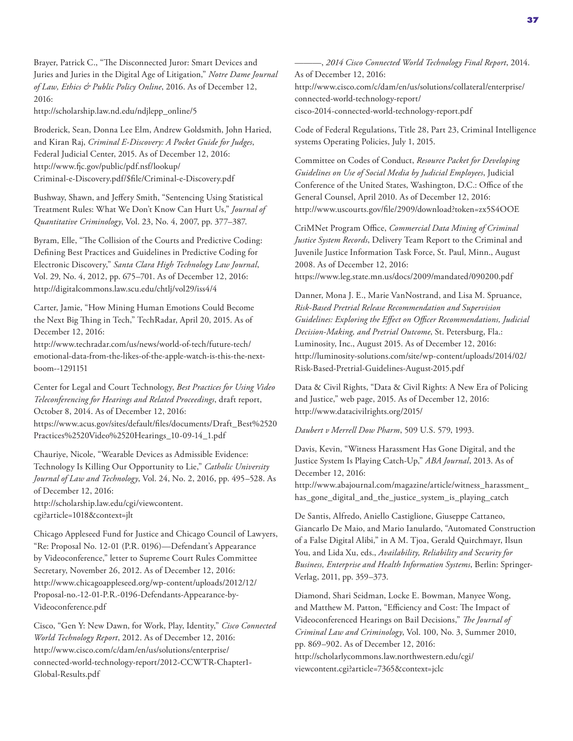Brayer, Patrick C., "The Disconnected Juror: Smart Devices and Juries and Juries in the Digital Age of Litigation," *Notre Dame Journal of Law, Ethics & Public Policy Online*, 2016. As of December 12, 2016:
http://scholarship.law.nd.edu/ndjlepp_online/5

Broderick, Sean, Donna Lee Elm, Andrew Goldsmith, John Haried, and Kiran Raj, *Criminal E-Discovery: A Pocket Guide for Judges*, Federal Judicial Center, 2015. As of December 12, 2016:
http://www.fjc.gov/public/pdf.nsf/lookup/Criminal-e-Discovery.pdf/$file/Criminal-e-Discovery.pdf

Bushway, Shawn, and Jeffery Smith, "Sentencing Using Statistical Treatment Rules: What We Don't Know Can Hurt Us," *Journal of Quantitative Criminology*, Vol. 23, No. 4, 2007, pp. 377–387.

Byram, Elle, "The Collision of the Courts and Predictive Coding: Defining Best Practices and Guidelines in Predictive Coding for Electronic Discovery," *Santa Clara High Technology Law Journal*, Vol. 29, No. 4, 2012, pp. 675–701. As of December 12, 2016:
http://digitalcommons.law.scu.edu/chtlj/vol29/iss4/4

Carter, Jamie, "How Mining Human Emotions Could Become the Next Big Thing in Tech," TechRadar, April 20, 2015. As of December 12, 2016:
http://www.techradar.com/us/news/world-of-tech/future-tech/emotional-data-from-the-likes-of-the-apple-watch-is-this-the-next-boom--1291151

Center for Legal and Court Technology, *Best Practices for Using Video Teleconferencing for Hearings and Related Proceedings*, draft report, October 8, 2014. As of December 12, 2016:
https://www.acus.gov/sites/default/files/documents/Draft_Best%2520Practices%2520Video%2520Hearings_10-09-14_1.pdf

Chauriye, Nicole, "Wearable Devices as Admissible Evidence: Technology Is Killing Our Opportunity to Lie," *Catholic University Journal of Law and Technology*, Vol. 24, No. 2, 2016, pp. 495–528. As of December 12, 2016:
http://scholarship.law.edu/cgi/viewcontent.cgi?article=1018&context=jlt

Chicago Appleseed Fund for Justice and Chicago Council of Lawyers, "Re: Proposal No. 12-01 (P.R. 0196)—Defendant's Appearance by Videoconference," letter to Supreme Court Rules Committee Secretary, November 26, 2012. As of December 12, 2016:
http://www.chicagoappleseed.org/wp-content/uploads/2012/12/Proposal-no.-12-01-P.R.-0196-Defendants-Appearance-by-Videoconference.pdf

Cisco, "Gen Y: New Dawn, for Work, Play, Identity," *Cisco Connected World Technology Report*, 2012. As of December 12, 2016:
http://www.cisco.com/c/dam/en/us/solutions/enterprise/connected-world-technology-report/2012-CCWTR-Chapter1-Global-Results.pdf

———, *2014 Cisco Connected World Technology Final Report*, 2014. As of December 12, 2016:
http://www.cisco.com/c/dam/en/us/solutions/collateral/enterprise/connected-world-technology-report/cisco-2014-connected-world-technology-report.pdf

Code of Federal Regulations, Title 28, Part 23, Criminal Intelligence systems Operating Policies, July 1, 2015.

Committee on Codes of Conduct, *Resource Packet for Developing Guidelines on Use of Social Media by Judicial Employees*, Judicial Conference of the United States, Washington, D.C.: Office of the General Counsel, April 2010. As of December 12, 2016:
http://www.uscourts.gov/file/2909/download?token=zx5S4OOE

CriMNet Program Office, *Commercial Data Mining of Criminal Justice System Records*, Delivery Team Report to the Criminal and Juvenile Justice Information Task Force, St. Paul, Minn., August 2008. As of December 12, 2016:
https://www.leg.state.mn.us/docs/2009/mandated/090200.pdf

Danner, Mona J. E., Marie VanNostrand, and Lisa M. Spruance, *Risk-Based Pretrial Release Recommendation and Supervision Guidelines: Exploring the Effect on Officer Recommendations, Judicial Decision-Making, and Pretrial Outcome*, St. Petersburg, Fla.: Luminosity, Inc., August 2015. As of December 12, 2016:
http://luminosity-solutions.com/site/wp-content/uploads/2014/02/Risk-Based-Pretrial-Guidelines-August-2015.pdf

Data & Civil Rights, "Data & Civil Rights: A New Era of Policing and Justice," web page, 2015. As of December 12, 2016:
http://www.datacivilrights.org/2015/

*Daubert v Merrell Dow Pharm*, 509 U.S. 579, 1993.

Davis, Kevin, "Witness Harassment Has Gone Digital, and the Justice System Is Playing Catch-Up," *ABA Journal*, 2013. As of December 12, 2016:
http://www.abajournal.com/magazine/article/witness_harassment_has_gone_digital_and_the_justice_system_is_playing_catch

De Santis, Alfredo, Aniello Castiglione, Giuseppe Cattaneo, Giancarlo De Maio, and Mario Ianulardo, "Automated Construction of a False Digital Alibi," in A M. Tjoa, Gerald Quirchmayr, Ilsun You, and Lida Xu, eds., *Availability, Reliability and Security for Business, Enterprise and Health Information Systems*, Berlin: Springer-Verlag, 2011, pp. 359–373.

Diamond, Shari Seidman, Locke E. Bowman, Manyee Wong, and Matthew M. Patton, "Efficiency and Cost: The Impact of Videoconferenced Hearings on Bail Decisions," *The Journal of Criminal Law and Criminology*, Vol. 100, No. 3, Summer 2010, pp. 869–902. As of December 12, 2016:
http://scholarlycommons.law.northwestern.edu/cgi/viewcontent.cgi?article=7365&context=jclc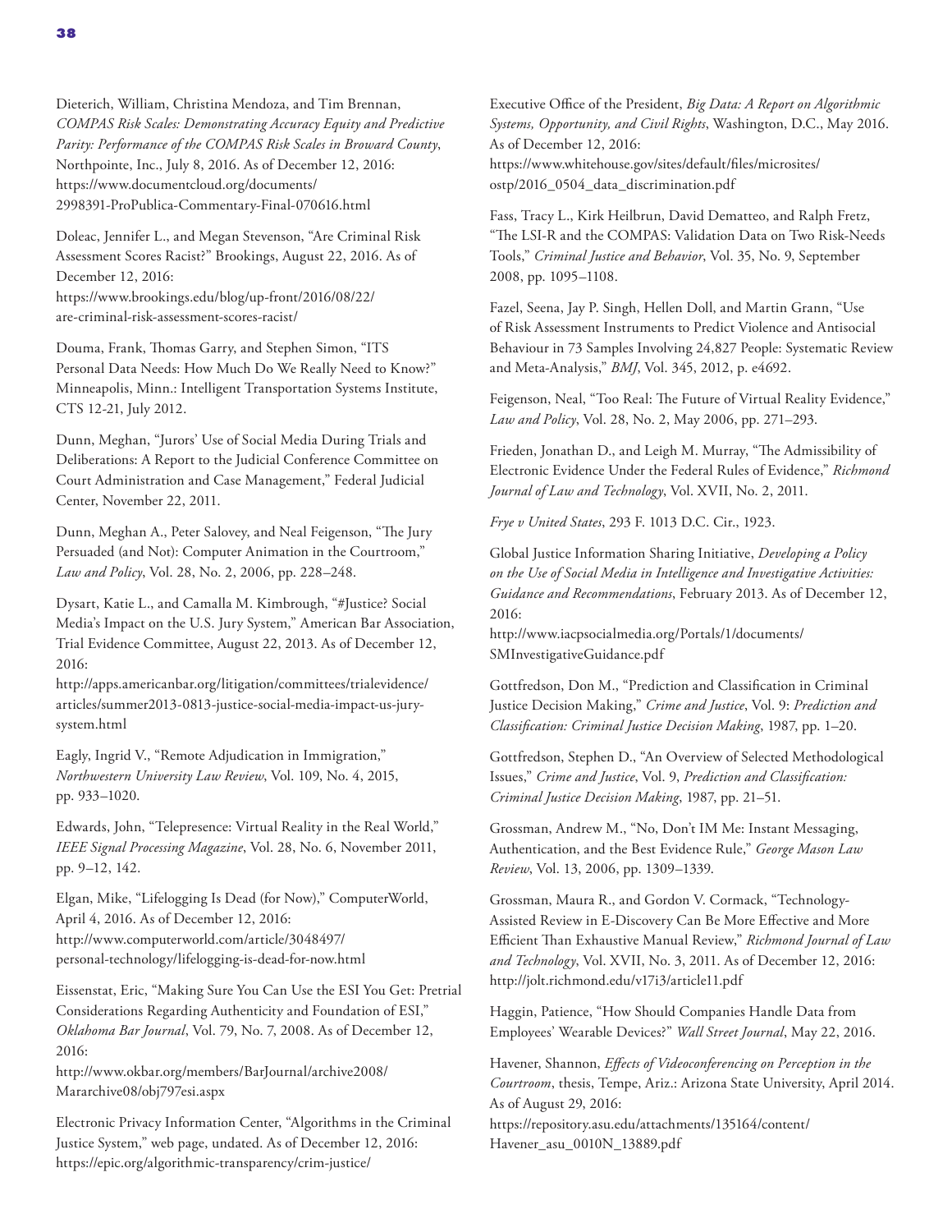Dieterich, William, Christina Mendoza, and Tim Brennan, *COMPAS Risk Scales: Demonstrating Accuracy Equity and Predictive Parity: Performance of the COMPAS Risk Scales in Broward County*, Northpointe, Inc., July 8, 2016. As of December 12, 2016: https://www.documentcloud.org/documents/2998391-ProPublica-Commentary-Final-070616.html

Doleac, Jennifer L., and Megan Stevenson, "Are Criminal Risk Assessment Scores Racist?" Brookings, August 22, 2016. As of December 12, 2016: https://www.brookings.edu/blog/up-front/2016/08/22/are-criminal-risk-assessment-scores-racist/

Douma, Frank, Thomas Garry, and Stephen Simon, "ITS Personal Data Needs: How Much Do We Really Need to Know?" Minneapolis, Minn.: Intelligent Transportation Systems Institute, CTS 12-21, July 2012.

Dunn, Meghan, "Jurors' Use of Social Media During Trials and Deliberations: A Report to the Judicial Conference Committee on Court Administration and Case Management," Federal Judicial Center, November 22, 2011.

Dunn, Meghan A., Peter Salovey, and Neal Feigenson, "The Jury Persuaded (and Not): Computer Animation in the Courtroom," *Law and Policy*, Vol. 28, No. 2, 2006, pp. 228–248.

Dysart, Katie L., and Camalla M. Kimbrough, "#Justice? Social Media's Impact on the U.S. Jury System," American Bar Association, Trial Evidence Committee, August 22, 2013. As of December 12, 2016: http://apps.americanbar.org/litigation/committees/trialevidence/articles/summer2013-0813-justice-social-media-impact-us-jury-system.html

Eagly, Ingrid V., "Remote Adjudication in Immigration," *Northwestern University Law Review*, Vol. 109, No. 4, 2015, pp. 933–1020.

Edwards, John, "Telepresence: Virtual Reality in the Real World," *IEEE Signal Processing Magazine*, Vol. 28, No. 6, November 2011, pp. 9–12, 142.

Elgan, Mike, "Lifelogging Is Dead (for Now)," ComputerWorld, April 4, 2016. As of December 12, 2016: http://www.computerworld.com/article/3048497/personal-technology/lifelogging-is-dead-for-now.html

Eissenstat, Eric, "Making Sure You Can Use the ESI You Get: Pretrial Considerations Regarding Authenticity and Foundation of ESI," *Oklahoma Bar Journal*, Vol. 79, No. 7, 2008. As of December 12, 2016: http://www.okbar.org/members/BarJournal/archive2008/Mararchive08/obj797esi.aspx

Electronic Privacy Information Center, "Algorithms in the Criminal Justice System," web page, undated. As of December 12, 2016: https://epic.org/algorithmic-transparency/crim-justice/

Executive Office of the President, *Big Data: A Report on Algorithmic Systems, Opportunity, and Civil Rights*, Washington, D.C., May 2016. As of December 12, 2016: https://www.whitehouse.gov/sites/default/files/microsites/ostp/2016_0504_data_discrimination.pdf

Fass, Tracy L., Kirk Heilbrun, David Dematteo, and Ralph Fretz, "The LSI-R and the COMPAS: Validation Data on Two Risk-Needs Tools," *Criminal Justice and Behavior*, Vol. 35, No. 9, September 2008, pp. 1095–1108.

Fazel, Seena, Jay P. Singh, Hellen Doll, and Martin Grann, "Use of Risk Assessment Instruments to Predict Violence and Antisocial Behaviour in 73 Samples Involving 24,827 People: Systematic Review and Meta-Analysis," *BMJ*, Vol. 345, 2012, p. e4692.

Feigenson, Neal, "Too Real: The Future of Virtual Reality Evidence," *Law and Policy*, Vol. 28, No. 2, May 2006, pp. 271–293.

Frieden, Jonathan D., and Leigh M. Murray, "The Admissibility of Electronic Evidence Under the Federal Rules of Evidence," *Richmond Journal of Law and Technology*, Vol. XVII, No. 2, 2011.

*Frye v United States*, 293 F. 1013 D.C. Cir., 1923.

Global Justice Information Sharing Initiative, *Developing a Policy on the Use of Social Media in Intelligence and Investigative Activities: Guidance and Recommendations*, February 2013. As of December 12, 2016: http://www.iacpsocialmedia.org/Portals/1/documents/SMInvestigativeGuidance.pdf

Gottfredson, Don M., "Prediction and Classification in Criminal Justice Decision Making," *Crime and Justice*, Vol. 9: *Prediction and Classification: Criminal Justice Decision Making*, 1987, pp. 1–20.

Gottfredson, Stephen D., "An Overview of Selected Methodological Issues," *Crime and Justice*, Vol. 9, *Prediction and Classification: Criminal Justice Decision Making*, 1987, pp. 21–51.

Grossman, Andrew M., "No, Don't IM Me: Instant Messaging, Authentication, and the Best Evidence Rule," *George Mason Law Review*, Vol. 13, 2006, pp. 1309–1339.

Grossman, Maura R., and Gordon V. Cormack, "Technology-Assisted Review in E-Discovery Can Be More Effective and More Efficient Than Exhaustive Manual Review," *Richmond Journal of Law and Technology*, Vol. XVII, No. 3, 2011. As of December 12, 2016: http://jolt.richmond.edu/v17i3/article11.pdf

Haggin, Patience, "How Should Companies Handle Data from Employees' Wearable Devices?" *Wall Street Journal*, May 22, 2016.

Havener, Shannon, *Effects of Videoconferencing on Perception in the Courtroom*, thesis, Tempe, Ariz.: Arizona State University, April 2014. As of August 29, 2016: https://repository.asu.edu/attachments/135164/content/Havener_asu_0010N_13889.pdf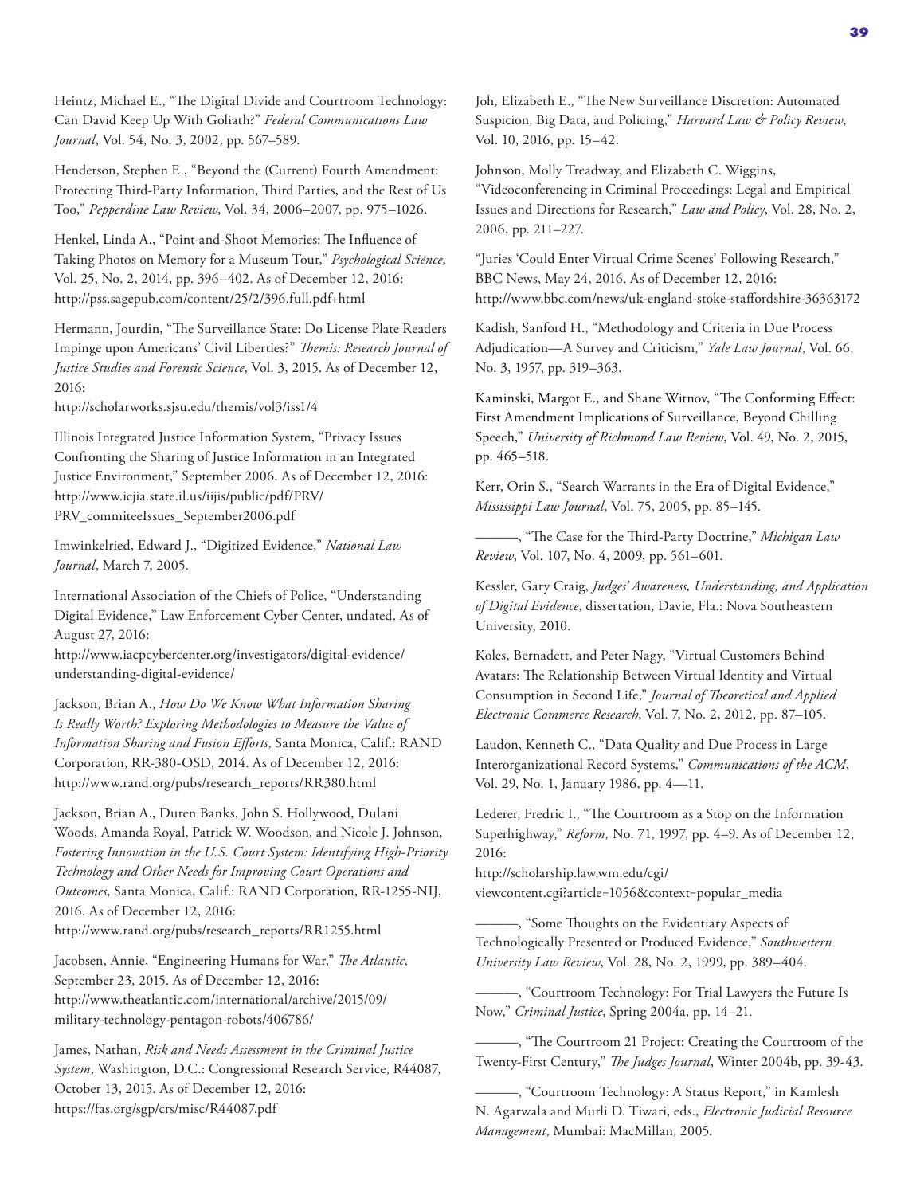Heintz, Michael E., "The Digital Divide and Courtroom Technology: Can David Keep Up With Goliath?" *Federal Communications Law Journal*, Vol. 54, No. 3, 2002, pp. 567–589.

Henderson, Stephen E., "Beyond the (Current) Fourth Amendment: Protecting Third-Party Information, Third Parties, and the Rest of Us Too," *Pepperdine Law Review*, Vol. 34, 2006–2007, pp. 975–1026.

Henkel, Linda A., "Point-and-Shoot Memories: The Influence of Taking Photos on Memory for a Museum Tour," *Psychological Science*, Vol. 25, No. 2, 2014, pp. 396–402. As of December 12, 2016: http://pss.sagepub.com/content/25/2/396.full.pdf+html

Hermann, Jourdin, "The Surveillance State: Do License Plate Readers Impinge upon Americans' Civil Liberties?" *Themis: Research Journal of Justice Studies and Forensic Science*, Vol. 3, 2015. As of December 12, 2016:
http://scholarworks.sjsu.edu/themis/vol3/iss1/4

Illinois Integrated Justice Information System, "Privacy Issues Confronting the Sharing of Justice Information in an Integrated Justice Environment," September 2006. As of December 12, 2016: http://www.icjia.state.il.us/iijis/public/pdf/PRV/PRV_commiteeIssues_September2006.pdf

Imwinkelried, Edward J., "Digitized Evidence," *National Law Journal*, March 7, 2005.

International Association of the Chiefs of Police, "Understanding Digital Evidence," Law Enforcement Cyber Center, undated. As of August 27, 2016:
http://www.iacpcybercenter.org/investigators/digital-evidence/understanding-digital-evidence/

Jackson, Brian A., *How Do We Know What Information Sharing Is Really Worth? Exploring Methodologies to Measure the Value of Information Sharing and Fusion Efforts*, Santa Monica, Calif.: RAND Corporation, RR-380-OSD, 2014. As of December 12, 2016: http://www.rand.org/pubs/research_reports/RR380.html

Jackson, Brian A., Duren Banks, John S. Hollywood, Dulani Woods, Amanda Royal, Patrick W. Woodson, and Nicole J. Johnson, *Fostering Innovation in the U.S. Court System: Identifying High-Priority Technology and Other Needs for Improving Court Operations and Outcomes*, Santa Monica, Calif.: RAND Corporation, RR-1255-NIJ, 2016. As of December 12, 2016:
http://www.rand.org/pubs/research_reports/RR1255.html

Jacobsen, Annie, "Engineering Humans for War," *The Atlantic*, September 23, 2015. As of December 12, 2016:
http://www.theatlantic.com/international/archive/2015/09/military-technology-pentagon-robots/406786/

James, Nathan, *Risk and Needs Assessment in the Criminal Justice System*, Washington, D.C.: Congressional Research Service, R44087, October 13, 2015. As of December 12, 2016:
https://fas.org/sgp/crs/misc/R44087.pdf

Joh, Elizabeth E., "The New Surveillance Discretion: Automated Suspicion, Big Data, and Policing," *Harvard Law & Policy Review*, Vol. 10, 2016, pp. 15–42.

Johnson, Molly Treadway, and Elizabeth C. Wiggins, "Videoconferencing in Criminal Proceedings: Legal and Empirical Issues and Directions for Research," *Law and Policy*, Vol. 28, No. 2, 2006, pp. 211–227.

"Juries 'Could Enter Virtual Crime Scenes' Following Research," BBC News, May 24, 2016. As of December 12, 2016:
http://www.bbc.com/news/uk-england-stoke-staffordshire-36363172

Kadish, Sanford H., "Methodology and Criteria in Due Process Adjudication—A Survey and Criticism," *Yale Law Journal*, Vol. 66, No. 3, 1957, pp. 319–363.

Kaminski, Margot E., and Shane Witnov, "The Conforming Effect: First Amendment Implications of Surveillance, Beyond Chilling Speech," *University of Richmond Law Review*, Vol. 49, No. 2, 2015, pp. 465–518.

Kerr, Orin S., "Search Warrants in the Era of Digital Evidence," *Mississippi Law Journal*, Vol. 75, 2005, pp. 85–145.

———, "The Case for the Third-Party Doctrine," *Michigan Law Review*, Vol. 107, No. 4, 2009, pp. 561–601.

Kessler, Gary Craig, *Judges' Awareness, Understanding, and Application of Digital Evidence*, dissertation, Davie, Fla.: Nova Southeastern University, 2010.

Koles, Bernadett, and Peter Nagy, "Virtual Customers Behind Avatars: The Relationship Between Virtual Identity and Virtual Consumption in Second Life," *Journal of Theoretical and Applied Electronic Commerce Research*, Vol. 7, No. 2, 2012, pp. 87–105.

Laudon, Kenneth C., "Data Quality and Due Process in Large Interorganizational Record Systems," *Communications of the ACM*, Vol. 29, No. 1, January 1986, pp. 4—11.

Lederer, Fredric I., "The Courtroom as a Stop on the Information Superhighway," *Reform,* No. 71, 1997, pp. 4–9. As of December 12, 2016:
http://scholarship.law.wm.edu/cgi/viewcontent.cgi?article=1056&context=popular_media

———, "Some Thoughts on the Evidentiary Aspects of Technologically Presented or Produced Evidence," *Southwestern University Law Review*, Vol. 28, No. 2, 1999, pp. 389–404.

———, "Courtroom Technology: For Trial Lawyers the Future Is Now," *Criminal Justice*, Spring 2004a, pp. 14–21.

———, "The Courtroom 21 Project: Creating the Courtroom of the Twenty-First Century," *The Judges Journal*, Winter 2004b, pp. 39-43.

———, "Courtroom Technology: A Status Report," in Kamlesh N. Agarwala and Murli D. Tiwari, eds., *Electronic Judicial Resource Management*, Mumbai: MacMillan, 2005.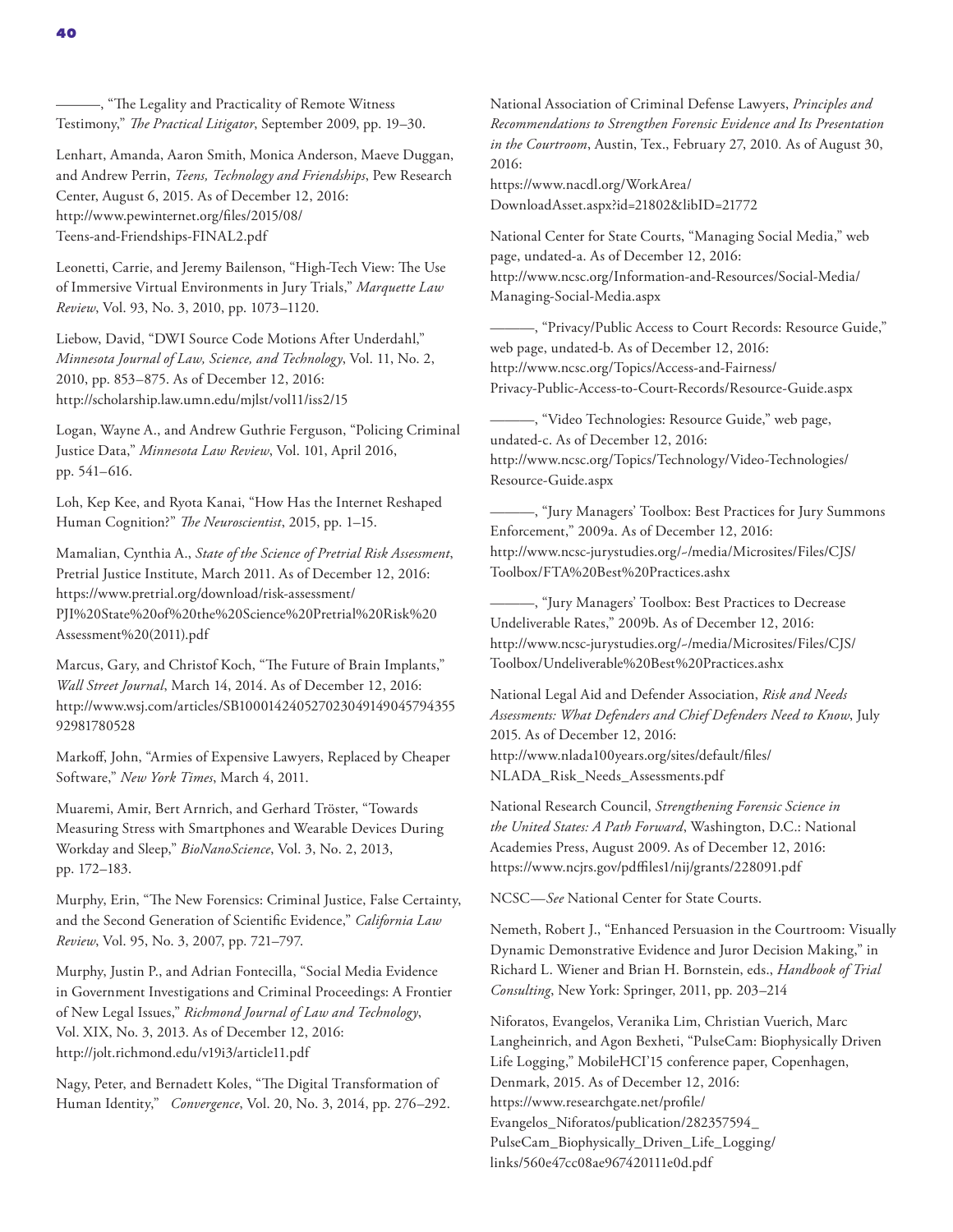———, "The Legality and Practicality of Remote Witness Testimony," *The Practical Litigator*, September 2009, pp. 19–30.

Lenhart, Amanda, Aaron Smith, Monica Anderson, Maeve Duggan, and Andrew Perrin, *Teens, Technology and Friendships*, Pew Research Center, August 6, 2015. As of December 12, 2016: http://www.pewinternet.org/files/2015/08/Teens-and-Friendships-FINAL2.pdf

Leonetti, Carrie, and Jeremy Bailenson, "High-Tech View: The Use of Immersive Virtual Environments in Jury Trials," *Marquette Law Review*, Vol. 93, No. 3, 2010, pp. 1073–1120.

Liebow, David, "DWI Source Code Motions After Underdahl," *Minnesota Journal of Law, Science, and Technology*, Vol. 11, No. 2, 2010, pp. 853–875. As of December 12, 2016: http://scholarship.law.umn.edu/mjlst/vol11/iss2/15

Logan, Wayne A., and Andrew Guthrie Ferguson, "Policing Criminal Justice Data," *Minnesota Law Review*, Vol. 101, April 2016, pp. 541–616.

Loh, Kep Kee, and Ryota Kanai, "How Has the Internet Reshaped Human Cognition?" *The Neuroscientist*, 2015, pp. 1–15.

Mamalian, Cynthia A., *State of the Science of Pretrial Risk Assessment*, Pretrial Justice Institute, March 2011. As of December 12, 2016: https://www.pretrial.org/download/risk-assessment/PJI%20State%20of%20the%20Science%20Pretrial%20Risk%20Assessment%20(2011).pdf

Marcus, Gary, and Christof Koch, "The Future of Brain Implants," *Wall Street Journal*, March 14, 2014. As of December 12, 2016: http://www.wsj.com/articles/SB10001424052702304914904579435592981780528

Markoff, John, "Armies of Expensive Lawyers, Replaced by Cheaper Software," *New York Times*, March 4, 2011.

Muaremi, Amir, Bert Arnrich, and Gerhard Tröster, "Towards Measuring Stress with Smartphones and Wearable Devices During Workday and Sleep," *BioNanoScience*, Vol. 3, No. 2, 2013, pp. 172–183.

Murphy, Erin, "The New Forensics: Criminal Justice, False Certainty, and the Second Generation of Scientific Evidence," *California Law Review*, Vol. 95, No. 3, 2007, pp. 721–797.

Murphy, Justin P., and Adrian Fontecilla, "Social Media Evidence in Government Investigations and Criminal Proceedings: A Frontier of New Legal Issues," *Richmond Journal of Law and Technology*, Vol. XIX, No. 3, 2013. As of December 12, 2016: http://jolt.richmond.edu/v19i3/article11.pdf

Nagy, Peter, and Bernadett Koles, "The Digital Transformation of Human Identity," *Convergence*, Vol. 20, No. 3, 2014, pp. 276–292.

National Association of Criminal Defense Lawyers, *Principles and Recommendations to Strengthen Forensic Evidence and Its Presentation in the Courtroom*, Austin, Tex., February 27, 2010. As of August 30, 2016: https://www.nacdl.org/WorkArea/DownloadAsset.aspx?id=21802&libID=21772

National Center for State Courts, "Managing Social Media," web page, undated-a. As of December 12, 2016: http://www.ncsc.org/Information-and-Resources/Social-Media/Managing-Social-Media.aspx

———, "Privacy/Public Access to Court Records: Resource Guide," web page, undated-b. As of December 12, 2016: http://www.ncsc.org/Topics/Access-and-Fairness/Privacy-Public-Access-to-Court-Records/Resource-Guide.aspx

———, "Video Technologies: Resource Guide," web page, undated-c. As of December 12, 2016: http://www.ncsc.org/Topics/Technology/Video-Technologies/Resource-Guide.aspx

———, "Jury Managers' Toolbox: Best Practices for Jury Summons Enforcement," 2009a. As of December 12, 2016: http://www.ncsc-jurystudies.org/~/media/Microsites/Files/CJS/Toolbox/FTA%20Best%20Practices.ashx

———, "Jury Managers' Toolbox: Best Practices to Decrease Undeliverable Rates," 2009b. As of December 12, 2016: http://www.ncsc-jurystudies.org/~/media/Microsites/Files/CJS/Toolbox/Undeliverable%20Best%20Practices.ashx

National Legal Aid and Defender Association, *Risk and Needs Assessments: What Defenders and Chief Defenders Need to Know*, July 2015. As of December 12, 2016: http://www.nlada100years.org/sites/default/files/NLADA_Risk_Needs_Assessments.pdf

National Research Council, *Strengthening Forensic Science in the United States: A Path Forward*, Washington, D.C.: National Academies Press, August 2009. As of December 12, 2016: https://www.ncjrs.gov/pdffiles1/nij/grants/228091.pdf

NCSC—*See* National Center for State Courts.

Nemeth, Robert J., "Enhanced Persuasion in the Courtroom: Visually Dynamic Demonstrative Evidence and Juror Decision Making," in Richard L. Wiener and Brian H. Bornstein, eds., *Handbook of Trial Consulting*, New York: Springer, 2011, pp. 203–214

Niforatos, Evangelos, Veranika Lim, Christian Vuerich, Marc Langheinrich, and Agon Bexheti, "PulseCam: Biophysically Driven Life Logging," MobileHCI'15 conference paper, Copenhagen, Denmark, 2015. As of December 12, 2016: https://www.researchgate.net/profile/Evangelos_Niforatos/publication/282357594_PulseCam_Biophysically_Driven_Life_Logging/links/560e47cc08ae967420111e0d.pdf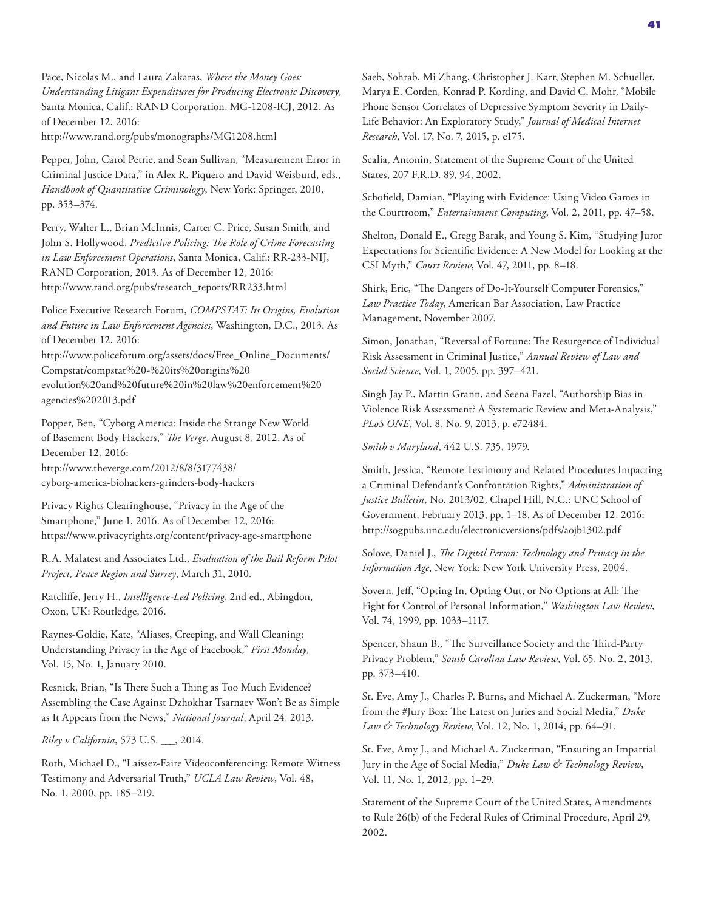Pace, Nicolas M., and Laura Zakaras, *Where the Money Goes: Understanding Litigant Expenditures for Producing Electronic Discovery*, Santa Monica, Calif.: RAND Corporation, MG-1208-ICJ, 2012. As of December 12, 2016:
http://www.rand.org/pubs/monographs/MG1208.html

Pepper, John, Carol Petrie, and Sean Sullivan, "Measurement Error in Criminal Justice Data," in Alex R. Piquero and David Weisburd, eds., *Handbook of Quantitative Criminology*, New York: Springer, 2010, pp. 353–374.

Perry, Walter L., Brian McInnis, Carter C. Price, Susan Smith, and John S. Hollywood, *Predictive Policing: The Role of Crime Forecasting in Law Enforcement Operations*, Santa Monica, Calif.: RR-233-NIJ, RAND Corporation, 2013. As of December 12, 2016:
http://www.rand.org/pubs/research_reports/RR233.html

Police Executive Research Forum, *COMPSTAT: Its Origins, Evolution and Future in Law Enforcement Agencies*, Washington, D.C., 2013. As of December 12, 2016:
http://www.policeforum.org/assets/docs/Free_Online_Documents/Compstat/compstat%20-%20its%20origins%20evolution%20and%20future%20in%20law%20enforcement%20agencies%202013.pdf

Popper, Ben, "Cyborg America: Inside the Strange New World of Basement Body Hackers," *The Verge*, August 8, 2012. As of December 12, 2016:
http://www.theverge.com/2012/8/8/3177438/cyborg-america-biohackers-grinders-body-hackers

Privacy Rights Clearinghouse, "Privacy in the Age of the Smartphone," June 1, 2016. As of December 12, 2016:
https://www.privacyrights.org/content/privacy-age-smartphone

R.A. Malatest and Associates Ltd., *Evaluation of the Bail Reform Pilot Project, Peace Region and Surrey*, March 31, 2010.

Ratcliffe, Jerry H., *Intelligence-Led Policing*, 2nd ed., Abingdon, Oxon, UK: Routledge, 2016.

Raynes-Goldie, Kate, "Aliases, Creeping, and Wall Cleaning: Understanding Privacy in the Age of Facebook," *First Monday*, Vol. 15, No. 1, January 2010.

Resnick, Brian, "Is There Such a Thing as Too Much Evidence? Assembling the Case Against Dzhokhar Tsarnaev Won't Be as Simple as It Appears from the News," *National Journal*, April 24, 2013.

*Riley v California*, 573 U.S. ___, 2014.

Roth, Michael D., "Laissez-Faire Videoconferencing: Remote Witness Testimony and Adversarial Truth," *UCLA Law Review*, Vol. 48, No. 1, 2000, pp. 185–219.

Saeb, Sohrab, Mi Zhang, Christopher J. Karr, Stephen M. Schueller, Marya E. Corden, Konrad P. Kording, and David C. Mohr, "Mobile Phone Sensor Correlates of Depressive Symptom Severity in Daily-Life Behavior: An Exploratory Study," *Journal of Medical Internet Research*, Vol. 17, No. 7, 2015, p. e175.

Scalia, Antonin, Statement of the Supreme Court of the United States, 207 F.R.D. 89, 94, 2002.

Schofield, Damian, "Playing with Evidence: Using Video Games in the Courtroom," *Entertainment Computing*, Vol. 2, 2011, pp. 47–58.

Shelton, Donald E., Gregg Barak, and Young S. Kim, "Studying Juror Expectations for Scientific Evidence: A New Model for Looking at the CSI Myth," *Court Review*, Vol. 47, 2011, pp. 8–18.

Shirk, Eric, "The Dangers of Do-It-Yourself Computer Forensics," *Law Practice Today*, American Bar Association, Law Practice Management, November 2007.

Simon, Jonathan, "Reversal of Fortune: The Resurgence of Individual Risk Assessment in Criminal Justice," *Annual Review of Law and Social Science*, Vol. 1, 2005, pp. 397–421.

Singh Jay P., Martin Grann, and Seena Fazel, "Authorship Bias in Violence Risk Assessment? A Systematic Review and Meta-Analysis," *PLoS ONE*, Vol. 8, No. 9, 2013, p. e72484.

*Smith v Maryland*, 442 U.S. 735, 1979.

Smith, Jessica, "Remote Testimony and Related Procedures Impacting a Criminal Defendant's Confrontation Rights," *Administration of Justice Bulletin*, No. 2013/02, Chapel Hill, N.C.: UNC School of Government, February 2013, pp. 1–18. As of December 12, 2016:
http://sogpubs.unc.edu/electronicversions/pdfs/aojb1302.pdf

Solove, Daniel J., *The Digital Person: Technology and Privacy in the Information Age*, New York: New York University Press, 2004.

Sovern, Jeff, "Opting In, Opting Out, or No Options at All: The Fight for Control of Personal Information," *Washington Law Review*, Vol. 74, 1999, pp. 1033–1117.

Spencer, Shaun B., "The Surveillance Society and the Third-Party Privacy Problem," *South Carolina Law Review*, Vol. 65, No. 2, 2013, pp. 373–410.

St. Eve, Amy J., Charles P. Burns, and Michael A. Zuckerman, "More from the #Jury Box: The Latest on Juries and Social Media," *Duke Law & Technology Review*, Vol. 12, No. 1, 2014, pp. 64–91.

St. Eve, Amy J., and Michael A. Zuckerman, "Ensuring an Impartial Jury in the Age of Social Media," *Duke Law & Technology Review*, Vol. 11, No. 1, 2012, pp. 1–29.

Statement of the Supreme Court of the United States, Amendments to Rule 26(b) of the Federal Rules of Criminal Procedure, April 29, 2002.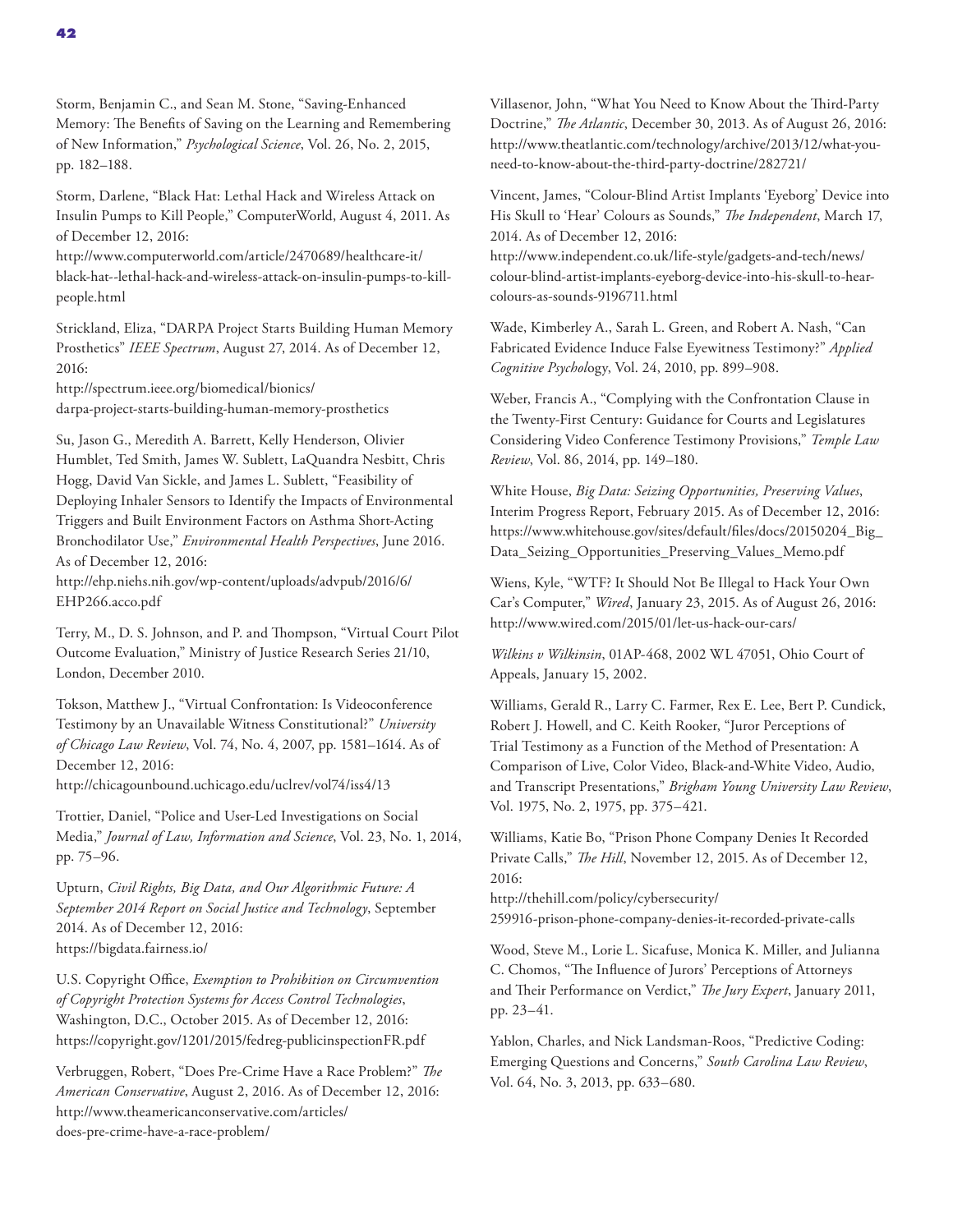Storm, Benjamin C., and Sean M. Stone, "Saving-Enhanced Memory: The Benefits of Saving on the Learning and Remembering of New Information," *Psychological Science*, Vol. 26, No. 2, 2015, pp. 182–188.

Storm, Darlene, "Black Hat: Lethal Hack and Wireless Attack on Insulin Pumps to Kill People," ComputerWorld, August 4, 2011. As of December 12, 2016:
http://www.computerworld.com/article/2470689/healthcare-it/black-hat--lethal-hack-and-wireless-attack-on-insulin-pumps-to-kill-people.html

Strickland, Eliza, "DARPA Project Starts Building Human Memory Prosthetics" *IEEE Spectrum*, August 27, 2014. As of December 12, 2016:
http://spectrum.ieee.org/biomedical/bionics/darpa-project-starts-building-human-memory-prosthetics

Su, Jason G., Meredith A. Barrett, Kelly Henderson, Olivier Humblet, Ted Smith, James W. Sublett, LaQuandra Nesbitt, Chris Hogg, David Van Sickle, and James L. Sublett, "Feasibility of Deploying Inhaler Sensors to Identify the Impacts of Environmental Triggers and Built Environment Factors on Asthma Short-Acting Bronchodilator Use," *Environmental Health Perspectives*, June 2016. As of December 12, 2016:
http://ehp.niehs.nih.gov/wp-content/uploads/advpub/2016/6/EHP266.acco.pdf

Terry, M., D. S. Johnson, and P. and Thompson, "Virtual Court Pilot Outcome Evaluation," Ministry of Justice Research Series 21/10, London, December 2010.

Tokson, Matthew J., "Virtual Confrontation: Is Videoconference Testimony by an Unavailable Witness Constitutional?" *University of Chicago Law Review*, Vol. 74, No. 4, 2007, pp. 1581–1614. As of December 12, 2016:
http://chicagounbound.uchicago.edu/uclrev/vol74/iss4/13

Trottier, Daniel, "Police and User-Led Investigations on Social Media," *Journal of Law, Information and Science*, Vol. 23, No. 1, 2014, pp. 75–96.

Upturn, *Civil Rights, Big Data, and Our Algorithmic Future: A September 2014 Report on Social Justice and Technology*, September 2014. As of December 12, 2016:
https://bigdata.fairness.io/

U.S. Copyright Office, *Exemption to Prohibition on Circumvention of Copyright Protection Systems for Access Control Technologies*, Washington, D.C., October 2015. As of December 12, 2016:
https://copyright.gov/1201/2015/fedreg-publicinspectionFR.pdf

Verbruggen, Robert, "Does Pre-Crime Have a Race Problem?" *The American Conservative*, August 2, 2016. As of December 12, 2016:
http://www.theamericanconservative.com/articles/does-pre-crime-have-a-race-problem/

Villasenor, John, "What You Need to Know About the Third-Party Doctrine," *The Atlantic*, December 30, 2013. As of August 26, 2016:
http://www.theatlantic.com/technology/archive/2013/12/what-you-need-to-know-about-the-third-party-doctrine/282721/

Vincent, James, "Colour-Blind Artist Implants 'Eyeborg' Device into His Skull to 'Hear' Colours as Sounds," *The Independent*, March 17, 2014. As of December 12, 2016:
http://www.independent.co.uk/life-style/gadgets-and-tech/news/colour-blind-artist-implants-eyeborg-device-into-his-skull-to-hear-colours-as-sounds-9196711.html

Wade, Kimberley A., Sarah L. Green, and Robert A. Nash, "Can Fabricated Evidence Induce False Eyewitness Testimony?" *Applied Cognitive Psychology*, Vol. 24, 2010, pp. 899–908.

Weber, Francis A., "Complying with the Confrontation Clause in the Twenty-First Century: Guidance for Courts and Legislatures Considering Video Conference Testimony Provisions," *Temple Law Review*, Vol. 86, 2014, pp. 149–180.

White House, *Big Data: Seizing Opportunities, Preserving Values*, Interim Progress Report, February 2015. As of December 12, 2016:
https://www.whitehouse.gov/sites/default/files/docs/20150204_Big_Data_Seizing_Opportunities_Preserving_Values_Memo.pdf

Wiens, Kyle, "WTF? It Should Not Be Illegal to Hack Your Own Car's Computer," *Wired*, January 23, 2015. As of August 26, 2016:
http://www.wired.com/2015/01/let-us-hack-our-cars/

*Wilkins v Wilkinsin*, 01AP-468, 2002 WL 47051, Ohio Court of Appeals, January 15, 2002.

Williams, Gerald R., Larry C. Farmer, Rex E. Lee, Bert P. Cundick, Robert J. Howell, and C. Keith Rooker, "Juror Perceptions of Trial Testimony as a Function of the Method of Presentation: A Comparison of Live, Color Video, Black-and-White Video, Audio, and Transcript Presentations," *Brigham Young University Law Review*, Vol. 1975, No. 2, 1975, pp. 375–421.

Williams, Katie Bo, "Prison Phone Company Denies It Recorded Private Calls," *The Hill*, November 12, 2015. As of December 12, 2016:
http://thehill.com/policy/cybersecurity/259916-prison-phone-company-denies-it-recorded-private-calls

Wood, Steve M., Lorie L. Sicafuse, Monica K. Miller, and Julianna C. Chomos, "The Influence of Jurors' Perceptions of Attorneys and Their Performance on Verdict," *The Jury Expert*, January 2011, pp. 23–41.

Yablon, Charles, and Nick Landsman-Roos, "Predictive Coding: Emerging Questions and Concerns," *South Carolina Law Review*, Vol. 64, No. 3, 2013, pp. 633–680.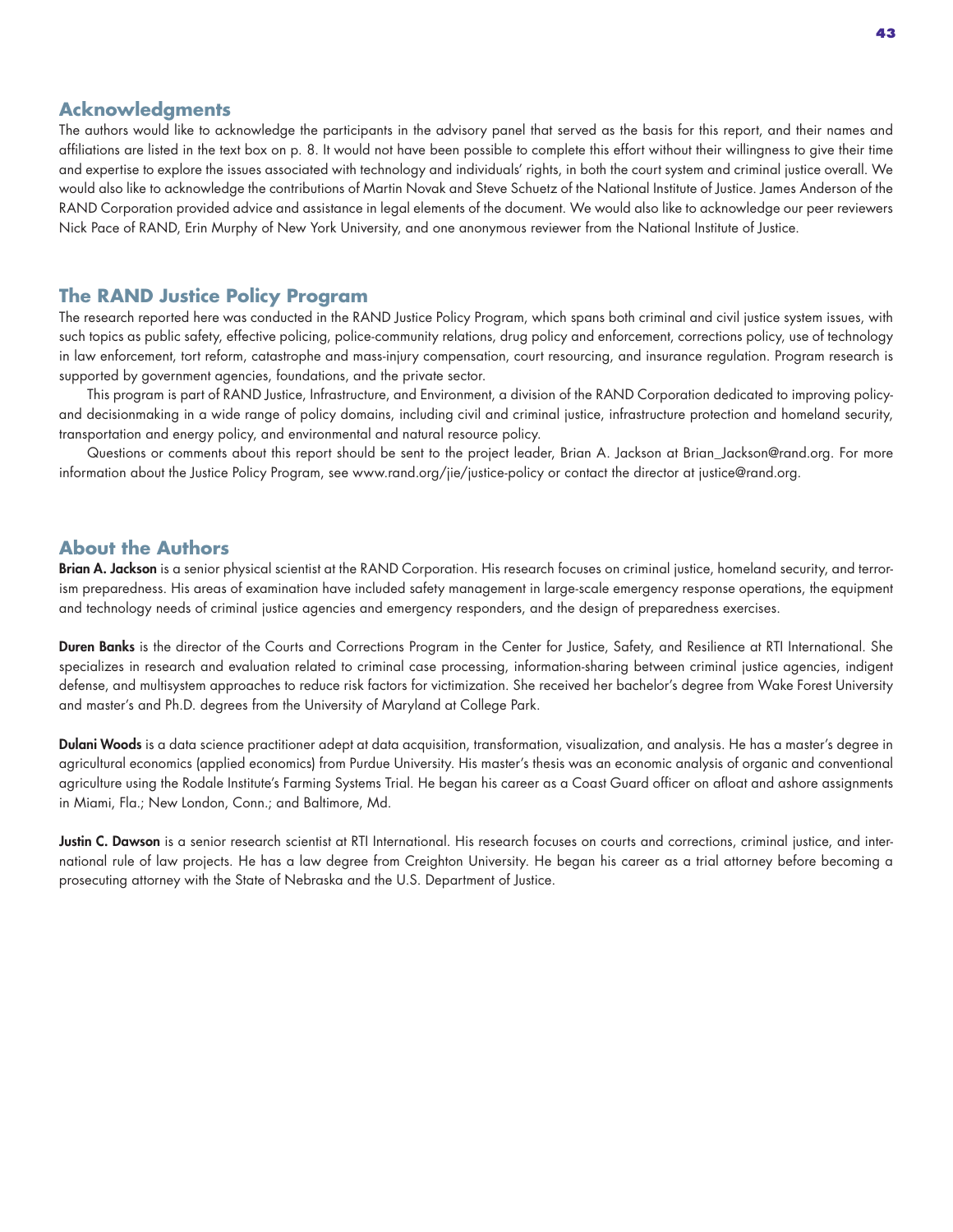## Acknowledgments

The authors would like to acknowledge the participants in the advisory panel that served as the basis for this report, and their names and affiliations are listed in the text box on p. 8. It would not have been possible to complete this effort without their willingness to give their time and expertise to explore the issues associated with technology and individuals' rights, in both the court system and criminal justice overall. We would also like to acknowledge the contributions of Martin Novak and Steve Schuetz of the National Institute of Justice. James Anderson of the RAND Corporation provided advice and assistance in legal elements of the document. We would also like to acknowledge our peer reviewers Nick Pace of RAND, Erin Murphy of New York University, and one anonymous reviewer from the National Institute of Justice.

## The RAND Justice Policy Program

The research reported here was conducted in the RAND Justice Policy Program, which spans both criminal and civil justice system issues, with such topics as public safety, effective policing, police-community relations, drug policy and enforcement, corrections policy, use of technology in law enforcement, tort reform, catastrophe and mass-injury compensation, court resourcing, and insurance regulation. Program research is supported by government agencies, foundations, and the private sector.

This program is part of RAND Justice, Infrastructure, and Environment, a division of the RAND Corporation dedicated to improving policy- and decisionmaking in a wide range of policy domains, including civil and criminal justice, infrastructure protection and homeland security, transportation and energy policy, and environmental and natural resource policy.

Questions or comments about this report should be sent to the project leader, Brian A. Jackson at Brian_Jackson@rand.org. For more information about the Justice Policy Program, see www.rand.org/jie/justice-policy or contact the director at justice@rand.org.

## About the Authors

**Brian A. Jackson** is a senior physical scientist at the RAND Corporation. His research focuses on criminal justice, homeland security, and terrorism preparedness. His areas of examination have included safety management in large-scale emergency response operations, the equipment and technology needs of criminal justice agencies and emergency responders, and the design of preparedness exercises.

**Duren Banks** is the director of the Courts and Corrections Program in the Center for Justice, Safety, and Resilience at RTI International. She specializes in research and evaluation related to criminal case processing, information-sharing between criminal justice agencies, indigent defense, and multisystem approaches to reduce risk factors for victimization. She received her bachelor's degree from Wake Forest University and master's and Ph.D. degrees from the University of Maryland at College Park.

**Dulani Woods** is a data science practitioner adept at data acquisition, transformation, visualization, and analysis. He has a master's degree in agricultural economics (applied economics) from Purdue University. His master's thesis was an economic analysis of organic and conventional agriculture using the Rodale Institute's Farming Systems Trial. He began his career as a Coast Guard officer on afloat and ashore assignments in Miami, Fla.; New London, Conn.; and Baltimore, Md.

**Justin C. Dawson** is a senior research scientist at RTI International. His research focuses on courts and corrections, criminal justice, and international rule of law projects. He has a law degree from Creighton University. He began his career as a trial attorney before becoming a prosecuting attorney with the State of Nebraska and the U.S. Department of Justice.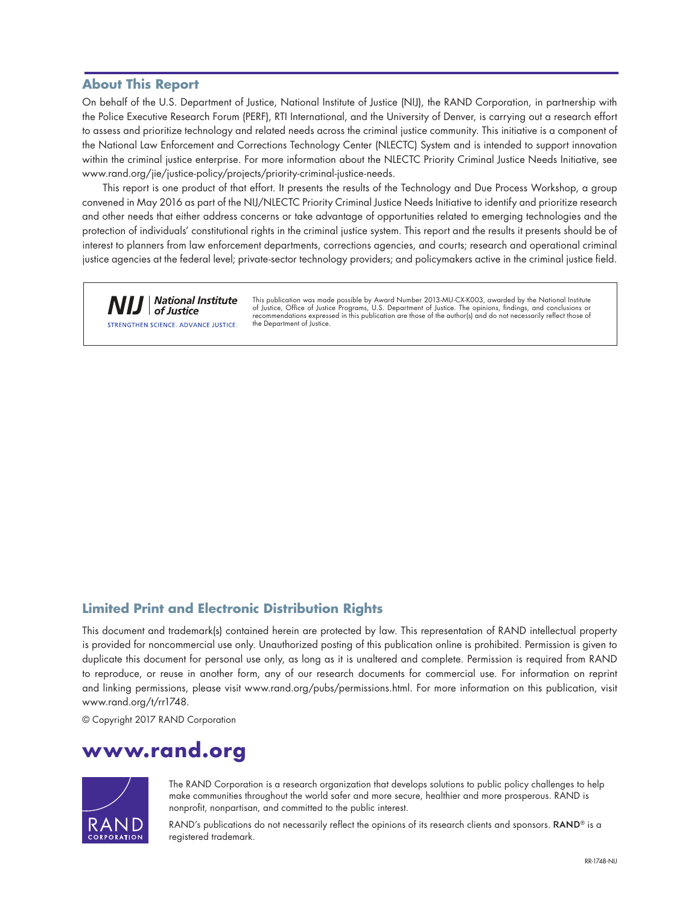## About This Report

On behalf of the U.S. Department of Justice, National Institute of Justice (NIJ), the RAND Corporation, in partnership with the Police Executive Research Forum (PERF), RTI International, and the University of Denver, is carrying out a research effort to assess and prioritize technology and related needs across the criminal justice community. This initiative is a component of the National Law Enforcement and Corrections Technology Center (NLECTC) System and is intended to support innovation within the criminal justice enterprise. For more information about the NLECTC Priority Criminal Justice Needs Initiative, see www.rand.org/jie/justice-policy/projects/priority-criminal-justice-needs.

This report is one product of that effort. It presents the results of the Technology and Due Process Workshop, a group convened in May 2016 as part of the NIJ/NLECTC Priority Criminal Justice Needs Initiative to identify and prioritize research and other needs that either address concerns or take advantage of opportunities related to emerging technologies and the protection of individuals' constitutional rights in the criminal justice system. This report and the results it presents should be of interest to planners from law enforcement departments, corrections agencies, and courts; research and operational criminal justice agencies at the federal level; private-sector technology providers; and policymakers active in the criminal justice field.

NIJ | National Institute of Justice
STRENGTHEN SCIENCE. ADVANCE JUSTICE.

This publication was made possible by Award Number 2013-MU-CX-K003, awarded by the National Institute of Justice, Office of Justice Programs, U.S. Department of Justice. The opinions, findings, and conclusions or recommendations expressed in this publication are those of the author(s) and do not necessarily reflect those of the Department of Justice.

## Limited Print and Electronic Distribution Rights

This document and trademark(s) contained herein are protected by law. This representation of RAND intellectual property is provided for noncommercial use only. Unauthorized posting of this publication online is prohibited. Permission is given to duplicate this document for personal use only, as long as it is unaltered and complete. Permission is required from RAND to reproduce, or reuse in another form, any of our research documents for commercial use. For information on reprint and linking permissions, please visit www.rand.org/pubs/permissions.html. For more information on this publication, visit www.rand.org/t/rr1748.

© Copyright 2017 RAND Corporation

# www.rand.org

RAND CORPORATION

The RAND Corporation is a research organization that develops solutions to public policy challenges to help make communities throughout the world safer and more secure, healthier and more prosperous. RAND is nonprofit, nonpartisan, and committed to the public interest.

RAND's publications do not necessarily reflect the opinions of its research clients and sponsors. **RAND**® is a registered trademark.

RR-1748-NIJ